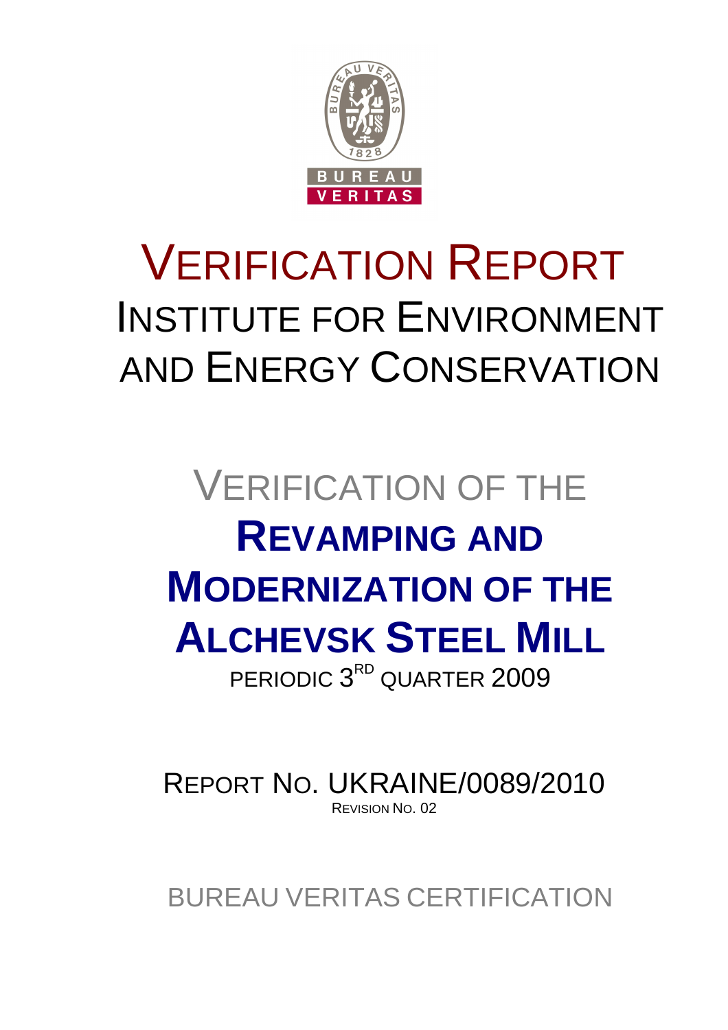# VERIFICATION REPORT

## INSTITUTE FOR ENVIRONMENT AND ENERGY CONSERVATION

VERIFICATION OF THE

# REVAMPING AND MODERNIZATION OF THE ALCHEVSK STEEL MILL

PERIODIC 3RD QUARTER 2009

REPORT NO. UKRAINE/0089/2010

REVISION NO. 02

BUREAU VERITAS CERTIFICATION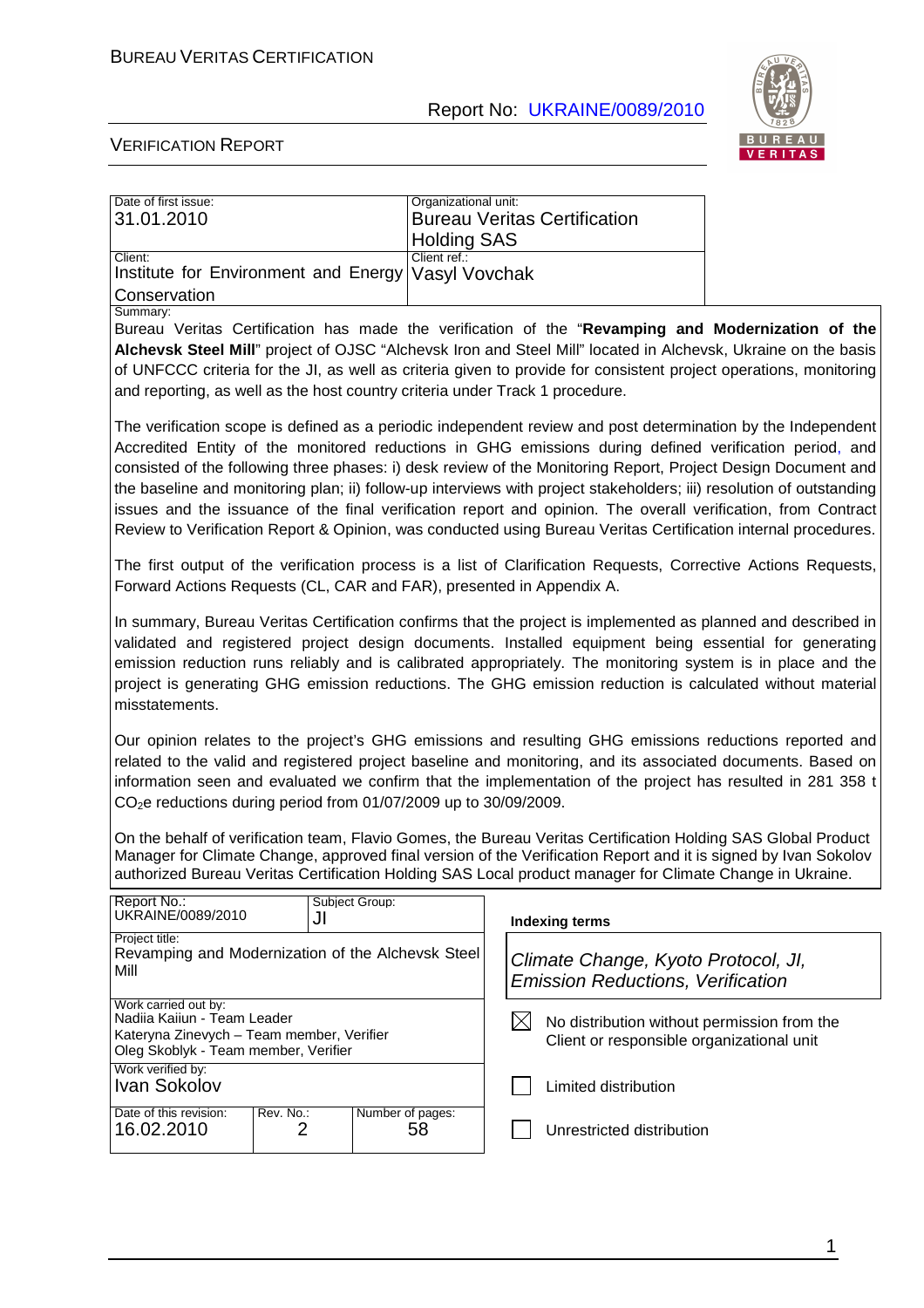BUREAU VERITAS CERTIFICATION

Report No: UKRAINE/0089/2010

VERIFICATION REPORT

| Date of first issue: 31.01.2010 | Organizational unit: Bureau Veritas Certification Holding SAS |
|---|---|
| Client: Institute for Environment and Energy Conservation | Client ref.: Vasyl Vovchak |

Summary:

Bureau Veritas Certification has made the verification of the "**Revamping and Modernization of the Alchevsk Steel Mill**" project of OJSC "Alchevsk Iron and Steel Mill" located in Alchevsk, Ukraine on the basis of UNFCCC criteria for the JI, as well as criteria given to provide for consistent project operations, monitoring and reporting, as well as the host country criteria under Track 1 procedure.

The verification scope is defined as a periodic independent review and post determination by the Independent Accredited Entity of the monitored reductions in GHG emissions during defined verification period, and consisted of the following three phases: i) desk review of the Monitoring Report, Project Design Document and the baseline and monitoring plan; ii) follow-up interviews with project stakeholders; iii) resolution of outstanding issues and the issuance of the final verification report and opinion. The overall verification, from Contract Review to Verification Report & Opinion, was conducted using Bureau Veritas Certification internal procedures.

The first output of the verification process is a list of Clarification Requests, Corrective Actions Requests, Forward Actions Requests (CL, CAR and FAR), presented in Appendix A.

In summary, Bureau Veritas Certification confirms that the project is implemented as planned and described in validated and registered project design documents. Installed equipment being essential for generating emission reduction runs reliably and is calibrated appropriately. The monitoring system is in place and the project is generating GHG emission reductions. The GHG emission reduction is calculated without material misstatements.

Our opinion relates to the project's GHG emissions and resulting GHG emissions reductions reported and related to the valid and registered project baseline and monitoring, and its associated documents. Based on information seen and evaluated we confirm that the implementation of the project has resulted in 281 358 t $CO_2e$ reductions during period from 01/07/2009 up to 30/09/2009.

On the behalf of verification team, Flavio Gomes, the Bureau Veritas Certification Holding SAS Global Product Manager for Climate Change, approved final version of the Verification Report and it is signed by Ivan Sokolov authorized Bureau Veritas Certification Holding SAS Local product manager for Climate Change in Ukraine.

| Report No.: UKRAINE/0089/2010 | Subject Group: JI | | Indexing terms |
|---|---|---|---|
| Project title: Revamping and Modernization of the Alchevsk Steel Mill | | | *Climate Change, Kyoto Protocol, JI, Emission Reductions, Verification* |
| Work carried out by: Nadiia Kaiiun - Team Leader; Kateryna Zinevych – Team member, Verifier; Oleg Skoblyk - Team member, Verifier | | | ☒ No distribution without permission from the Client or responsible organizational unit |
| Work verified by: Ivan Sokolov | | | ☐ Limited distribution |
| Date of this revision: 16.02.2010 | Rev. No.: 2 | Number of pages: 58 | ☐ Unrestricted distribution |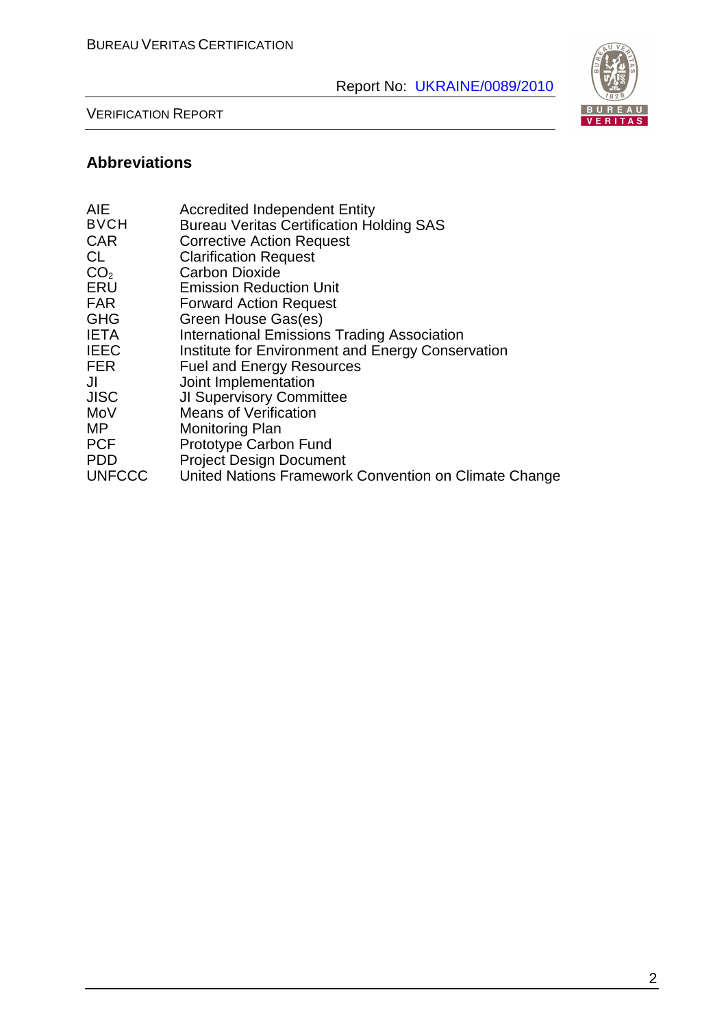## Abbreviations

| | |
|---|---|
| AIE | Accredited Independent Entity |
| BVCH | Bureau Veritas Certification Holding SAS |
| CAR | Corrective Action Request |
| CL | Clarification Request |
| $CO_2$ | Carbon Dioxide |
| ERU | Emission Reduction Unit |
| FAR | Forward Action Request |
| GHG | Green House Gas(es) |
| IETA | International Emissions Trading Association |
| IEEC | Institute for Environment and Energy Conservation |
| FER | Fuel and Energy Resources |
| JI | Joint Implementation |
| JISC | JI Supervisory Committee |
| MoV | Means of Verification |
| MP | Monitoring Plan |
| PCF | Prototype Carbon Fund |
| PDD | Project Design Document |
| UNFCCC | United Nations Framework Convention on Climate Change |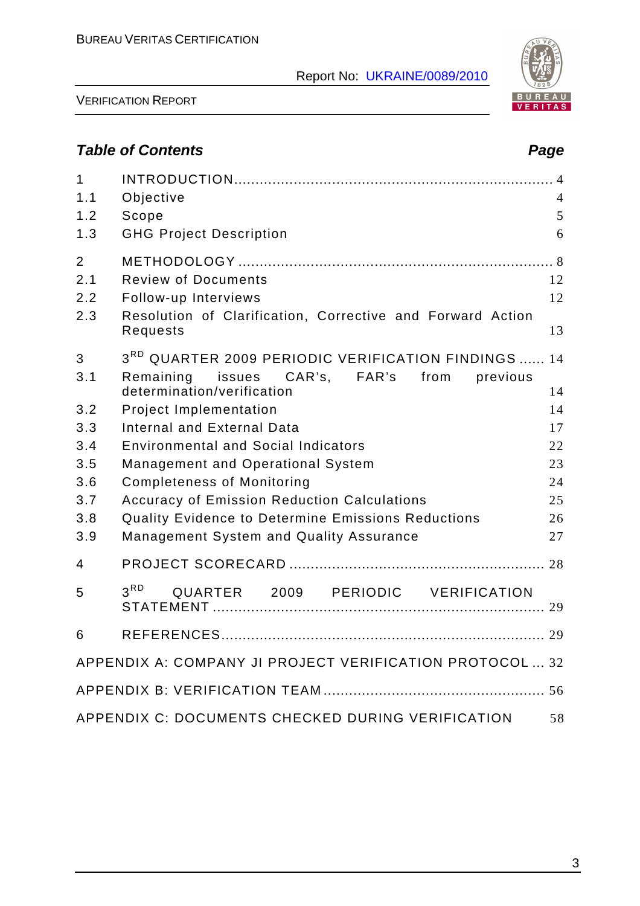## Table of Contents

| | | Page |
|---|---|---|
| 1 | INTRODUCTION | 4 |
| 1.1 | Objective | 4 |
| 1.2 | Scope | 5 |
| 1.3 | GHG Project Description | 6 |
| 2 | METHODOLOGY | 8 |
| 2.1 | Review of Documents | 12 |
| 2.2 | Follow-up Interviews | 12 |
| 2.3 | Resolution of Clarification, Corrective and Forward Action Requests | 13 |
| 3 | 3RD QUARTER 2009 PERIODIC VERIFICATION FINDINGS | 14 |
| 3.1 | Remaining issues CAR's, FAR's from previous determination/verification | 14 |
| 3.2 | Project Implementation | 14 |
| 3.3 | Internal and External Data | 17 |
| 3.4 | Environmental and Social Indicators | 22 |
| 3.5 | Management and Operational System | 23 |
| 3.6 | Completeness of Monitoring | 24 |
| 3.7 | Accuracy of Emission Reduction Calculations | 25 |
| 3.8 | Quality Evidence to Determine Emissions Reductions | 26 |
| 3.9 | Management System and Quality Assurance | 27 |
| 4 | PROJECT SCORECARD | 28 |
| 5 | 3RD QUARTER 2009 PERIODIC VERIFICATION STATEMENT | 29 |
| 6 | REFERENCES | 29 |
| | APPENDIX A: COMPANY JI PROJECT VERIFICATION PROTOCOL | 32 |
| | APPENDIX B: VERIFICATION TEAM | 56 |
| | APPENDIX C: DOCUMENTS CHECKED DURING VERIFICATION | 58 |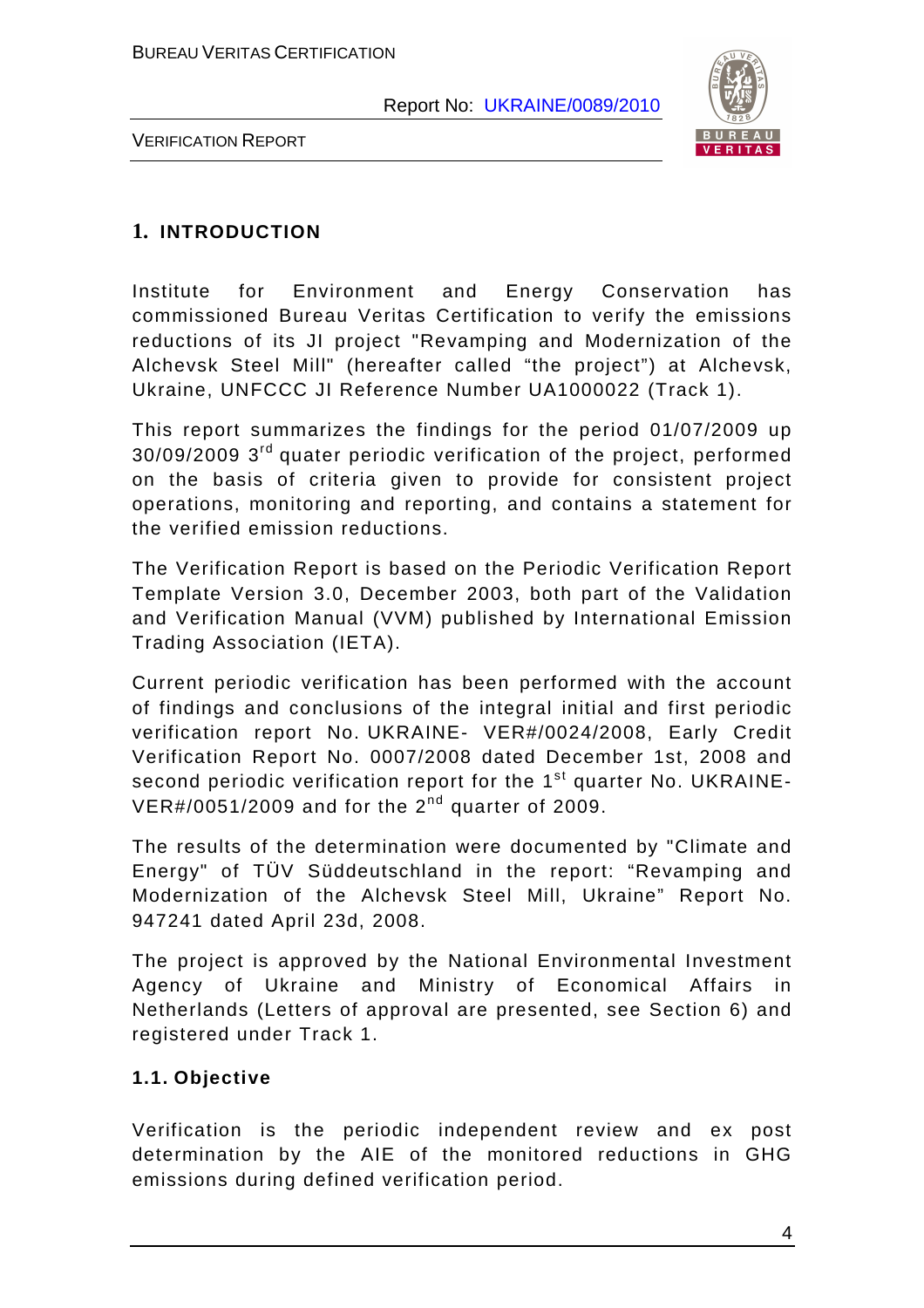## 1. INTRODUCTION

Institute for Environment and Energy Conservation has commissioned Bureau Veritas Certification to verify the emissions reductions of its JI project "Revamping and Modernization of the Alchevsk Steel Mill" (hereafter called "the project") at Alchevsk, Ukraine, UNFCCC JI Reference Number UA1000022 (Track 1).

This report summarizes the findings for the period 01/07/2009 up 30/09/2009 3rd quater periodic verification of the project, performed on the basis of criteria given to provide for consistent project operations, monitoring and reporting, and contains a statement for the verified emission reductions.

The Verification Report is based on the Periodic Verification Report Template Version 3.0, December 2003, both part of the Validation and Verification Manual (VVM) published by International Emission Trading Association (IETA).

Current periodic verification has been performed with the account of findings and conclusions of the integral initial and first periodic verification report No. UKRAINE- VER#/0024/2008, Early Credit Verification Report No. 0007/2008 dated December 1st, 2008 and second periodic verification report for the 1st quarter No. UKRAINE-VER#/0051/2009 and for the 2nd quarter of 2009.

The results of the determination were documented by "Climate and Energy" of TÜV Süddeutschland in the report: "Revamping and Modernization of the Alchevsk Steel Mill, Ukraine" Report No. 947241 dated April 23d, 2008.

The project is approved by the National Environmental Investment Agency of Ukraine and Ministry of Economical Affairs in Netherlands (Letters of approval are presented, see Section 6) and registered under Track 1.

### 1.1. Objective

Verification is the periodic independent review and ex post determination by the AIE of the monitored reductions in GHG emissions during defined verification period.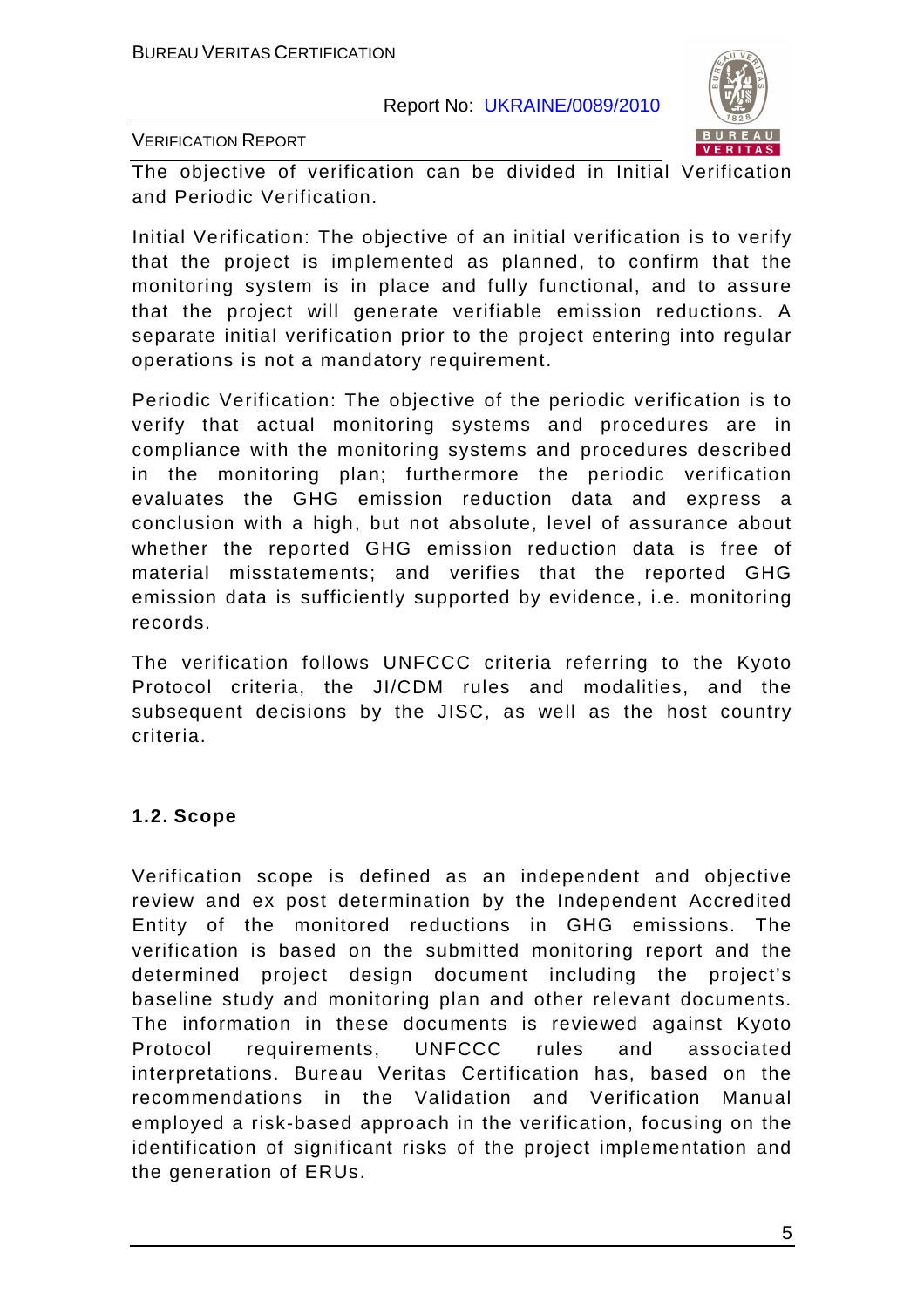The objective of verification can be divided in Initial Verification and Periodic Verification.

Initial Verification: The objective of an initial verification is to verify that the project is implemented as planned, to confirm that the monitoring system is in place and fully functional, and to assure that the project will generate verifiable emission reductions. A separate initial verification prior to the project entering into regular operations is not a mandatory requirement.

Periodic Verification: The objective of the periodic verification is to verify that actual monitoring systems and procedures are in compliance with the monitoring systems and procedures described in the monitoring plan; furthermore the periodic verification evaluates the GHG emission reduction data and express a conclusion with a high, but not absolute, level of assurance about whether the reported GHG emission reduction data is free of material misstatements; and verifies that the reported GHG emission data is sufficiently supported by evidence, i.e. monitoring records.

The verification follows UNFCCC criteria referring to the Kyoto Protocol criteria, the JI/CDM rules and modalities, and the subsequent decisions by the JISC, as well as the host country criteria.

## 1.2. Scope

Verification scope is defined as an independent and objective review and ex post determination by the Independent Accredited Entity of the monitored reductions in GHG emissions. The verification is based on the submitted monitoring report and the determined project design document including the project's baseline study and monitoring plan and other relevant documents. The information in these documents is reviewed against Kyoto Protocol requirements, UNFCCC rules and associated interpretations. Bureau Veritas Certification has, based on the recommendations in the Validation and Verification Manual employed a risk-based approach in the verification, focusing on the identification of significant risks of the project implementation and the generation of ERUs.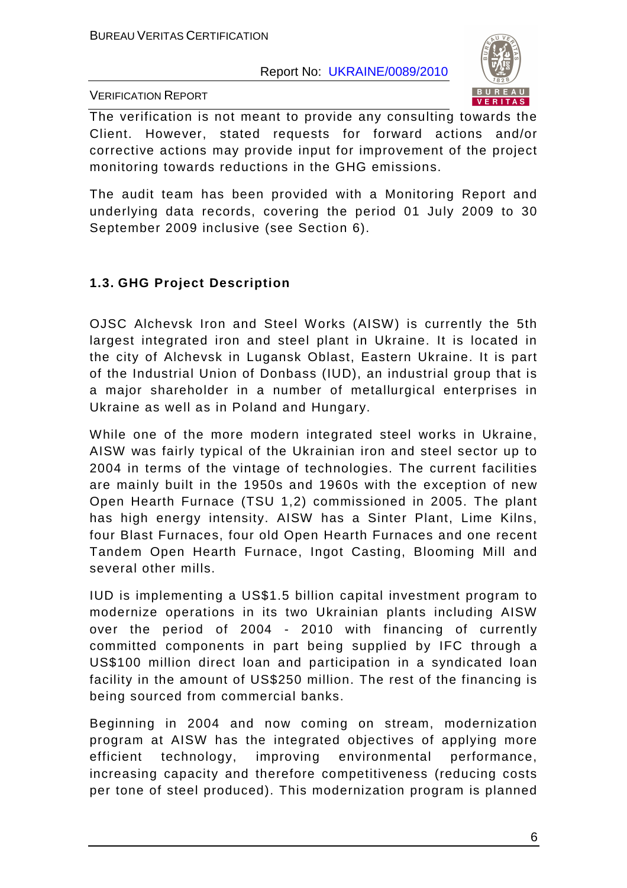The verification is not meant to provide any consulting towards the Client. However, stated requests for forward actions and/or corrective actions may provide input for improvement of the project monitoring towards reductions in the GHG emissions.

The audit team has been provided with a Monitoring Report and underlying data records, covering the period 01 July 2009 to 30 September 2009 inclusive (see Section 6).

### 1.3. GHG Project Description

OJSC Alchevsk Iron and Steel Works (AISW) is currently the 5th largest integrated iron and steel plant in Ukraine. It is located in the city of Alchevsk in Lugansk Oblast, Eastern Ukraine. It is part of the Industrial Union of Donbass (IUD), an industrial group that is a major shareholder in a number of metallurgical enterprises in Ukraine as well as in Poland and Hungary.

While one of the more modern integrated steel works in Ukraine, AISW was fairly typical of the Ukrainian iron and steel sector up to 2004 in terms of the vintage of technologies. The current facilities are mainly built in the 1950s and 1960s with the exception of new Open Hearth Furnace (TSU 1,2) commissioned in 2005. The plant has high energy intensity. AISW has a Sinter Plant, Lime Kilns, four Blast Furnaces, four old Open Hearth Furnaces and one recent Tandem Open Hearth Furnace, Ingot Casting, Blooming Mill and several other mills.

IUD is implementing a US$1.5 billion capital investment program to modernize operations in its two Ukrainian plants including AISW over the period of 2004 - 2010 with financing of currently committed components in part being supplied by IFC through a US$100 million direct loan and participation in a syndicated loan facility in the amount of US$250 million. The rest of the financing is being sourced from commercial banks.

Beginning in 2004 and now coming on stream, modernization program at AISW has the integrated objectives of applying more efficient technology, improving environmental performance, increasing capacity and therefore competitiveness (reducing costs per tone of steel produced). This modernization program is planned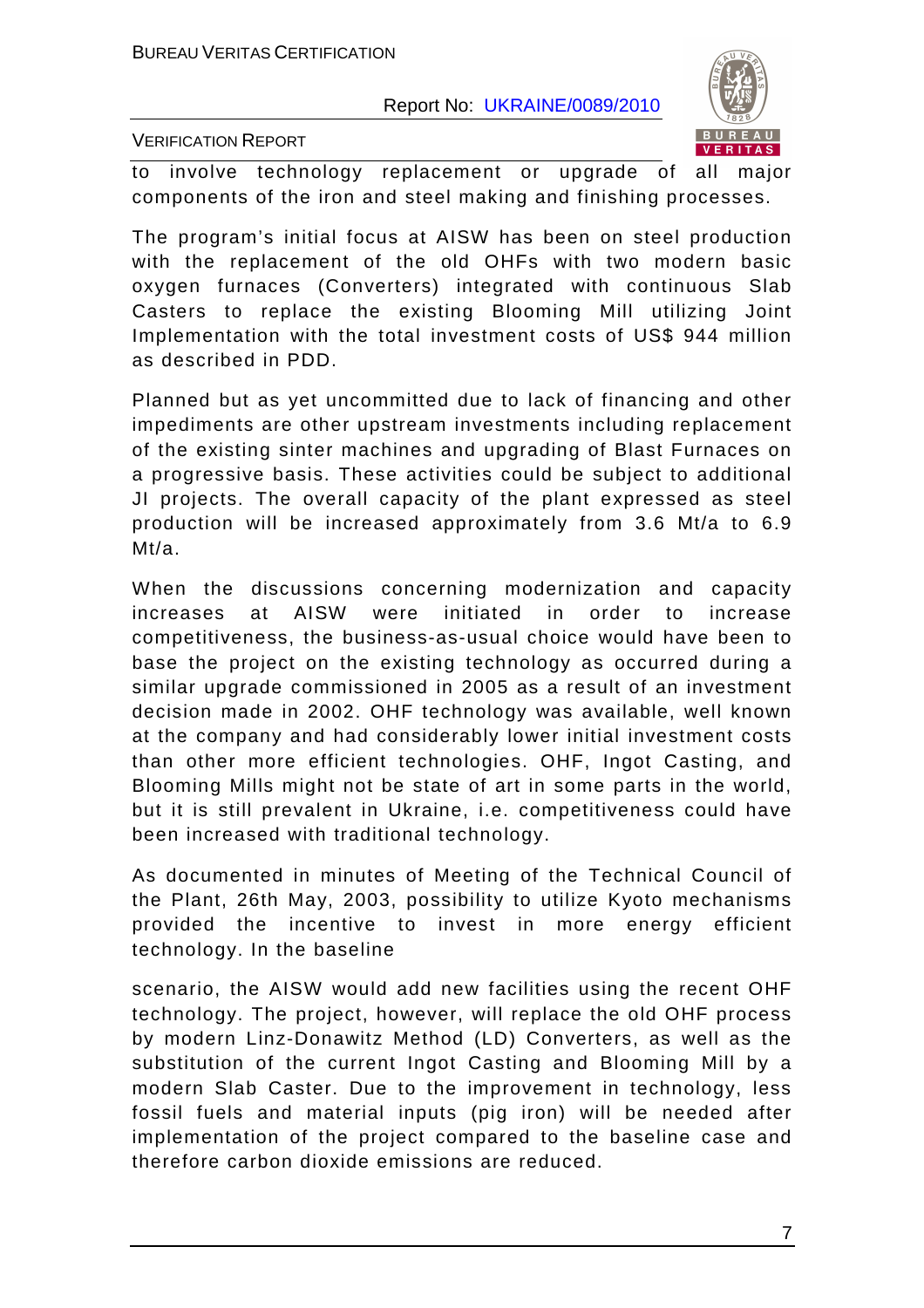to involve technology replacement or upgrade of all major components of the iron and steel making and finishing processes.

The program's initial focus at AISW has been on steel production with the replacement of the old OHFs with two modern basic oxygen furnaces (Converters) integrated with continuous Slab Casters to replace the existing Blooming Mill utilizing Joint Implementation with the total investment costs of US$ 944 million as described in PDD.

Planned but as yet uncommitted due to lack of financing and other impediments are other upstream investments including replacement of the existing sinter machines and upgrading of Blast Furnaces on a progressive basis. These activities could be subject to additional JI projects. The overall capacity of the plant expressed as steel production will be increased approximately from 3.6 Mt/a to 6.9 Mt/a.

When the discussions concerning modernization and capacity increases at AISW were initiated in order to increase competitiveness, the business-as-usual choice would have been to base the project on the existing technology as occurred during a similar upgrade commissioned in 2005 as a result of an investment decision made in 2002. OHF technology was available, well known at the company and had considerably lower initial investment costs than other more efficient technologies. OHF, Ingot Casting, and Blooming Mills might not be state of art in some parts in the world, but it is still prevalent in Ukraine, i.e. competitiveness could have been increased with traditional technology.

As documented in minutes of Meeting of the Technical Council of the Plant, 26th May, 2003, possibility to utilize Kyoto mechanisms provided the incentive to invest in more energy efficient technology. In the baseline scenario, the AISW would add new facilities using the recent OHF technology. The project, however, will replace the old OHF process by modern Linz-Donawitz Method (LD) Converters, as well as the substitution of the current Ingot Casting and Blooming Mill by a modern Slab Caster. Due to the improvement in technology, less fossil fuels and material inputs (pig iron) will be needed after implementation of the project compared to the baseline case and therefore carbon dioxide emissions are reduced.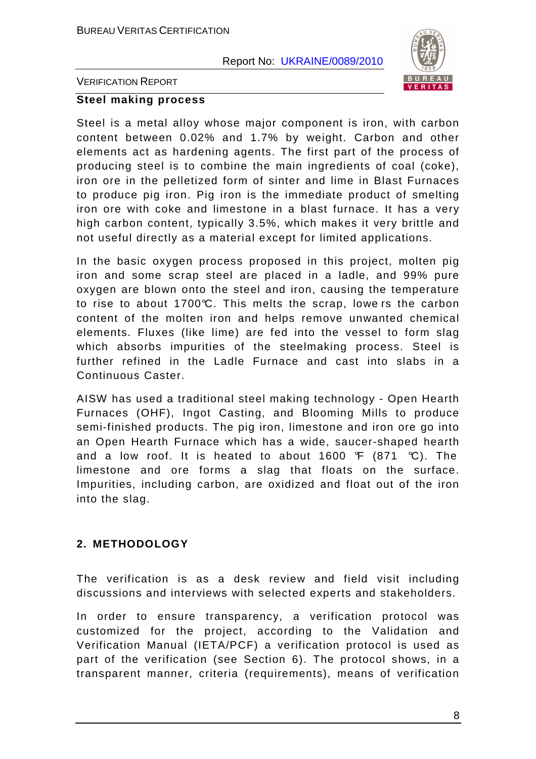### Steel making process

Steel is a metal alloy whose major component is iron, with carbon content between 0.02% and 1.7% by weight. Carbon and other elements act as hardening agents. The first part of the process of producing steel is to combine the main ingredients of coal (coke), iron ore in the pelletized form of sinter and lime in Blast Furnaces to produce pig iron. Pig iron is the immediate product of smelting iron ore with coke and limestone in a blast furnace. It has a very high carbon content, typically 3.5%, which makes it very brittle and not useful directly as a material except for limited applications.

In the basic oxygen process proposed in this project, molten pig iron and some scrap steel are placed in a ladle, and 99% pure oxygen are blown onto the steel and iron, causing the temperature to rise to about 1700℃. This melts the scrap, lowers the carbon content of the molten iron and helps remove unwanted chemical elements. Fluxes (like lime) are fed into the vessel to form slag which absorbs impurities of the steelmaking process. Steel is further refined in the Ladle Furnace and cast into slabs in a Continuous Caster.

AISW has used a traditional steel making technology - Open Hearth Furnaces (OHF), Ingot Casting, and Blooming Mills to produce semi-finished products. The pig iron, limestone and iron ore go into an Open Hearth Furnace which has a wide, saucer-shaped hearth and a low roof. It is heated to about 1600 ℉ (871 ℃). The limestone and ore forms a slag that floats on the surface. Impurities, including carbon, are oxidized and float out of the iron into the slag.

## 2. METHODOLOGY

The verification is as a desk review and field visit including discussions and interviews with selected experts and stakeholders.

In order to ensure transparency, a verification protocol was customized for the project, according to the Validation and Verification Manual (IETA/PCF) a verification protocol is used as part of the verification (see Section 6). The protocol shows, in a transparent manner, criteria (requirements), means of verification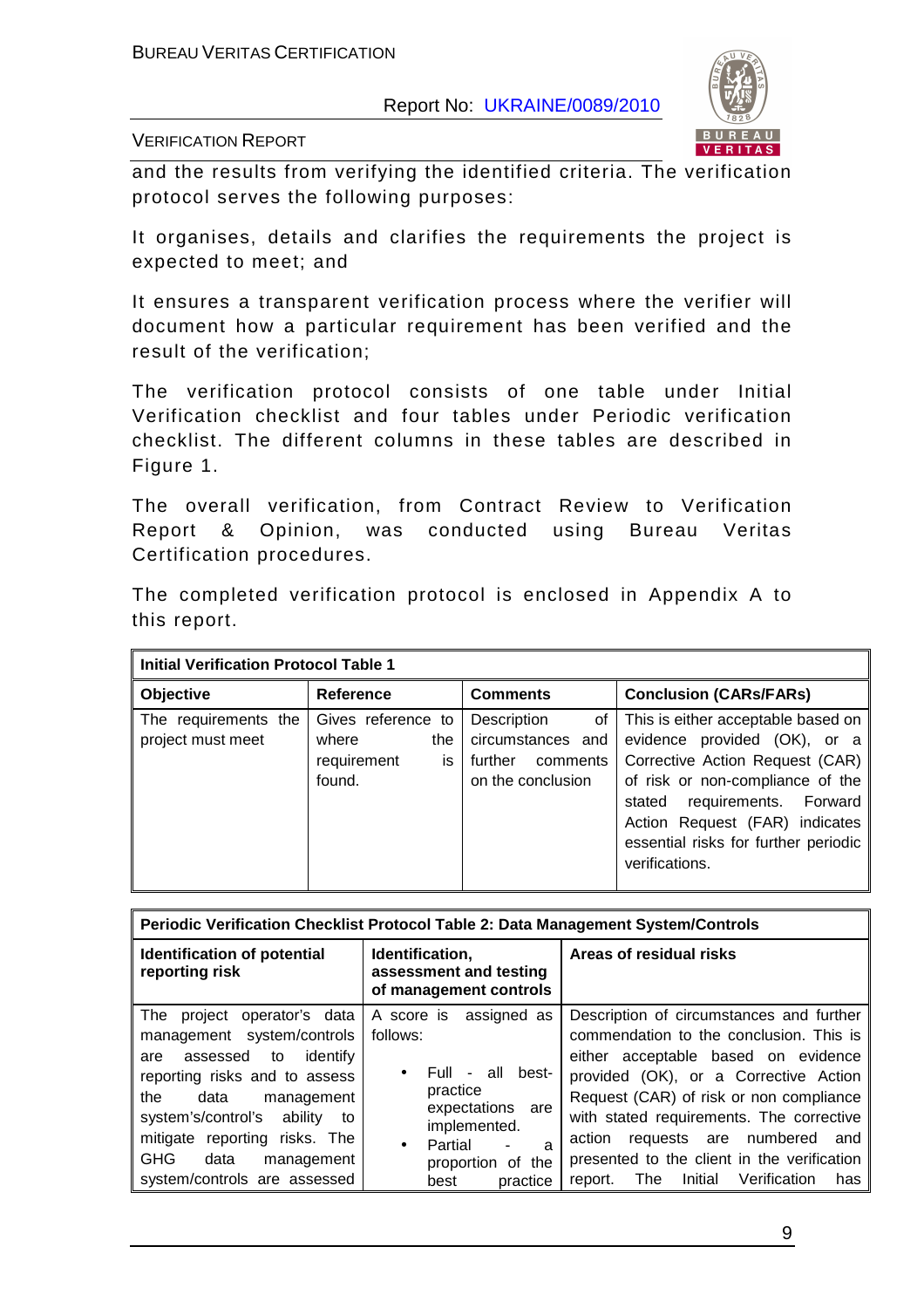and the results from verifying the identified criteria. The verification protocol serves the following purposes:

It organises, details and clarifies the requirements the project is expected to meet; and

It ensures a transparent verification process where the verifier will document how a particular requirement has been verified and the result of the verification;

The verification protocol consists of one table under Initial Verification checklist and four tables under Periodic verification checklist. The different columns in these tables are described in Figure 1.

The overall verification, from Contract Review to Verification Report & Opinion, was conducted using Bureau Veritas Certification procedures.

The completed verification protocol is enclosed in Appendix A to this report.

| **Initial Verification Protocol Table 1** | | | |
|---|---|---|---|
| **Objective** | **Reference** | **Comments** | **Conclusion (CARs/FARs)** |
| The requirements the project must meet | Gives reference to where the requirement is found. | Description of circumstances and further comments on the conclusion | This is either acceptable based on evidence provided (OK), or a Corrective Action Request (CAR) of risk or non-compliance of the stated requirements. Forward Action Request (FAR) indicates essential risks for further periodic verifications. |

| **Periodic Verification Checklist Protocol Table 2: Data Management System/Controls** | | |
|---|---|---|
| **Identification of potential reporting risk** | **Identification, assessment and testing of management controls** | **Areas of residual risks** |
| The project operator's data management system/controls are assessed to identify reporting risks and to assess the data management system's/control's ability to mitigate reporting risks. The GHG data management system/controls are assessed | A score is assigned as follows:<br>• Full - all best-practice expectations are implemented.<br>• Partial - a proportion of the best practice | Description of circumstances and further commendation to the conclusion. This is either acceptable based on evidence provided (OK), or a Corrective Action Request (CAR) of risk or non compliance with stated requirements. The corrective action requests are numbered and presented to the client in the verification report. The Initial Verification has |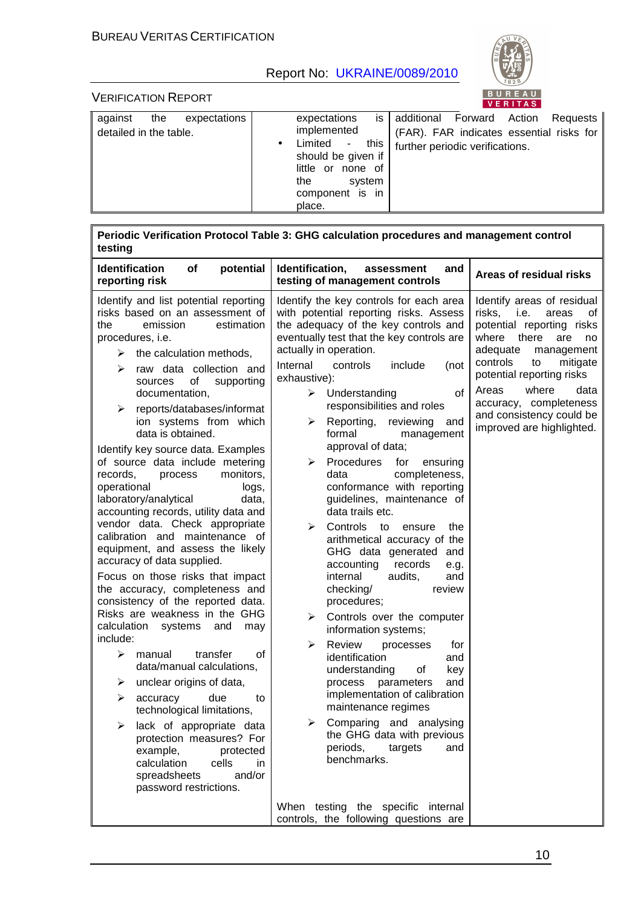| | | |
|---|---|---|
| against the expectations detailed in the table. | expectations is implemented<br>• Limited - this should be given if little or none of the system component is in place. | additional Forward Action Requests (FAR). FAR indicates essential risks for further periodic verifications. |

| Periodic Verification Protocol Table 3: GHG calculation procedures and management control testing | | |
|---|---|---|
| **Identification of potential reporting risk** | **Identification, assessment and testing of management controls** | **Areas of residual risks** |
| Identify and list potential reporting risks based on an assessment of the emission estimation procedures, i.e.<br>➢ the calculation methods,<br>➢ raw data collection and sources of supporting documentation,<br>➢ reports/databases/information systems from which data is obtained.<br>Identify key source data. Examples of source data include metering records, process monitors, operational logs, laboratory/analytical data, accounting records, utility data and vendor data. Check appropriate calibration and maintenance of equipment, and assess the likely accuracy of data supplied.<br>Focus on those risks that impact the accuracy, completeness and consistency of the reported data. Risks are weakness in the GHG calculation systems and may include:<br>➢ manual transfer of data/manual calculations,<br>➢ unclear origins of data,<br>➢ accuracy due to technological limitations,<br>➢ lack of appropriate data protection measures? For example, protected calculation cells in spreadsheets and/or password restrictions. | Identify the key controls for each area with potential reporting risks. Assess the adequacy of the key controls and eventually test that the key controls are actually in operation.<br>Internal controls include (not exhaustive):<br>➢ Understanding of responsibilities and roles<br>➢ Reporting, reviewing and formal management approval of data;<br>➢ Procedures for ensuring data completeness, conformance with reporting guidelines, maintenance of data trails etc.<br>➢ Controls to ensure the arithmetical accuracy of the GHG data generated and accounting records e.g. internal audits, and checking/ review procedures;<br>➢ Controls over the computer information systems;<br>➢ Review processes for identification and understanding of key process parameters and implementation of calibration maintenance regimes<br>➢ Comparing and analysing the GHG data with previous periods, targets and benchmarks.<br><br>When testing the specific internal controls, the following questions are | Identify areas of residual risks, i.e. areas of potential reporting risks where there are no adequate management controls to mitigate potential reporting risks<br>Areas where data accuracy, completeness and consistency could be improved are highlighted. |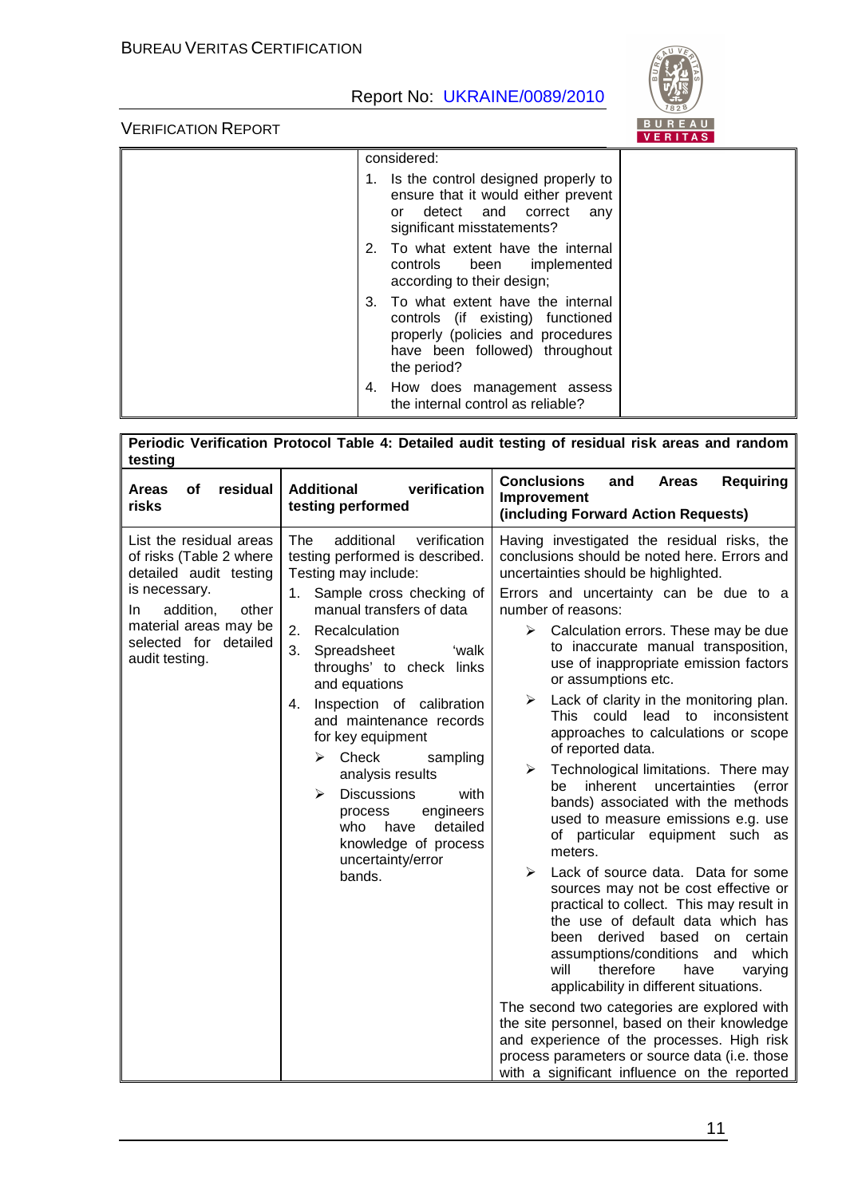| | considered:<br>1. Is the control designed properly to ensure that it would either prevent or detect and correct any significant misstatements?<br>2. To what extent have the internal controls been implemented according to their design;<br>3. To what extent have the internal controls (if existing) functioned properly (policies and procedures have been followed) throughout the period?<br>4. How does management assess the internal control as reliable? | |
|---|---|---|

| **Periodic Verification Protocol Table 4: Detailed audit testing of residual risk areas and random testing** | | |
|---|---|---|
| **Areas of residual risks** | **Additional verification testing performed** | **Conclusions and Areas Requiring Improvement (including Forward Action Requests)** |
| List the residual areas of risks (Table 2 where detailed audit testing is necessary.<br>In addition, other material areas may be selected for detailed audit testing. | The additional verification testing performed is described. Testing may include:<br>1. Sample cross checking of manual transfers of data<br>2. Recalculation<br>3. Spreadsheet 'walk throughs' to check links and equations<br>4. Inspection of calibration and maintenance records for key equipment<br>➢ Check sampling analysis results<br>➢ Discussions with process engineers who have detailed knowledge of process uncertainty/error bands. | Having investigated the residual risks, the conclusions should be noted here. Errors and uncertainties should be highlighted.<br>Errors and uncertainty can be due to a number of reasons:<br>➢ Calculation errors. These may be due to inaccurate manual transposition, use of inappropriate emission factors or assumptions etc.<br>➢ Lack of clarity in the monitoring plan. This could lead to inconsistent approaches to calculations or scope of reported data.<br>➢ Technological limitations. There may be inherent uncertainties (error bands) associated with the methods used to measure emissions e.g. use of particular equipment such as meters.<br>➢ Lack of source data. Data for some sources may not be cost effective or practical to collect. This may result in the use of default data which has been derived based on certain assumptions/conditions and which will therefore have varying applicability in different situations.<br>The second two categories are explored with the site personnel, based on their knowledge and experience of the processes. High risk process parameters or source data (i.e. those with a significant influence on the reported |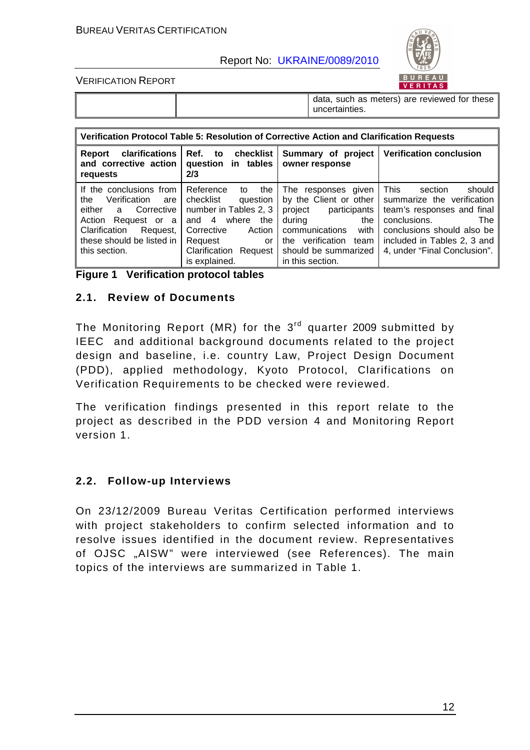| | | data, such as meters) are reviewed for these uncertainties. |
|---|---|---|

| Verification Protocol Table 5: Resolution of Corrective Action and Clarification Requests | | | |
|---|---|---|---|
| **Report clarifications and corrective action requests** | **Ref. to checklist question in tables 2/3** | **Summary of project owner response** | **Verification conclusion** |
| If the conclusions from the Verification are either a Corrective Action Request or a Clarification Request, these should be listed in this section. | Reference to the checklist question number in Tables 2, 3 and 4 where the Corrective Action Request or Clarification Request is explained. | The responses given by the Client or other project participants during the communications with the verification team should be summarized in this section. | This section should summarize the verification team's responses and final conclusions. The conclusions should also be included in Tables 2, 3 and 4, under "Final Conclusion". |

**Figure 1 Verification protocol tables**

## 2.1. Review of Documents

The Monitoring Report (MR) for the 3rd quarter 2009 submitted by IEEC and additional background documents related to the project design and baseline, i.e. country Law, Project Design Document (PDD), applied methodology, Kyoto Protocol, Clarifications on Verification Requirements to be checked were reviewed.

The verification findings presented in this report relate to the project as described in the PDD version 4 and Monitoring Report version 1.

## 2.2. Follow-up Interviews

On 23/12/2009 Bureau Veritas Certification performed interviews with project stakeholders to confirm selected information and to resolve issues identified in the document review. Representatives of OJSC „AISW" were interviewed (see References). The main topics of the interviews are summarized in Table 1.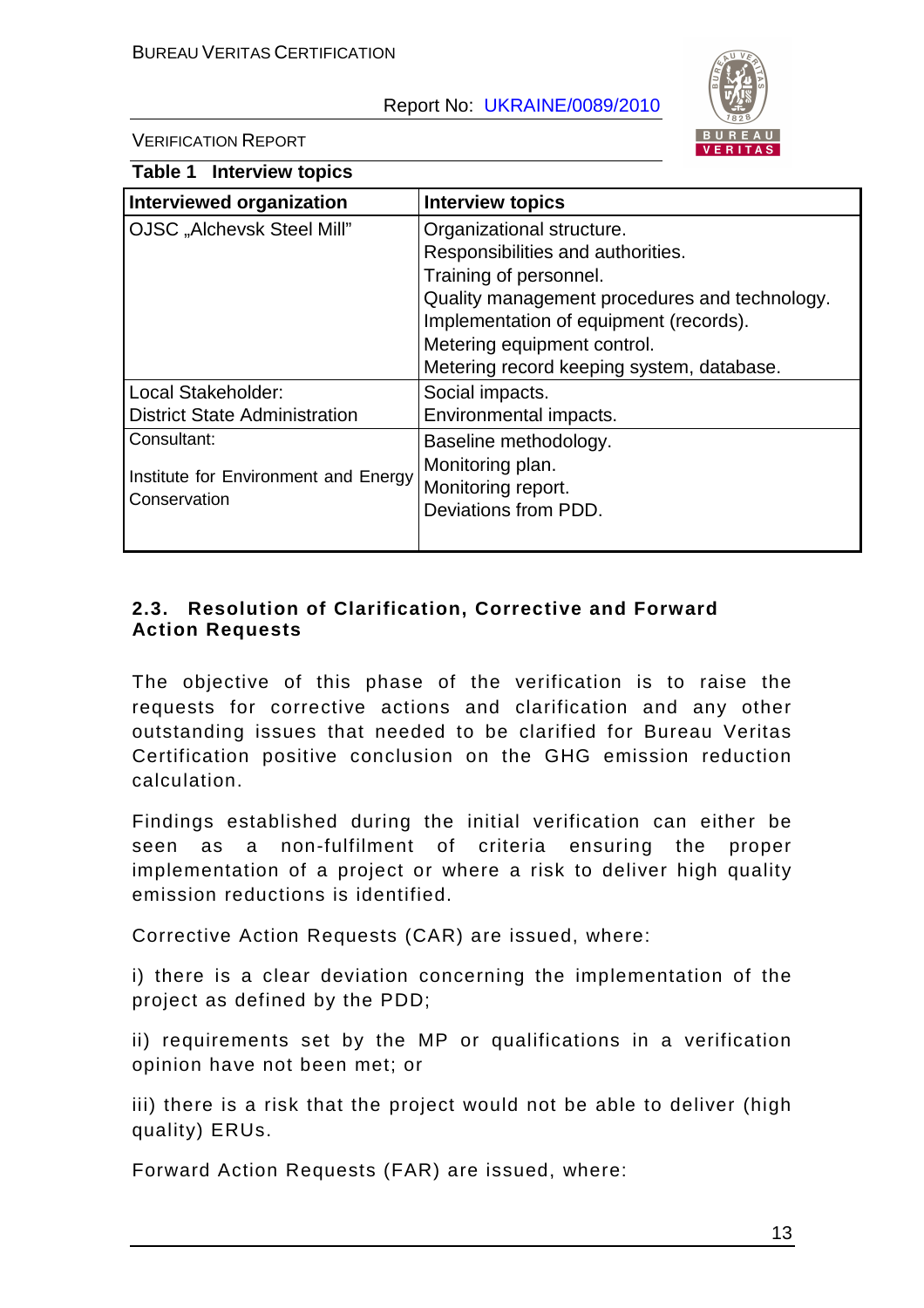**Table 1 Interview topics**

| Interviewed organization | Interview topics |
|---|---|
| OJSC „Alchevsk Steel Mill" | Organizational structure.<br>Responsibilities and authorities.<br>Training of personnel.<br>Quality management procedures and technology.<br>Implementation of equipment (records).<br>Metering equipment control.<br>Metering record keeping system, database. |
| Local Stakeholder:<br>District State Administration | Social impacts.<br>Environmental impacts. |
| Consultant:<br>Institute for Environment and Energy Conservation | Baseline methodology.<br>Monitoring plan.<br>Monitoring report.<br>Deviations from PDD. |

## 2.3. Resolution of Clarification, Corrective and Forward Action Requests

The objective of this phase of the verification is to raise the requests for corrective actions and clarification and any other outstanding issues that needed to be clarified for Bureau Veritas Certification positive conclusion on the GHG emission reduction calculation.

Findings established during the initial verification can either be seen as a non-fulfilment of criteria ensuring the proper implementation of a project or where a risk to deliver high quality emission reductions is identified.

Corrective Action Requests (CAR) are issued, where:

i) there is a clear deviation concerning the implementation of the project as defined by the PDD;

ii) requirements set by the MP or qualifications in a verification opinion have not been met; or

iii) there is a risk that the project would not be able to deliver (high quality) ERUs.

Forward Action Requests (FAR) are issued, where: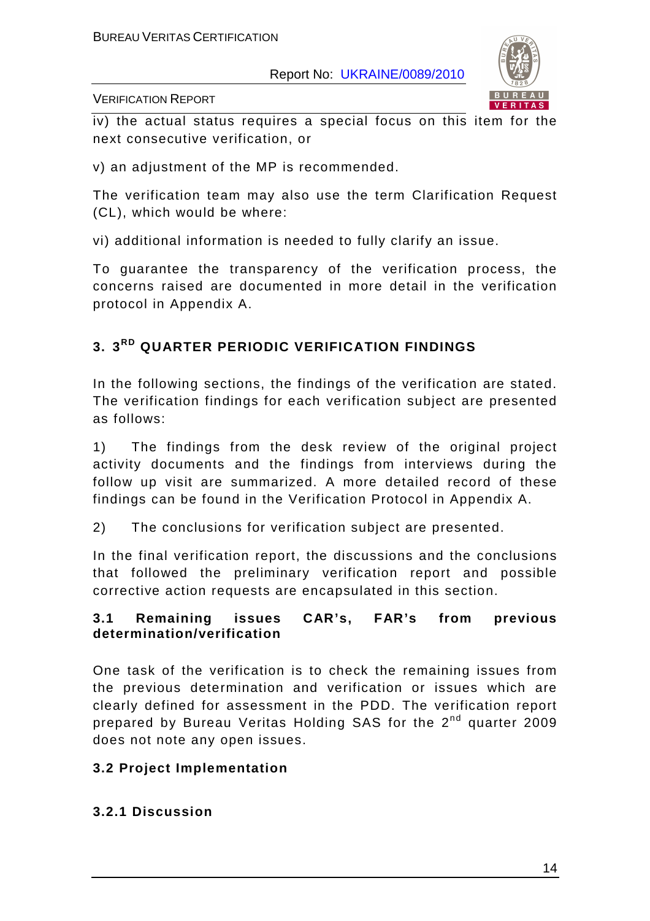iv) the actual status requires a special focus on this item for the next consecutive verification, or

v) an adjustment of the MP is recommended.

The verification team may also use the term Clarification Request (CL), which would be where:

vi) additional information is needed to fully clarify an issue.

To guarantee the transparency of the verification process, the concerns raised are documented in more detail in the verification protocol in Appendix A.

## 3. 3RD QUARTER PERIODIC VERIFICATION FINDINGS

In the following sections, the findings of the verification are stated. The verification findings for each verification subject are presented as follows:

1) The findings from the desk review of the original project activity documents and the findings from interviews during the follow up visit are summarized. A more detailed record of these findings can be found in the Verification Protocol in Appendix A.

2) The conclusions for verification subject are presented.

In the final verification report, the discussions and the conclusions that followed the preliminary verification report and possible corrective action requests are encapsulated in this section.

### 3.1 Remaining issues CAR's, FAR's from previous determination/verification

One task of the verification is to check the remaining issues from the previous determination and verification or issues which are clearly defined for assessment in the PDD. The verification report prepared by Bureau Veritas Holding SAS for the 2nd quarter 2009 does not note any open issues.

### 3.2 Project Implementation

#### 3.2.1 Discussion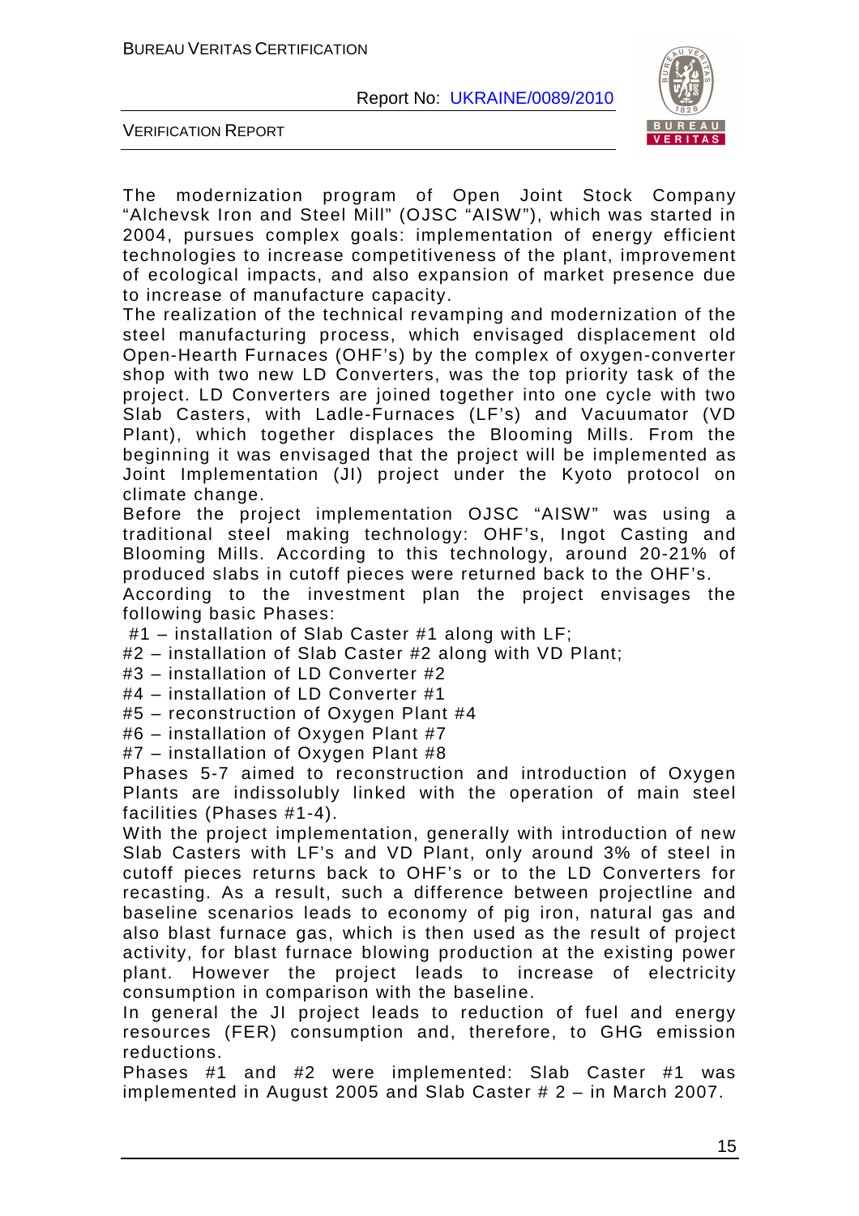The modernization program of Open Joint Stock Company "Alchevsk Iron and Steel Mill" (OJSC "AISW"), which was started in 2004, pursues complex goals: implementation of energy efficient technologies to increase competitiveness of the plant, improvement of ecological impacts, and also expansion of market presence due to increase of manufacture capacity.

The realization of the technical revamping and modernization of the steel manufacturing process, which envisaged displacement old Open-Hearth Furnaces (OHF's) by the complex of oxygen-converter shop with two new LD Converters, was the top priority task of the project. LD Converters are joined together into one cycle with two Slab Casters, with Ladle-Furnaces (LF's) and Vacuumator (VD Plant), which together displaces the Blooming Mills. From the beginning it was envisaged that the project will be implemented as Joint Implementation (JI) project under the Kyoto protocol on climate change.

Before the project implementation OJSC "AISW" was using a traditional steel making technology: OHF's, Ingot Casting and Blooming Mills. According to this technology, around 20-21% of produced slabs in cutoff pieces were returned back to the OHF's.

According to the investment plan the project envisages the following basic Phases:

#1 – installation of Slab Caster #1 along with LF;
#2 – installation of Slab Caster #2 along with VD Plant;
#3 – installation of LD Converter #2
#4 – installation of LD Converter #1
#5 – reconstruction of Oxygen Plant #4
#6 – installation of Oxygen Plant #7
#7 – installation of Oxygen Plant #8

Phases 5-7 aimed to reconstruction and introduction of Oxygen Plants are indissolubly linked with the operation of main steel facilities (Phases #1-4).

With the project implementation, generally with introduction of new Slab Casters with LF's and VD Plant, only around 3% of steel in cutoff pieces returns back to OHF's or to the LD Converters for recasting. As a result, such a difference between projectline and baseline scenarios leads to economy of pig iron, natural gas and also blast furnace gas, which is then used as the result of project activity, for blast furnace blowing production at the existing power plant. However the project leads to increase of electricity consumption in comparison with the baseline.

In general the JI project leads to reduction of fuel and energy resources (FER) consumption and, therefore, to GHG emission reductions.

Phases #1 and #2 were implemented: Slab Caster #1 was implemented in August 2005 and Slab Caster # 2 – in March 2007.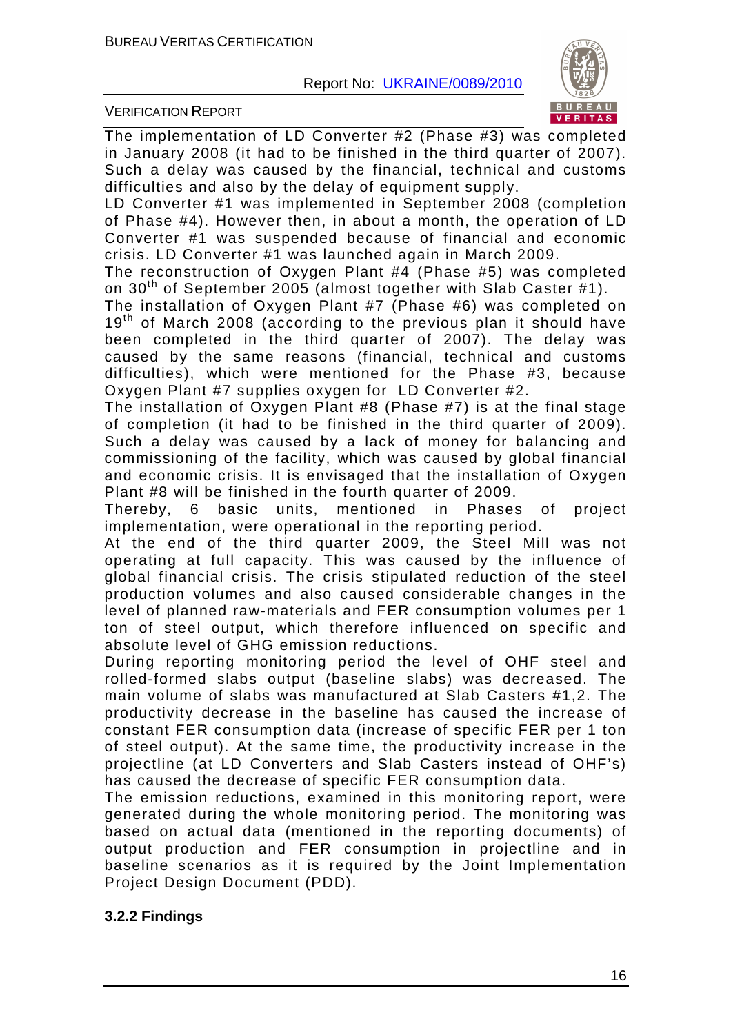The implementation of LD Converter #2 (Phase #3) was completed in January 2008 (it had to be finished in the third quarter of 2007). Such a delay was caused by the financial, technical and customs difficulties and also by the delay of equipment supply.

LD Converter #1 was implemented in September 2008 (completion of Phase #4). However then, in about a month, the operation of LD Converter #1 was suspended because of financial and economic crisis. LD Converter #1 was launched again in March 2009.

The reconstruction of Oxygen Plant #4 (Phase #5) was completed on 30th of September 2005 (almost together with Slab Caster #1).

The installation of Oxygen Plant #7 (Phase #6) was completed on 19th of March 2008 (according to the previous plan it should have been completed in the third quarter of 2007). The delay was caused by the same reasons (financial, technical and customs difficulties), which were mentioned for the Phase #3, because Oxygen Plant #7 supplies oxygen for LD Converter #2.

The installation of Oxygen Plant #8 (Phase #7) is at the final stage of completion (it had to be finished in the third quarter of 2009). Such a delay was caused by a lack of money for balancing and commissioning of the facility, which was caused by global financial and economic crisis. It is envisaged that the installation of Oxygen Plant #8 will be finished in the fourth quarter of 2009.

Thereby, 6 basic units, mentioned in Phases of project implementation, were operational in the reporting period.

At the end of the third quarter 2009, the Steel Mill was not operating at full capacity. This was caused by the influence of global financial crisis. The crisis stipulated reduction of the steel production volumes and also caused considerable changes in the level of planned raw-materials and FER consumption volumes per 1 ton of steel output, which therefore influenced on specific and absolute level of GHG emission reductions.

During reporting monitoring period the level of OHF steel and rolled-formed slabs output (baseline slabs) was decreased. The main volume of slabs was manufactured at Slab Casters #1,2. The productivity decrease in the baseline has caused the increase of constant FER consumption data (increase of specific FER per 1 ton of steel output). At the same time, the productivity increase in the projectline (at LD Converters and Slab Casters instead of OHF's) has caused the decrease of specific FER consumption data.

The emission reductions, examined in this monitoring report, were generated during the whole monitoring period. The monitoring was based on actual data (mentioned in the reporting documents) of output production and FER consumption in projectline and in baseline scenarios as it is required by the Joint Implementation Project Design Document (PDD).

### 3.2.2 Findings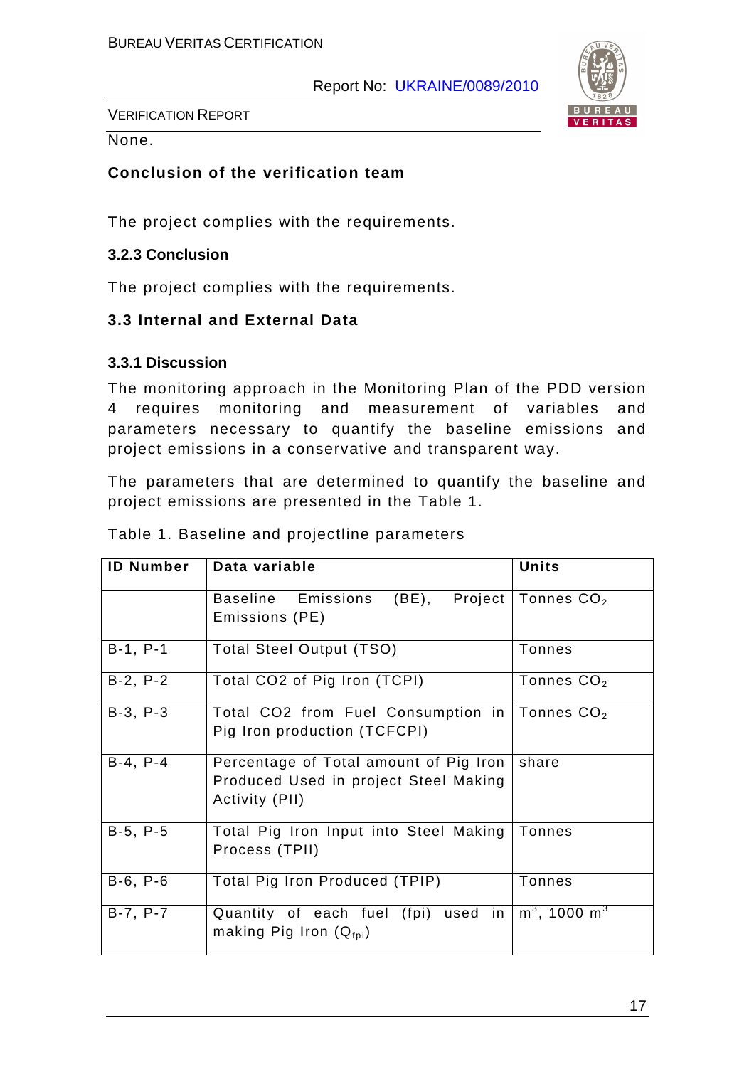None.

**Conclusion of the verification team**

The project complies with the requirements.

### 3.2.3 Conclusion

The project complies with the requirements.

## 3.3 Internal and External Data

### 3.3.1 Discussion

The monitoring approach in the Monitoring Plan of the PDD version 4 requires monitoring and measurement of variables and parameters necessary to quantify the baseline emissions and project emissions in a conservative and transparent way.

The parameters that are determined to quantify the baseline and project emissions are presented in the Table 1.

Table 1. Baseline and projectline parameters

| ID Number | Data variable | Units |
|---|---|---|
| | Baseline Emissions (BE), Project Emissions (PE) | Tonnes $CO_2$ |
| B-1, P-1 | Total Steel Output (TSO) | Tonnes |
| B-2, P-2 | Total CO2 of Pig Iron (TCPI) | Tonnes $CO_2$ |
| B-3, P-3 | Total CO2 from Fuel Consumption in Pig Iron production (TCFCPI) | Tonnes $CO_2$ |
| B-4, P-4 | Percentage of Total amount of Pig Iron Produced Used in project Steel Making Activity (PII) | share |
| B-5, P-5 | Total Pig Iron Input into Steel Making Process (TPII) | Tonnes |
| B-6, P-6 | Total Pig Iron Produced (TPIP) | Tonnes |
| B-7, P-7 | Quantity of each fuel (fpi) used in making Pig Iron ($Q_{fpi}$) | $m^3$, 1000 $m^3$ |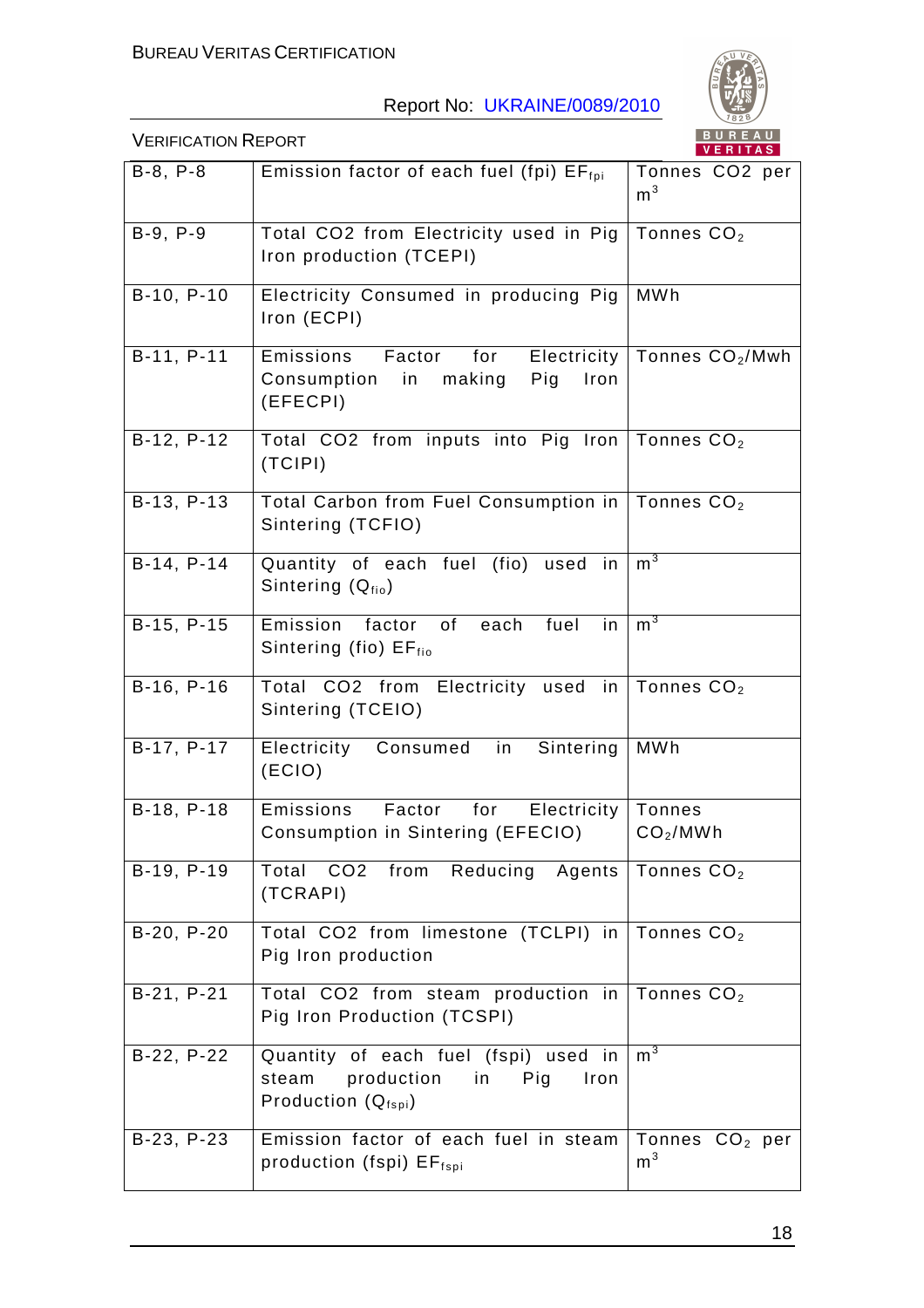| | | |
|---|---|---|
| B-8, P-8 | Emission factor of each fuel (fpi) $EF_{fpi}$ | Tonnes CO2 per $m^3$ |
| B-9, P-9 | Total CO2 from Electricity used in Pig Iron production (TCEPI) | Tonnes $CO_2$ |
| B-10, P-10 | Electricity Consumed in producing Pig Iron (ECPI) | MWh |
| B-11, P-11 | Emissions Factor for Electricity Consumption in making Pig Iron (EFECPI) | Tonnes $CO_2$/Mwh |
| B-12, P-12 | Total CO2 from inputs into Pig Iron (TCIPI) | Tonnes $CO_2$ |
| B-13, P-13 | Total Carbon from Fuel Consumption in Sintering (TCFIO) | Tonnes $CO_2$ |
| B-14, P-14 | Quantity of each fuel (fio) used in Sintering ($Q_{fio}$) | $m^3$ |
| B-15, P-15 | Emission factor of each fuel in Sintering (fio) $EF_{fio}$ | $m^3$ |
| B-16, P-16 | Total CO2 from Electricity used in Sintering (TCEIO) | Tonnes $CO_2$ |
| B-17, P-17 | Electricity Consumed in Sintering (ECIO) | MWh |
| B-18, P-18 | Emissions Factor for Electricity Consumption in Sintering (EFECIO) | Tonnes $CO_2$/MWh |
| B-19, P-19 | Total CO2 from Reducing Agents (TCRAPI) | Tonnes $CO_2$ |
| B-20, P-20 | Total CO2 from limestone (TCLPI) in Pig Iron production | Tonnes $CO_2$ |
| B-21, P-21 | Total CO2 from steam production in Pig Iron Production (TCSPI) | Tonnes $CO_2$ |
| B-22, P-22 | Quantity of each fuel (fspi) used in steam production in Pig Iron Production ($Q_{fspi}$) | $m^3$ |
| B-23, P-23 | Emission factor of each fuel in steam production (fspi) $EF_{fspi}$ | Tonnes $CO_2$ per $m^3$ |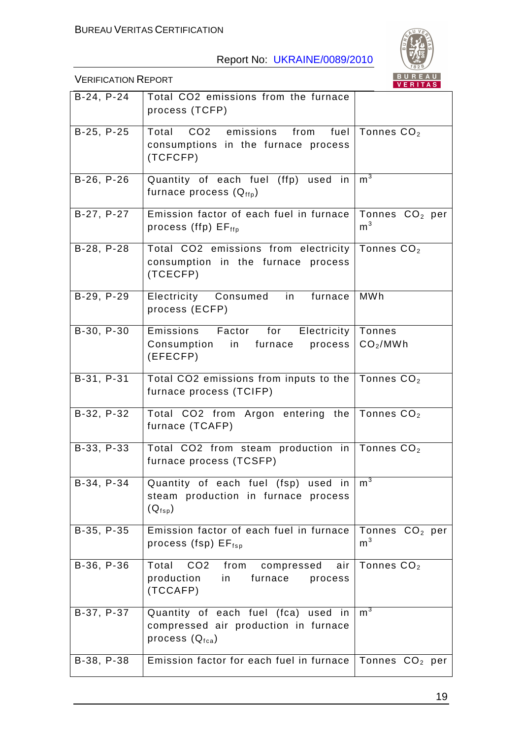| | | |
|---|---|---|
| B-24, P-24 | Total CO2 emissions from the furnace process (TCFP) | |
| B-25, P-25 | Total CO2 emissions from fuel consumptions in the furnace process (TCFCFP) | Tonnes $CO_2$ |
| B-26, P-26 | Quantity of each fuel (ffp) used in furnace process ($Q_{ffp}$) | $m^3$ |
| B-27, P-27 | Emission factor of each fuel in furnace process (ffp) $EF_{ffp}$ | Tonnes $CO_2$ per $m^3$ |
| B-28, P-28 | Total CO2 emissions from electricity consumption in the furnace process (TCECFP) | Tonnes $CO_2$ |
| B-29, P-29 | Electricity Consumed in furnace process (ECFP) | MWh |
| B-30, P-30 | Emissions Factor for Electricity Consumption in furnace process (EFECFP) | Tonnes $CO_2$/MWh |
| B-31, P-31 | Total CO2 emissions from inputs to the furnace process (TCIFP) | Tonnes $CO_2$ |
| B-32, P-32 | Total CO2 from Argon entering the furnace (TCAFP) | Tonnes $CO_2$ |
| B-33, P-33 | Total CO2 from steam production in furnace process (TCSFP) | Tonnes $CO_2$ |
| B-34, P-34 | Quantity of each fuel (fsp) used in steam production in furnace process ($Q_{fsp}$) | $m^3$ |
| B-35, P-35 | Emission factor of each fuel in furnace process (fsp) $EF_{fsp}$ | Tonnes $CO_2$ per $m^3$ |
| B-36, P-36 | Total CO2 from compressed air production in furnace process (TCCAFP) | Tonnes $CO_2$ |
| B-37, P-37 | Quantity of each fuel (fca) used in compressed air production in furnace process ($Q_{fca}$) | $m^3$ |
| B-38, P-38 | Emission factor for each fuel in furnace | Tonnes $CO_2$ per |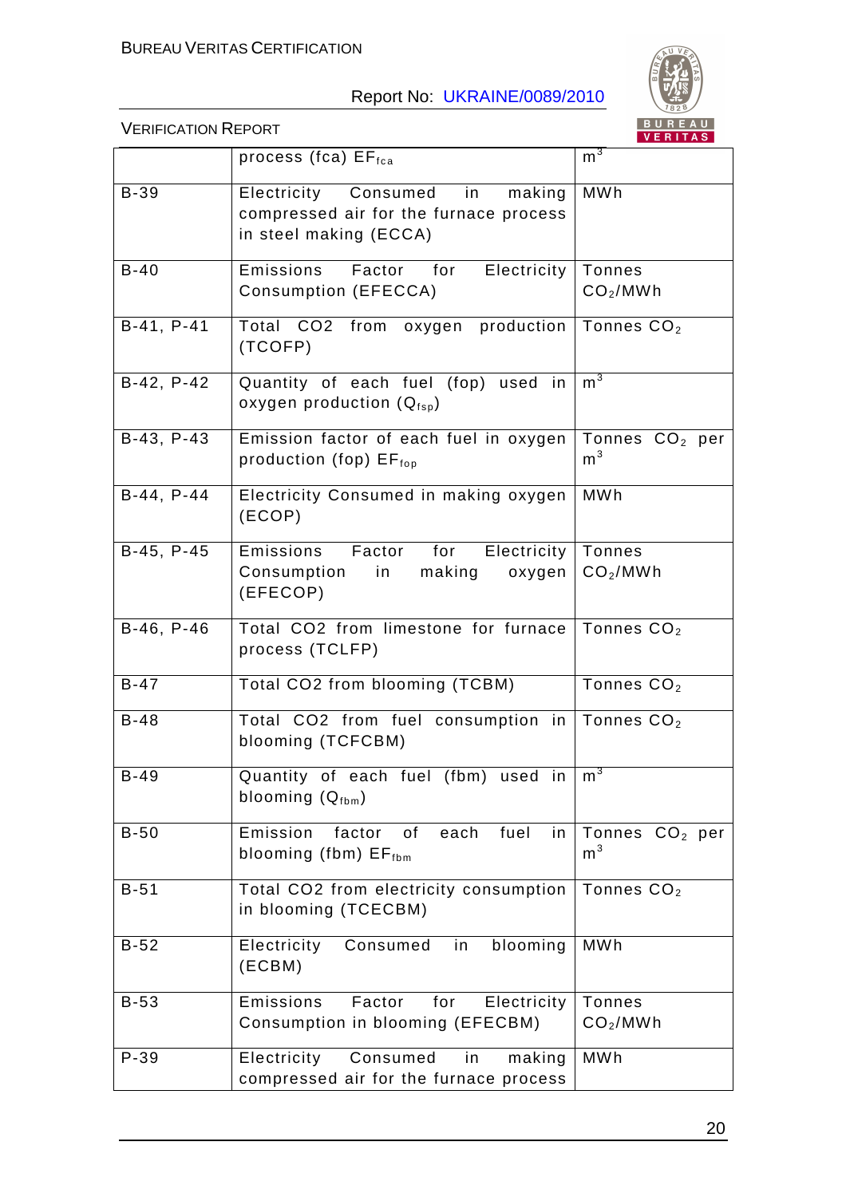|  | process (fca) $EF_{fca}$ | $m^3$ |
|---|---|---|
| B-39 | Electricity Consumed in making compressed air for the furnace process in steel making (ECCA) | MWh |
| B-40 | Emissions Factor for Electricity Consumption (EFECCA) | Tonnes $CO_2$/MWh |
| B-41, P-41 | Total CO2 from oxygen production (TCOFP) | Tonnes $CO_2$ |
| B-42, P-42 | Quantity of each fuel (fop) used in oxygen production ($Q_{fsp}$) | $m^3$ |
| B-43, P-43 | Emission factor of each fuel in oxygen production (fop) $EF_{fop}$ | Tonnes $CO_2$ per $m^3$ |
| B-44, P-44 | Electricity Consumed in making oxygen (ECOP) | MWh |
| B-45, P-45 | Emissions Factor for Electricity Consumption in making oxygen (EFECOP) | Tonnes $CO_2$/MWh |
| B-46, P-46 | Total CO2 from limestone for furnace process (TCLFP) | Tonnes $CO_2$ |
| B-47 | Total CO2 from blooming (TCBM) | Tonnes $CO_2$ |
| B-48 | Total CO2 from fuel consumption in blooming (TCFCBM) | Tonnes $CO_2$ |
| B-49 | Quantity of each fuel (fbm) used in blooming ($Q_{fbm}$) | $m^3$ |
| B-50 | Emission factor of each fuel in blooming (fbm) $EF_{fbm}$ | Tonnes $CO_2$ per $m^3$ |
| B-51 | Total CO2 from electricity consumption in blooming (TCECBM) | Tonnes $CO_2$ |
| B-52 | Electricity Consumed in blooming (ECBM) | MWh |
| B-53 | Emissions Factor for Electricity Consumption in blooming (EFECBM) | Tonnes $CO_2$/MWh |
| P-39 | Electricity Consumed in making compressed air for the furnace process | MWh |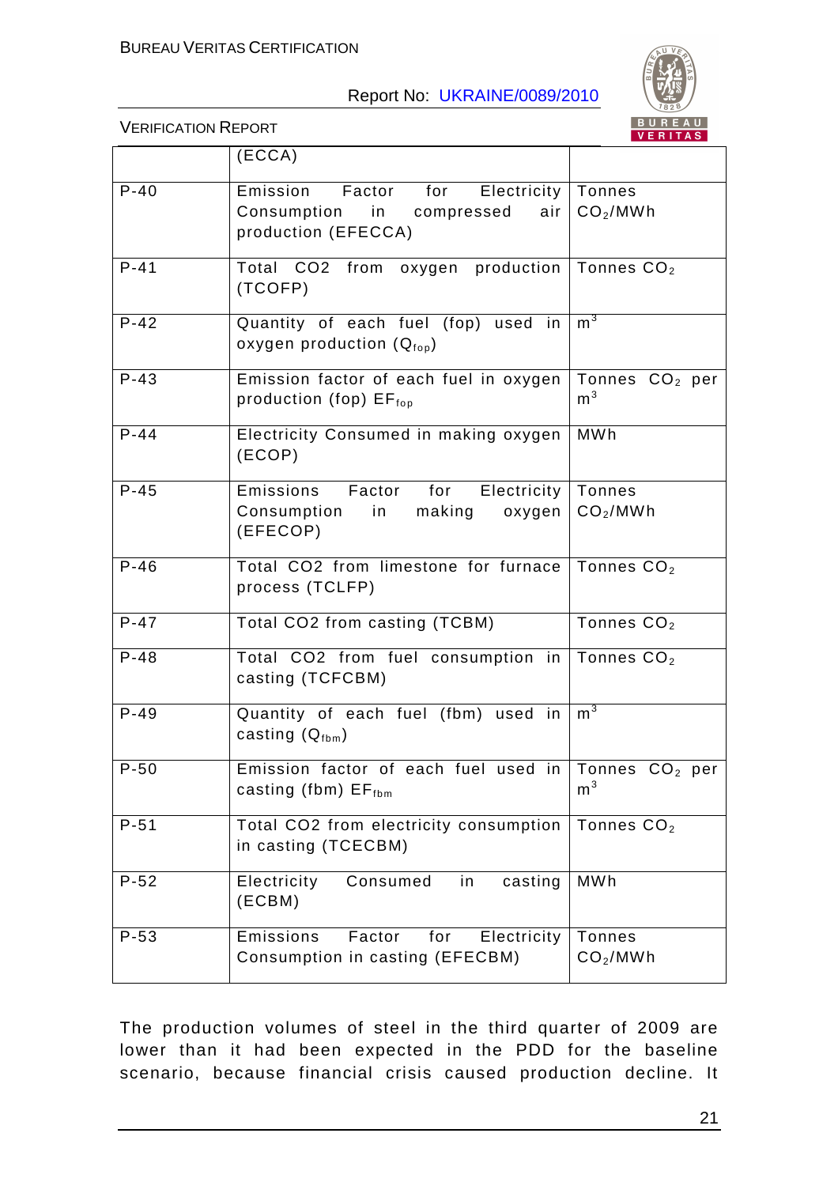| | (ECCA) | |
|---|---|---|
| P-40 | Emission Factor for Electricity Consumption in compressed air production (EFECCA) | Tonnes $CO_2$/MWh |
| P-41 | Total CO2 from oxygen production (TCOFP) | Tonnes $CO_2$ |
| P-42 | Quantity of each fuel (fop) used in oxygen production ($Q_{fop}$) | $m^3$ |
| P-43 | Emission factor of each fuel in oxygen production (fop) $EF_{fop}$ | Tonnes $CO_2$ per $m^3$ |
| P-44 | Electricity Consumed in making oxygen (ECOP) | MWh |
| P-45 | Emissions Factor for Electricity Consumption in making oxygen (EFECOP) | Tonnes $CO_2$/MWh |
| P-46 | Total CO2 from limestone for furnace process (TCLFP) | Tonnes $CO_2$ |
| P-47 | Total CO2 from casting (TCBM) | Tonnes $CO_2$ |
| P-48 | Total CO2 from fuel consumption in casting (TCFCBM) | Tonnes $CO_2$ |
| P-49 | Quantity of each fuel (fbm) used in casting ($Q_{fbm}$) | $m^3$ |
| P-50 | Emission factor of each fuel used in casting (fbm) $EF_{fbm}$ | Tonnes $CO_2$ per $m^3$ |
| P-51 | Total CO2 from electricity consumption in casting (TCECBM) | Tonnes $CO_2$ |
| P-52 | Electricity Consumed in casting (ECBM) | MWh |
| P-53 | Emissions Factor for Electricity Consumption in casting (EFECBM) | Tonnes $CO_2$/MWh |

The production volumes of steel in the third quarter of 2009 are lower than it had been expected in the PDD for the baseline scenario, because financial crisis caused production decline. It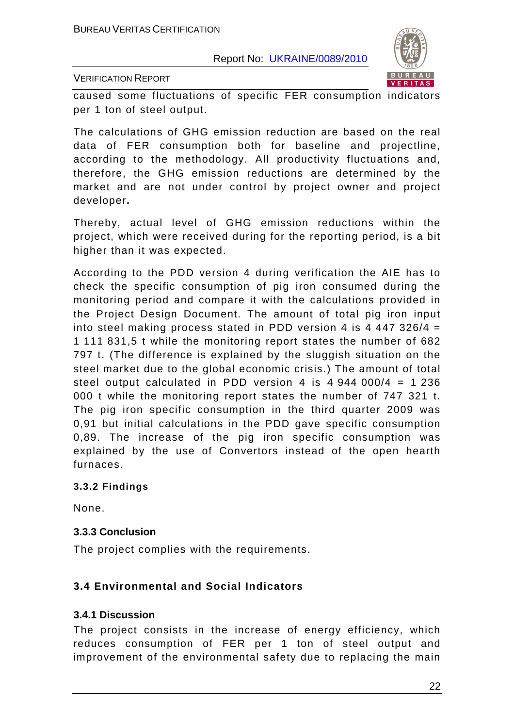caused some fluctuations of specific FER consumption indicators per 1 ton of steel output.

The calculations of GHG emission reduction are based on the real data of FER consumption both for baseline and projectline, according to the methodology. All productivity fluctuations and, therefore, the GHG emission reductions are determined by the market and are not under control by project owner and project developer**.**

Thereby, actual level of GHG emission reductions within the project, which were received during for the reporting period, is a bit higher than it was expected.

According to the PDD version 4 during verification the AIE has to check the specific consumption of pig iron consumed during the monitoring period and compare it with the calculations provided in the Project Design Document. The amount of total pig iron input into steel making process stated in PDD version 4 is 4 447 326/4 = 1 111 831,5 t while the monitoring report states the number of 682 797 t. (The difference is explained by the sluggish situation on the steel market due to the global economic crisis.) The amount of total steel output calculated in PDD version 4 is 4 944 000/4 = 1 236 000 t while the monitoring report states the number of 747 321 t. The pig iron specific consumption in the third quarter 2009 was 0,91 but initial calculations in the PDD gave specific consumption 0,89. The increase of the pig iron specific consumption was explained by the use of Convertors instead of the open hearth furnaces.

### 3.3.2 Findings

None.

### 3.3.3 Conclusion

The project complies with the requirements.

## 3.4 Environmental and Social Indicators

### 3.4.1 Discussion

The project consists in the increase of energy efficiency, which reduces consumption of FER per 1 ton of steel output and improvement of the environmental safety due to replacing the main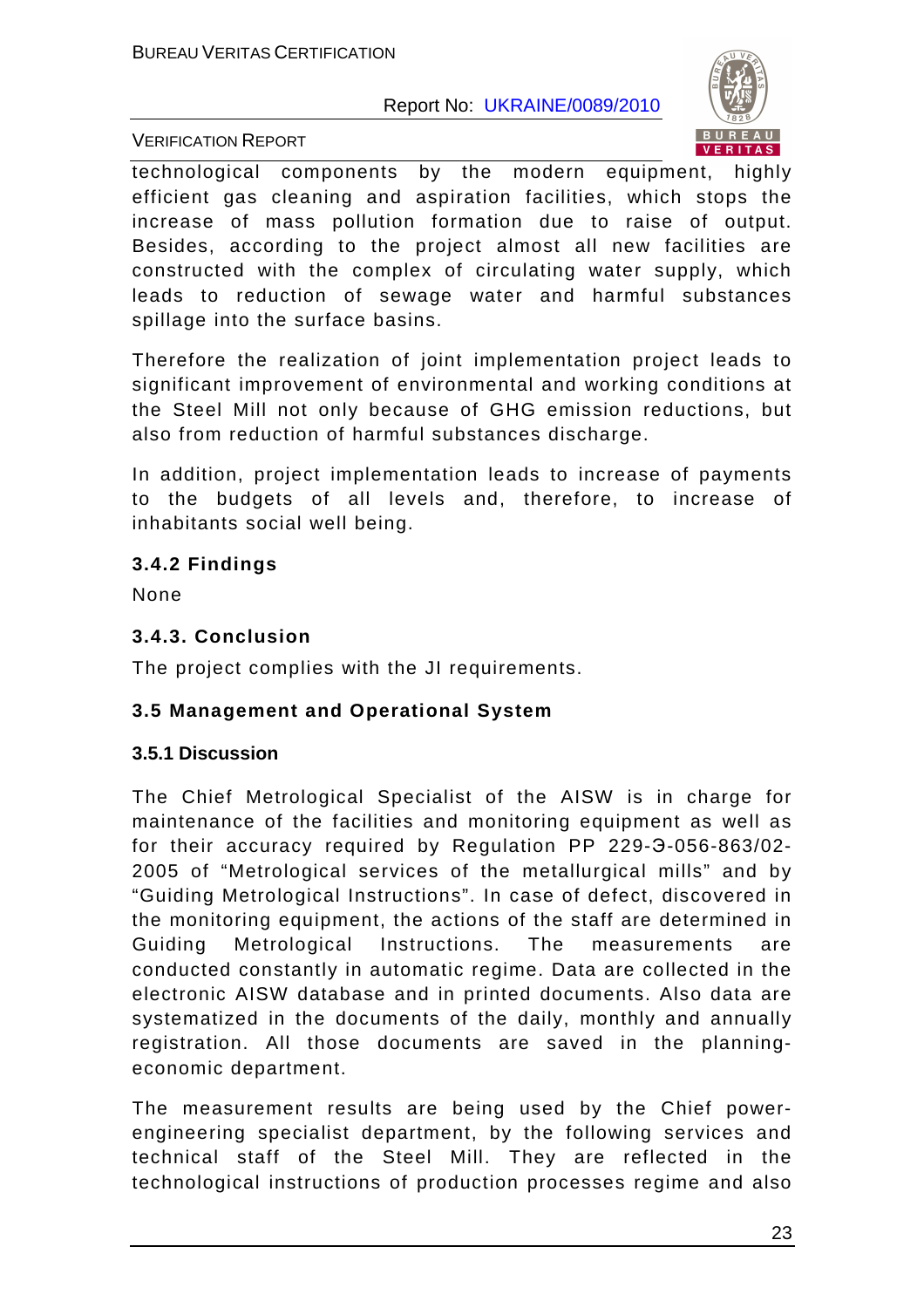technological components by the modern equipment, highly efficient gas cleaning and aspiration facilities, which stops the increase of mass pollution formation due to raise of output. Besides, according to the project almost all new facilities are constructed with the complex of circulating water supply, which leads to reduction of sewage water and harmful substances spillage into the surface basins.

Therefore the realization of joint implementation project leads to significant improvement of environmental and working conditions at the Steel Mill not only because of GHG emission reductions, but also from reduction of harmful substances discharge.

In addition, project implementation leads to increase of payments to the budgets of all levels and, therefore, to increase of inhabitants social well being.

### 3.4.2 Findings

None

### 3.4.3. Conclusion

The project complies with the JI requirements.

## 3.5 Management and Operational System

### 3.5.1 Discussion

The Chief Metrological Specialist of the AISW is in charge for maintenance of the facilities and monitoring equipment as well as for their accuracy required by Regulation PP 229-Э-056-863/02-2005 of "Metrological services of the metallurgical mills" and by "Guiding Metrological Instructions". In case of defect, discovered in the monitoring equipment, the actions of the staff are determined in Guiding Metrological Instructions. The measurements are conducted constantly in automatic regime. Data are collected in the electronic AISW database and in printed documents. Also data are systematized in the documents of the daily, monthly and annually registration. All those documents are saved in the planning-economic department.

The measurement results are being used by the Chief power-engineering specialist department, by the following services and technical staff of the Steel Mill. They are reflected in the technological instructions of production processes regime and also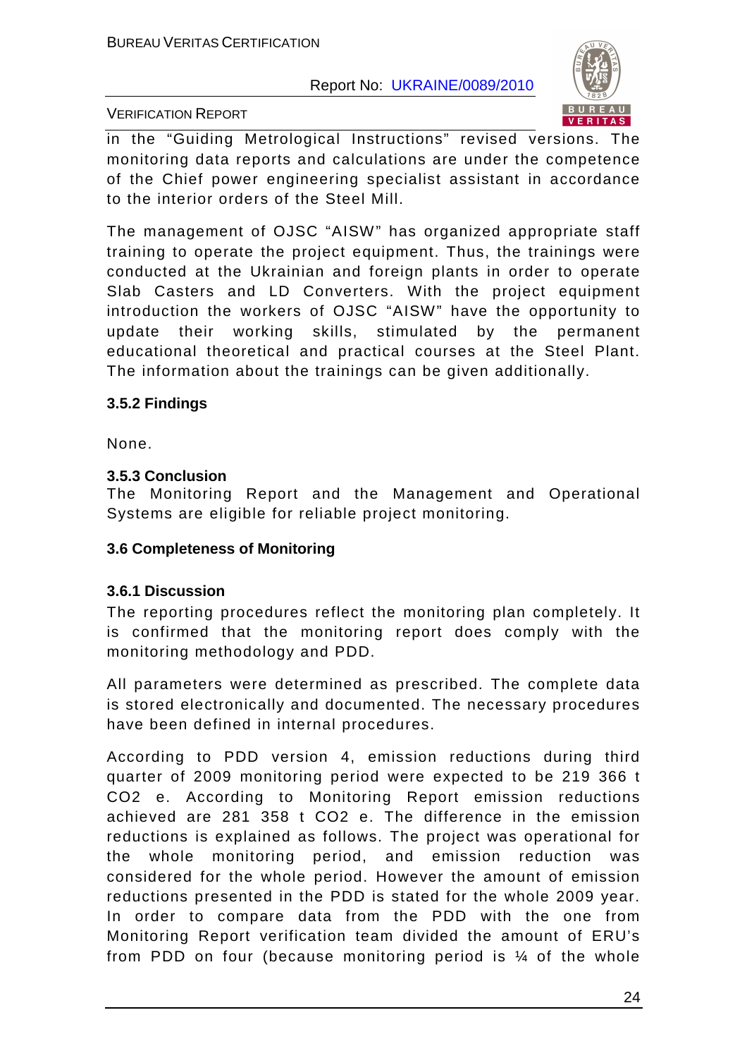in the "Guiding Metrological Instructions" revised versions. The monitoring data reports and calculations are under the competence of the Chief power engineering specialist assistant in accordance to the interior orders of the Steel Mill.

The management of OJSC "AISW" has organized appropriate staff training to operate the project equipment. Thus, the trainings were conducted at the Ukrainian and foreign plants in order to operate Slab Casters and LD Converters. With the project equipment introduction the workers of OJSC "AISW" have the opportunity to update their working skills, stimulated by the permanent educational theoretical and practical courses at the Steel Plant. The information about the trainings can be given additionally.

### 3.5.2 Findings

None.

### 3.5.3 Conclusion

The Monitoring Report and the Management and Operational Systems are eligible for reliable project monitoring.

## 3.6 Completeness of Monitoring

### 3.6.1 Discussion

The reporting procedures reflect the monitoring plan completely. It is confirmed that the monitoring report does comply with the monitoring methodology and PDD.

All parameters were determined as prescribed. The complete data is stored electronically and documented. The necessary procedures have been defined in internal procedures.

According to PDD version 4, emission reductions during third quarter of 2009 monitoring period were expected to be 219 366 t CO2 e. According to Monitoring Report emission reductions achieved are 281 358 t CO2 e. The difference in the emission reductions is explained as follows. The project was operational for the whole monitoring period, and emission reduction was considered for the whole period. However the amount of emission reductions presented in the PDD is stated for the whole 2009 year. In order to compare data from the PDD with the one from Monitoring Report verification team divided the amount of ERU's from PDD on four (because monitoring period is ¼ of the whole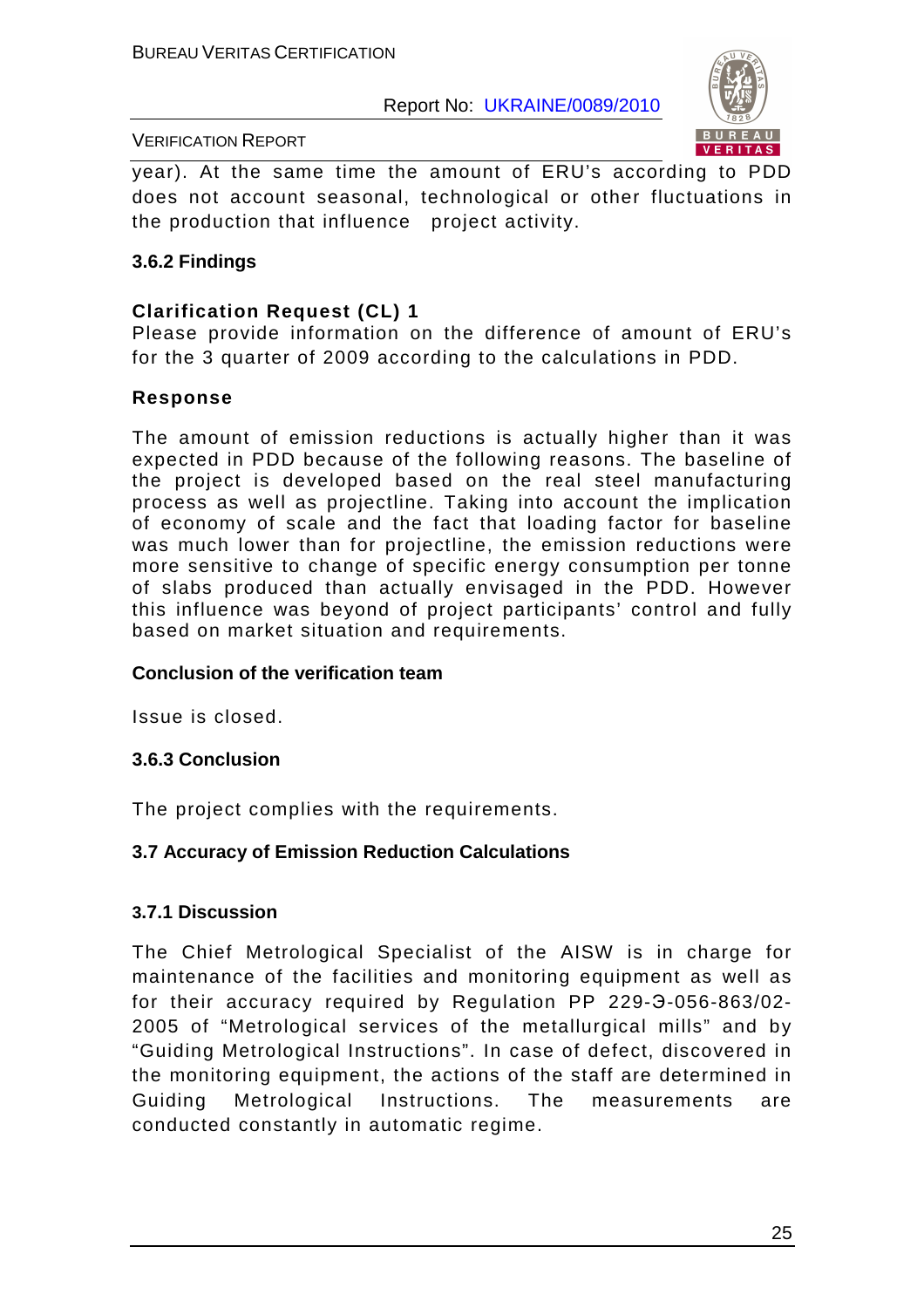year). At the same time the amount of ERU's according to PDD does not account seasonal, technological or other fluctuations in the production that influence project activity.

### 3.6.2 Findings

**Clarification Request (CL) 1**

Please provide information on the difference of amount of ERU's for the 3 quarter of 2009 according to the calculations in PDD.

**Response**

The amount of emission reductions is actually higher than it was expected in PDD because of the following reasons. The baseline of the project is developed based on the real steel manufacturing process as well as projectline. Taking into account the implication of economy of scale and the fact that loading factor for baseline was much lower than for projectline, the emission reductions were more sensitive to change of specific energy consumption per tonne of slabs produced than actually envisaged in the PDD. However this influence was beyond of project participants' control and fully based on market situation and requirements.

**Conclusion of the verification team**

Issue is closed.

### 3.6.3 Conclusion

The project complies with the requirements.

## 3.7 Accuracy of Emission Reduction Calculations

### 3.7.1 Discussion

The Chief Metrological Specialist of the AISW is in charge for maintenance of the facilities and monitoring equipment as well as for their accuracy required by Regulation PP 229-Э-056-863/02-2005 of "Metrological services of the metallurgical mills" and by "Guiding Metrological Instructions". In case of defect, discovered in the monitoring equipment, the actions of the staff are determined in Guiding Metrological Instructions. The measurements are conducted constantly in automatic regime.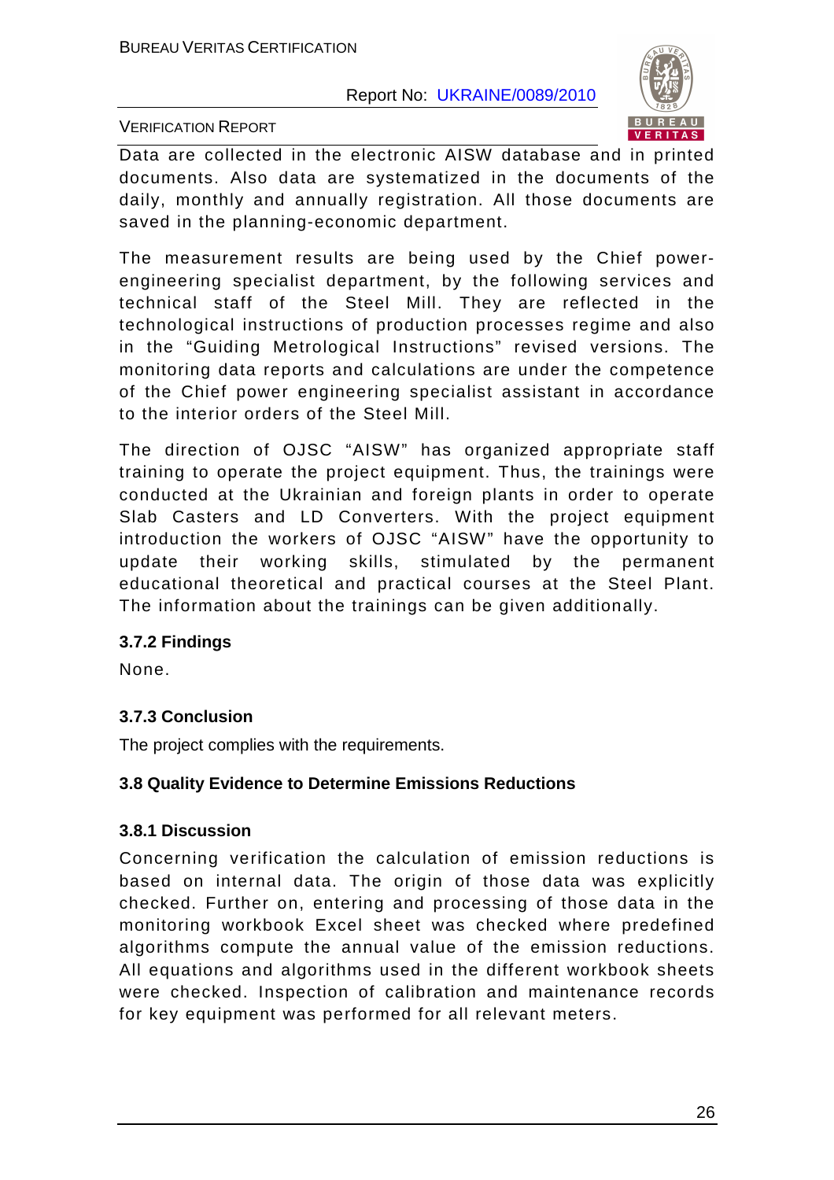Data are collected in the electronic AISW database and in printed documents. Also data are systematized in the documents of the daily, monthly and annually registration. All those documents are saved in the planning-economic department.

The measurement results are being used by the Chief power-engineering specialist department, by the following services and technical staff of the Steel Mill. They are reflected in the technological instructions of production processes regime and also in the "Guiding Metrological Instructions" revised versions. The monitoring data reports and calculations are under the competence of the Chief power engineering specialist assistant in accordance to the interior orders of the Steel Mill.

The direction of OJSC "AISW" has organized appropriate staff training to operate the project equipment. Thus, the trainings were conducted at the Ukrainian and foreign plants in order to operate Slab Casters and LD Converters. With the project equipment introduction the workers of OJSC "AISW" have the opportunity to update their working skills, stimulated by the permanent educational theoretical and practical courses at the Steel Plant. The information about the trainings can be given additionally.

### 3.7.2 Findings

None.

### 3.7.3 Conclusion

The project complies with the requirements.

## 3.8 Quality Evidence to Determine Emissions Reductions

### 3.8.1 Discussion

Concerning verification the calculation of emission reductions is based on internal data. The origin of those data was explicitly checked. Further on, entering and processing of those data in the monitoring workbook Excel sheet was checked where predefined algorithms compute the annual value of the emission reductions. All equations and algorithms used in the different workbook sheets were checked. Inspection of calibration and maintenance records for key equipment was performed for all relevant meters.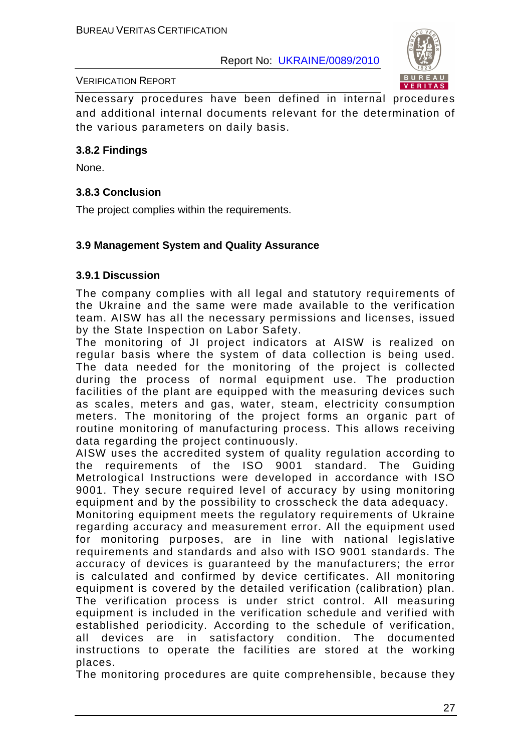Necessary procedures have been defined in internal procedures and additional internal documents relevant for the determination of the various parameters on daily basis.

### 3.8.2 Findings

None.

### 3.8.3 Conclusion

The project complies within the requirements.

## 3.9 Management System and Quality Assurance

### 3.9.1 Discussion

The company complies with all legal and statutory requirements of the Ukraine and the same were made available to the verification team. AISW has all the necessary permissions and licenses, issued by the State Inspection on Labor Safety.

The monitoring of JI project indicators at AISW is realized on regular basis where the system of data collection is being used. The data needed for the monitoring of the project is collected during the process of normal equipment use. The production facilities of the plant are equipped with the measuring devices such as scales, meters and gas, water, steam, electricity consumption meters. The monitoring of the project forms an organic part of routine monitoring of manufacturing process. This allows receiving data regarding the project continuously.

AISW uses the accredited system of quality regulation according to the requirements of the ISO 9001 standard. The Guiding Metrological Instructions were developed in accordance with ISO 9001. They secure required level of accuracy by using monitoring equipment and by the possibility to crosscheck the data adequacy.

Monitoring equipment meets the regulatory requirements of Ukraine regarding accuracy and measurement error. All the equipment used for monitoring purposes, are in line with national legislative requirements and standards and also with ISO 9001 standards. The accuracy of devices is guaranteed by the manufacturers; the error is calculated and confirmed by device certificates. All monitoring equipment is covered by the detailed verification (calibration) plan. The verification process is under strict control. All measuring equipment is included in the verification schedule and verified with established periodicity. According to the schedule of verification, all devices are in satisfactory condition. The documented instructions to operate the facilities are stored at the working places.

The monitoring procedures are quite comprehensible, because they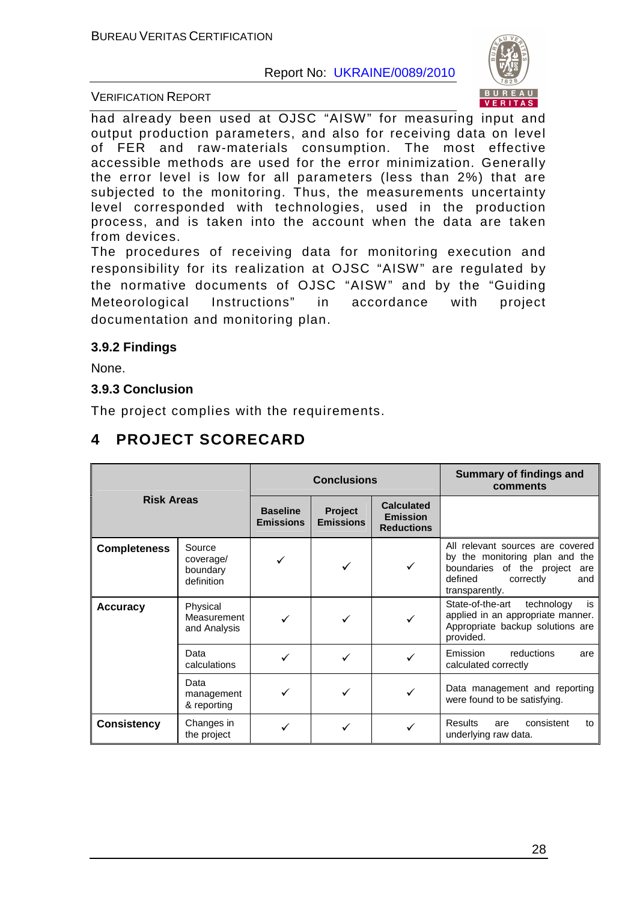had already been used at OJSC "AISW" for measuring input and output production parameters, and also for receiving data on level of FER and raw-materials consumption. The most effective accessible methods are used for the error minimization. Generally the error level is low for all parameters (less than 2%) that are subjected to the monitoring. Thus, the measurements uncertainty level corresponded with technologies, used in the production process, and is taken into the account when the data are taken from devices.

The procedures of receiving data for monitoring execution and responsibility for its realization at OJSC "AISW" are regulated by the normative documents of OJSC "AISW" and by the "Guiding Meteorological Instructions" in accordance with project documentation and monitoring plan.

### 3.9.2 Findings

None.

### 3.9.3 Conclusion

The project complies with the requirements.

# 4 PROJECT SCORECARD

| Risk Areas | | Conclusions | | | Summary of findings and comments |
|---|---|---|---|---|---|
| | | Baseline Emissions | Project Emissions | Calculated Emission Reductions | |
| **Completeness** | Source coverage/ boundary definition | ✓ | ✓ | ✓ | All relevant sources are covered by the monitoring plan and the boundaries of the project are defined correctly and transparently. |
| **Accuracy** | Physical Measurement and Analysis | ✓ | ✓ | ✓ | State-of-the-art technology is applied in an appropriate manner. Appropriate backup solutions are provided. |
| | Data calculations | ✓ | ✓ | ✓ | Emission reductions are calculated correctly |
| | Data management & reporting | ✓ | ✓ | ✓ | Data management and reporting were found to be satisfying. |
| **Consistency** | Changes in the project | ✓ | ✓ | ✓ | Results are consistent to underlying raw data. |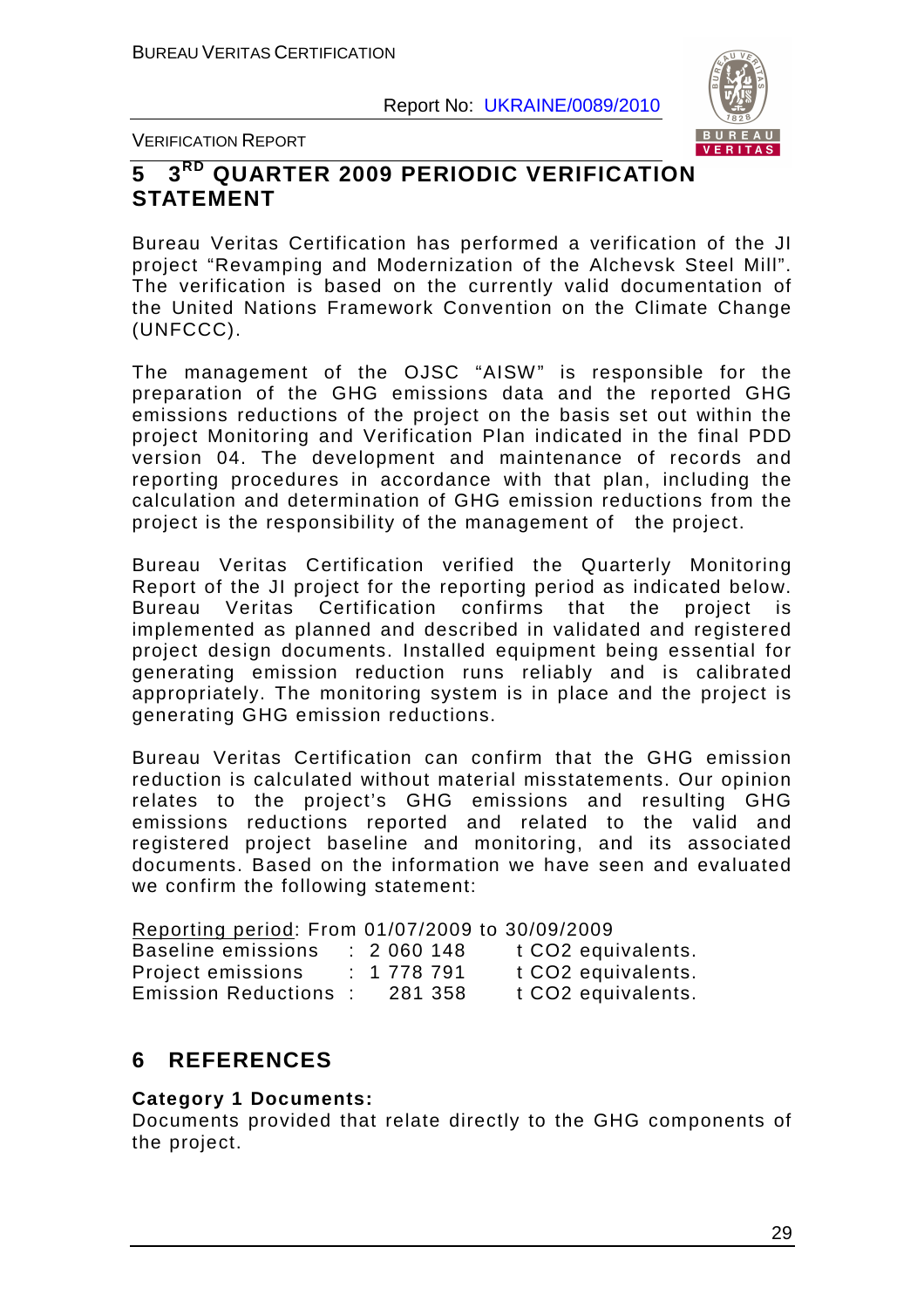# 5 3RD QUARTER 2009 PERIODIC VERIFICATION STATEMENT

Bureau Veritas Certification has performed a verification of the JI project "Revamping and Modernization of the Alchevsk Steel Mill". The verification is based on the currently valid documentation of the United Nations Framework Convention on the Climate Change (UNFCCC).

The management of the OJSC "AISW" is responsible for the preparation of the GHG emissions data and the reported GHG emissions reductions of the project on the basis set out within the project Monitoring and Verification Plan indicated in the final PDD version 04. The development and maintenance of records and reporting procedures in accordance with that plan, including the calculation and determination of GHG emission reductions from the project is the responsibility of the management of the project.

Bureau Veritas Certification verified the Quarterly Monitoring Report of the JI project for the reporting period as indicated below. Bureau Veritas Certification confirms that the project is implemented as planned and described in validated and registered project design documents. Installed equipment being essential for generating emission reduction runs reliably and is calibrated appropriately. The monitoring system is in place and the project is generating GHG emission reductions.

Bureau Veritas Certification can confirm that the GHG emission reduction is calculated without material misstatements. Our opinion relates to the project's GHG emissions and resulting GHG emissions reductions reported and related to the valid and registered project baseline and monitoring, and its associated documents. Based on the information we have seen and evaluated we confirm the following statement:

Reporting period: From 01/07/2009 to 30/09/2009

Baseline emissions : 2 060 148 t CO2 equivalents.
Project emissions : 1 778 791 t CO2 equivalents.
Emission Reductions : 281 358 t CO2 equivalents.

# 6 REFERENCES

**Category 1 Documents:**
Documents provided that relate directly to the GHG components of the project.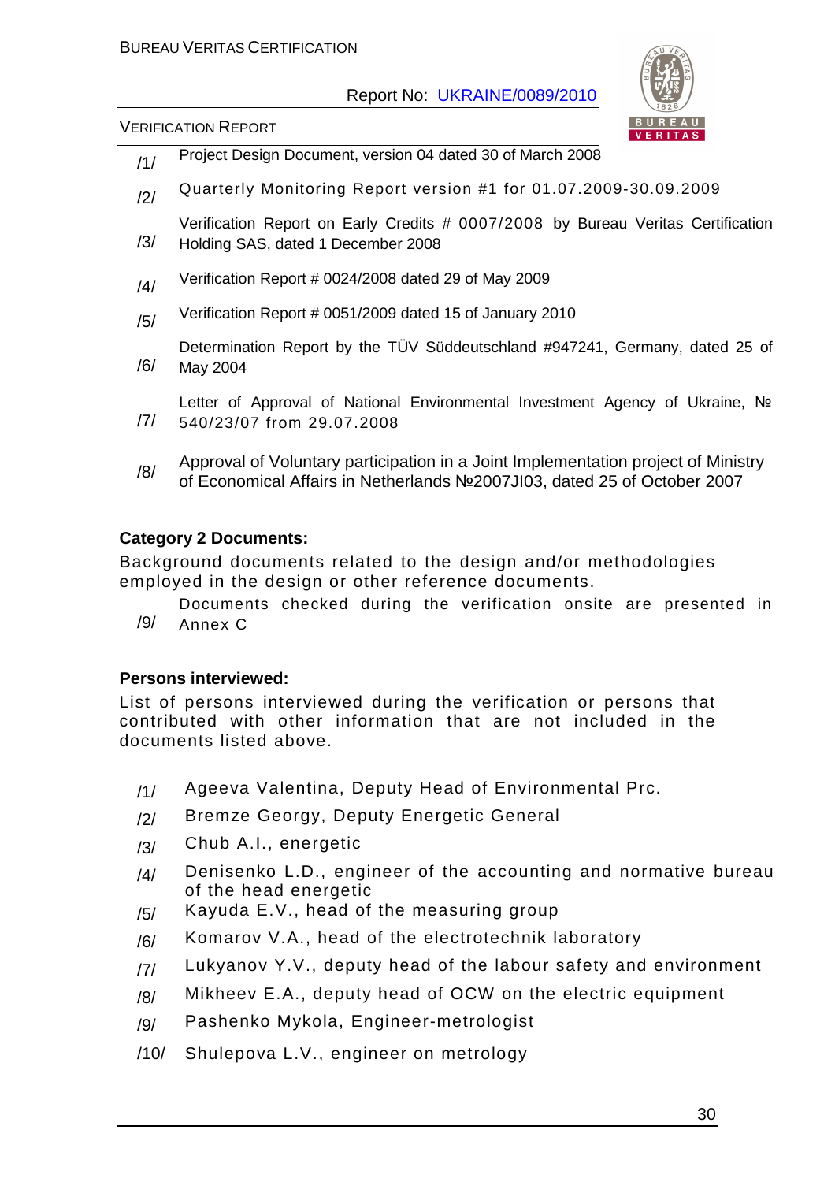/1/ Project Design Document, version 04 dated 30 of March 2008

/2/ Quarterly Monitoring Report version #1 for 01.07.2009-30.09.2009

/3/ Verification Report on Early Credits # 0007/2008 by Bureau Veritas Certification Holding SAS, dated 1 December 2008

/4/ Verification Report # 0024/2008 dated 29 of May 2009

/5/ Verification Report # 0051/2009 dated 15 of January 2010

/6/ Determination Report by the TÜV Süddeutschland #947241, Germany, dated 25 of May 2004

/7/ Letter of Approval of National Environmental Investment Agency of Ukraine, № 540/23/07 from 29.07.2008

/8/ Approval of Voluntary participation in a Joint Implementation project of Ministry of Economical Affairs in Netherlands №2007JI03, dated 25 of October 2007

**Category 2 Documents:**

Background documents related to the design and/or methodologies employed in the design or other reference documents.

/9/ Documents checked during the verification onsite are presented in Annex C

**Persons interviewed:**

List of persons interviewed during the verification or persons that contributed with other information that are not included in the documents listed above.

/1/ Ageeva Valentina, Deputy Head of Environmental Prc.

/2/ Bremze Georgy, Deputy Energetic General

/3/ Chub A.I., energetic

/4/ Denisenko L.D., engineer of the accounting and normative bureau of the head energetic

/5/ Kayuda E.V., head of the measuring group

/6/ Komarov V.A., head of the electrotechnik laboratory

/7/ Lukyanov Y.V., deputy head of the labour safety and environment

/8/ Mikheev E.A., deputy head of OCW on the electric equipment

/9/ Pashenko Mykola, Engineer-metrologist

/10/ Shulepova L.V., engineer on metrology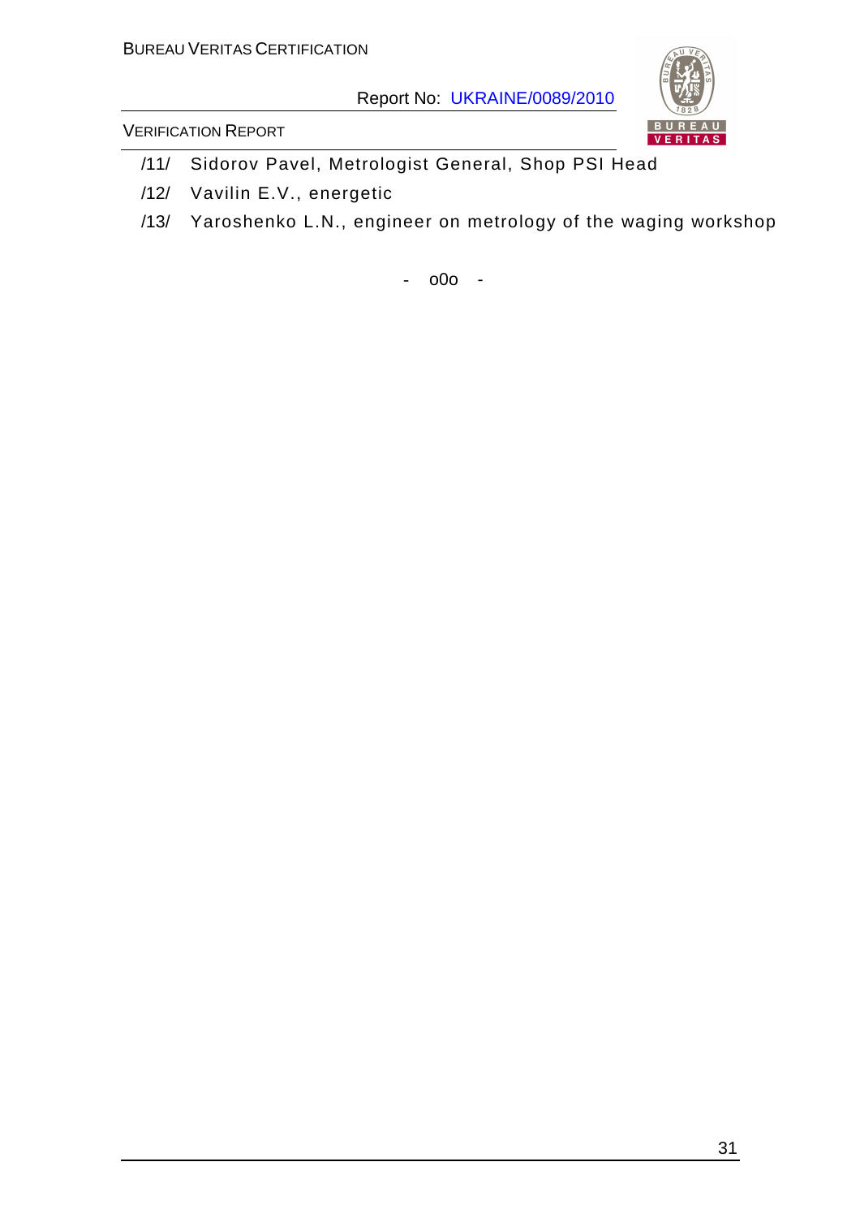/11/ Sidorov Pavel, Metrologist General, Shop PSI Head

/12/ Vavilin E.V., energetic

/13/ Yaroshenko L.N., engineer on metrology of the waging workshop

- o0o -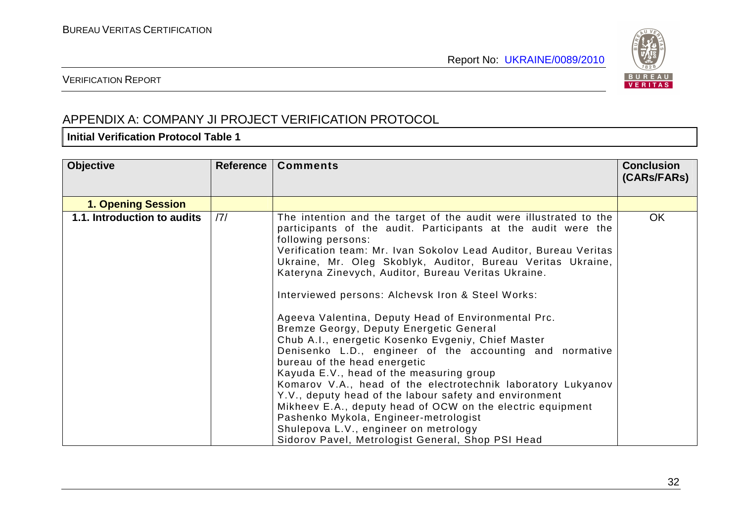## APPENDIX A: COMPANY JI PROJECT VERIFICATION PROTOCOL

**Initial Verification Protocol Table 1**

| Objective | Reference | Comments | Conclusion (CARs/FARs) |
|---|---|---|---|
| **1. Opening Session** | | | |
| **1.1. Introduction to audits** | /7/ | The intention and the target of the audit were illustrated to the participants of the audit. Participants at the audit were the following persons:<br>Verification team: Mr. Ivan Sokolov Lead Auditor, Bureau Veritas Ukraine, Mr. Oleg Skoblyk, Auditor, Bureau Veritas Ukraine, Kateryna Zinevych, Auditor, Bureau Veritas Ukraine.<br><br>Interviewed persons: Alchevsk Iron & Steel Works:<br><br>Ageeva Valentina, Deputy Head of Environmental Prc.<br>Bremze Georgy, Deputy Energetic General<br>Chub A.I., energetic Kosenko Evgeniy, Chief Master<br>Denisenko L.D., engineer of the accounting and normative bureau of the head energetic<br>Kayuda E.V., head of the measuring group<br>Komarov V.A., head of the electrotechnik laboratory Lukyanov Y.V., deputy head of the labour safety and environment<br>Mikheev E.A., deputy head of OCW on the electric equipment<br>Pashenko Mykola, Engineer-metrologist<br>Shulepova L.V., engineer on metrology<br>Sidorov Pavel, Metrologist General, Shop PSI Head | OK |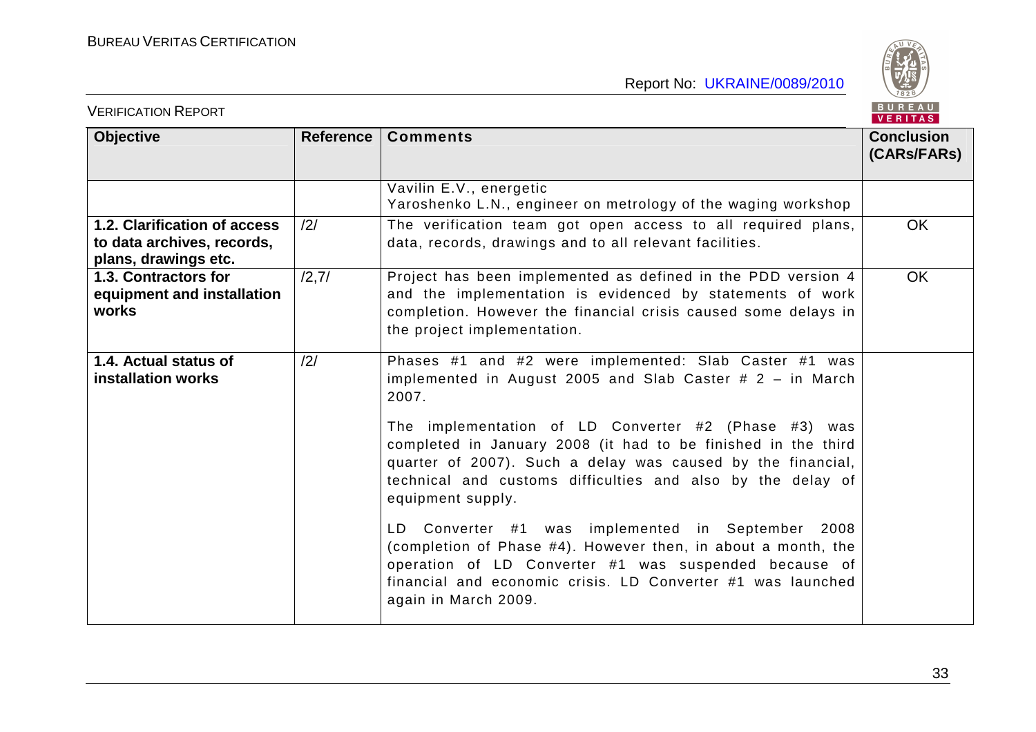| Objective | Reference | Comments | Conclusion (CARs/FARs) |
|---|---|---|---|
| | | Vavilin E.V., energetic<br>Yaroshenko L.N., engineer on metrology of the waging workshop | |
| **1.2. Clarification of access to data archives, records, plans, drawings etc.** | /2/ | The verification team got open access to all required plans, data, records, drawings and to all relevant facilities. | OK |
| **1.3. Contractors for equipment and installation works** | /2,7/ | Project has been implemented as defined in the PDD version 4 and the implementation is evidenced by statements of work completion. However the financial crisis caused some delays in the project implementation. | OK |
| **1.4. Actual status of installation works** | /2/ | Phases #1 and #2 were implemented: Slab Caster #1 was implemented in August 2005 and Slab Caster # 2 – in March 2007.<br><br>The implementation of LD Converter #2 (Phase #3) was completed in January 2008 (it had to be finished in the third quarter of 2007). Such a delay was caused by the financial, technical and customs difficulties and also by the delay of equipment supply.<br><br>LD Converter #1 was implemented in September 2008 (completion of Phase #4). However then, in about a month, the operation of LD Converter #1 was suspended because of financial and economic crisis. LD Converter #1 was launched again in March 2009. | |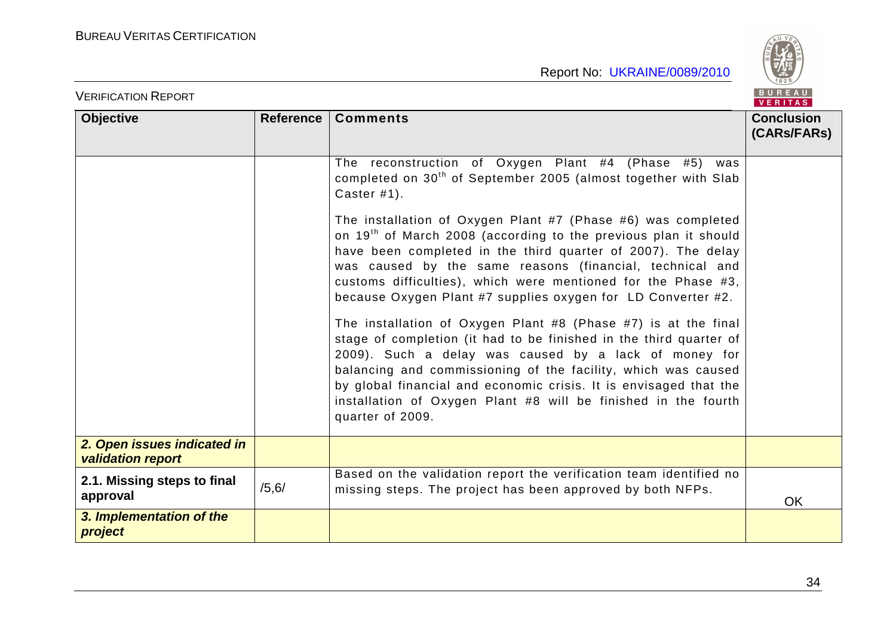| Objective | Reference | Comments | Conclusion (CARs/FARs) |
|---|---|---|---|
| | | The reconstruction of Oxygen Plant #4 (Phase #5) was completed on 30[th] of September 2005 (almost together with Slab Caster #1).<br><br>The installation of Oxygen Plant #7 (Phase #6) was completed on 19[th] of March 2008 (according to the previous plan it should have been completed in the third quarter of 2007). The delay was caused by the same reasons (financial, technical and customs difficulties), which were mentioned for the Phase #3, because Oxygen Plant #7 supplies oxygen for LD Converter #2.<br><br>The installation of Oxygen Plant #8 (Phase #7) is at the final stage of completion (it had to be finished in the third quarter of 2009). Such a delay was caused by a lack of money for balancing and commissioning of the facility, which was caused by global financial and economic crisis. It is envisaged that the installation of Oxygen Plant #8 will be finished in the fourth quarter of 2009. | |
| ***2. Open issues indicated in validation report*** | | | |
| **2.1. Missing steps to final approval** | /5,6/ | Based on the validation report the verification team identified no missing steps. The project has been approved by both NFPs. | OK |
| ***3. Implementation of the project*** | | | |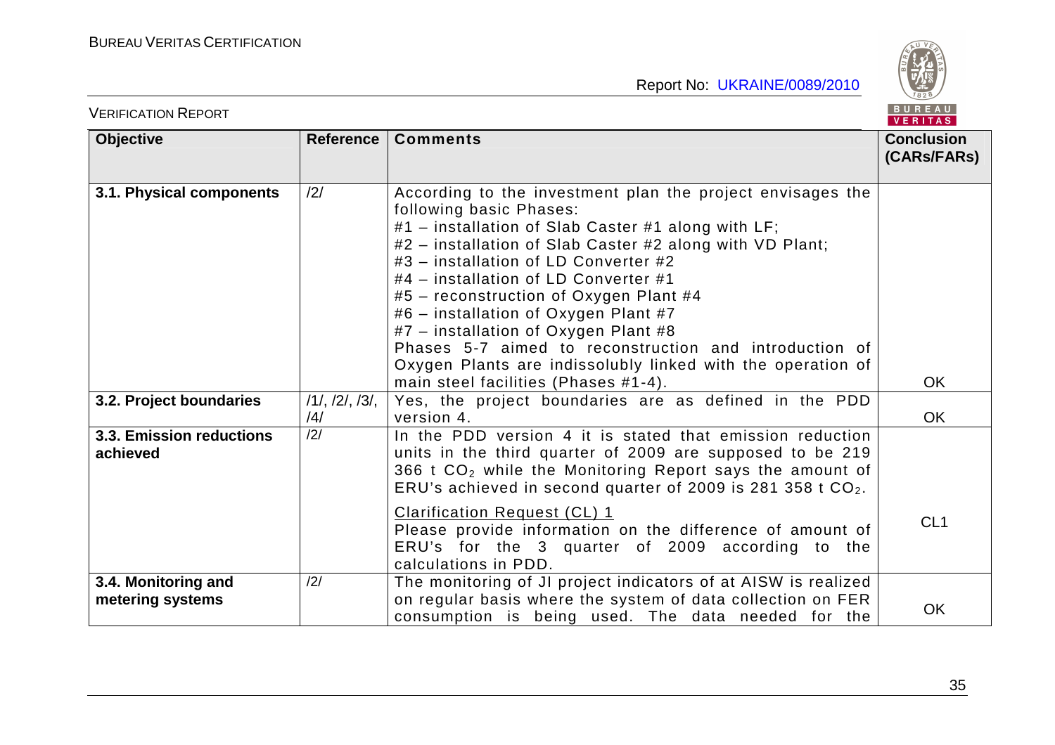| Objective | Reference | Comments | Conclusion (CARs/FARs) |
|---|---|---|---|
| **3.1. Physical components** | /2/ | According to the investment plan the project envisages the following basic Phases:<br>#1 – installation of Slab Caster #1 along with LF;<br>#2 – installation of Slab Caster #2 along with VD Plant;<br>#3 – installation of LD Converter #2<br>#4 – installation of LD Converter #1<br>#5 – reconstruction of Oxygen Plant #4<br>#6 – installation of Oxygen Plant #7<br>#7 – installation of Oxygen Plant #8<br>Phases 5-7 aimed to reconstruction and introduction of Oxygen Plants are indissolubly linked with the operation of main steel facilities (Phases #1-4). | OK |
| **3.2. Project boundaries** | /1/, /2/, /3/, /4/ | Yes, the project boundaries are as defined in the PDD version 4. | OK |
| **3.3. Emission reductions achieved** | /2/ | In the PDD version 4 it is stated that emission reduction units in the third quarter of 2009 are supposed to be 219 366 t $CO_2$ while the Monitoring Report says the amount of ERU's achieved in second quarter of 2009 is 281 358 t $CO_2$.<br><br><u>Clarification Request (CL) 1</u><br>Please provide information on the difference of amount of ERU's for the 3 quarter of 2009 according to the calculations in PDD. | CL1 |
| **3.4. Monitoring and metering systems** | /2/ | The monitoring of JI project indicators of at AISW is realized on regular basis where the system of data collection on FER consumption is being used. The data needed for the | OK |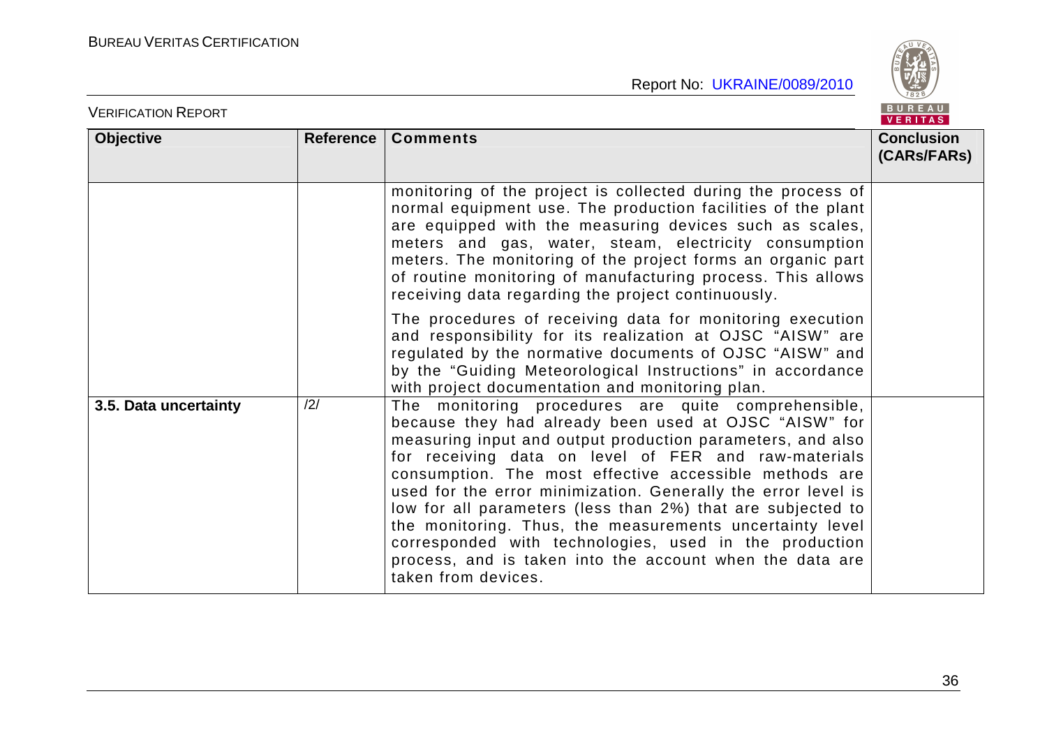| Objective | Reference | Comments | Conclusion (CARs/FARs) |
|---|---|---|---|
| | | monitoring of the project is collected during the process of normal equipment use. The production facilities of the plant are equipped with the measuring devices such as scales, meters and gas, water, steam, electricity consumption meters. The monitoring of the project forms an organic part of routine monitoring of manufacturing process. This allows receiving data regarding the project continuously.<br><br>The procedures of receiving data for monitoring execution and responsibility for its realization at OJSC "AISW" are regulated by the normative documents of OJSC "AISW" and by the "Guiding Meteorological Instructions" in accordance with project documentation and monitoring plan. | |
| **3.5. Data uncertainty** | /2/ | The monitoring procedures are quite comprehensible, because they had already been used at OJSC "AISW" for measuring input and output production parameters, and also for receiving data on level of FER and raw-materials consumption. The most effective accessible methods are used for the error minimization. Generally the error level is low for all parameters (less than 2%) that are subjected to the monitoring. Thus, the measurements uncertainty level corresponded with technologies, used in the production process, and is taken into the account when the data are taken from devices. | |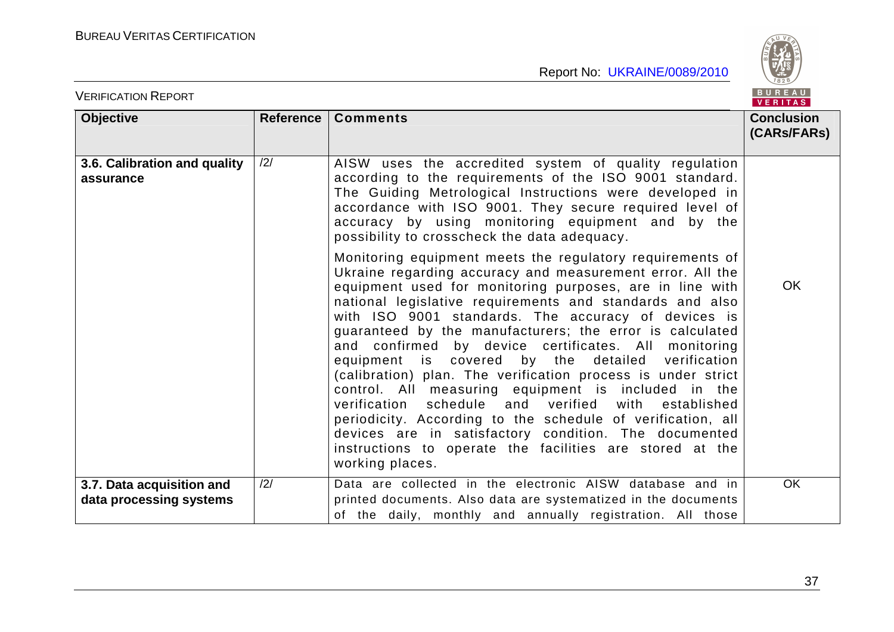| Objective | Reference | Comments | Conclusion (CARs/FARs) |
|---|---|---|---|
| **3.6. Calibration and quality assurance** | /2/ | AISW uses the accredited system of quality regulation according to the requirements of the ISO 9001 standard. The Guiding Metrological Instructions were developed in accordance with ISO 9001. They secure required level of accuracy by using monitoring equipment and by the possibility to crosscheck the data adequacy.<br><br>Monitoring equipment meets the regulatory requirements of Ukraine regarding accuracy and measurement error. All the equipment used for monitoring purposes, are in line with national legislative requirements and standards and also with ISO 9001 standards. The accuracy of devices is guaranteed by the manufacturers; the error is calculated and confirmed by device certificates. All monitoring equipment is covered by the detailed verification (calibration) plan. The verification process is under strict control. All measuring equipment is included in the verification schedule and verified with established periodicity. According to the schedule of verification, all devices are in satisfactory condition. The documented instructions to operate the facilities are stored at the working places. | OK |
| **3.7. Data acquisition and data processing systems** | /2/ | Data are collected in the electronic AISW database and in printed documents. Also data are systematized in the documents of the daily, monthly and annually registration. All those | OK |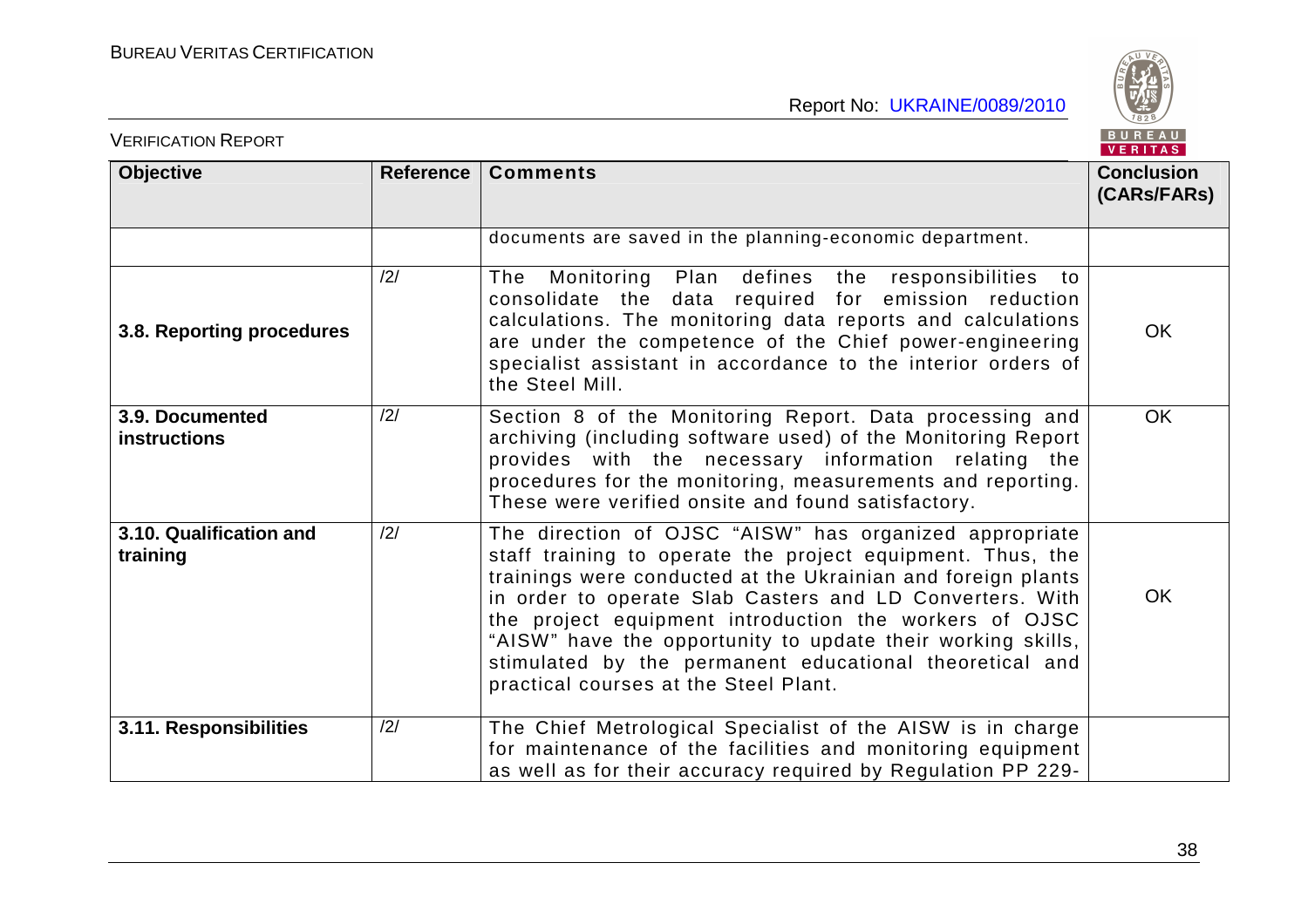| Objective | Reference | Comments | Conclusion (CARs/FARs) |
|---|---|---|---|
| | | documents are saved in the planning-economic department. | |
| **3.8. Reporting procedures** | /2/ | The Monitoring Plan defines the responsibilities to consolidate the data required for emission reduction calculations. The monitoring data reports and calculations are under the competence of the Chief power-engineering specialist assistant in accordance to the interior orders of the Steel Mill. | OK |
| **3.9. Documented instructions** | /2/ | Section 8 of the Monitoring Report. Data processing and archiving (including software used) of the Monitoring Report provides with the necessary information relating the procedures for the monitoring, measurements and reporting. These were verified onsite and found satisfactory. | OK |
| **3.10. Qualification and training** | /2/ | The direction of OJSC "AISW" has organized appropriate staff training to operate the project equipment. Thus, the trainings were conducted at the Ukrainian and foreign plants in order to operate Slab Casters and LD Converters. With the project equipment introduction the workers of OJSC "AISW" have the opportunity to update their working skills, stimulated by the permanent educational theoretical and practical courses at the Steel Plant. | OK |
| **3.11. Responsibilities** | /2/ | The Chief Metrological Specialist of the AISW is in charge for maintenance of the facilities and monitoring equipment as well as for their accuracy required by Regulation PP 229- | |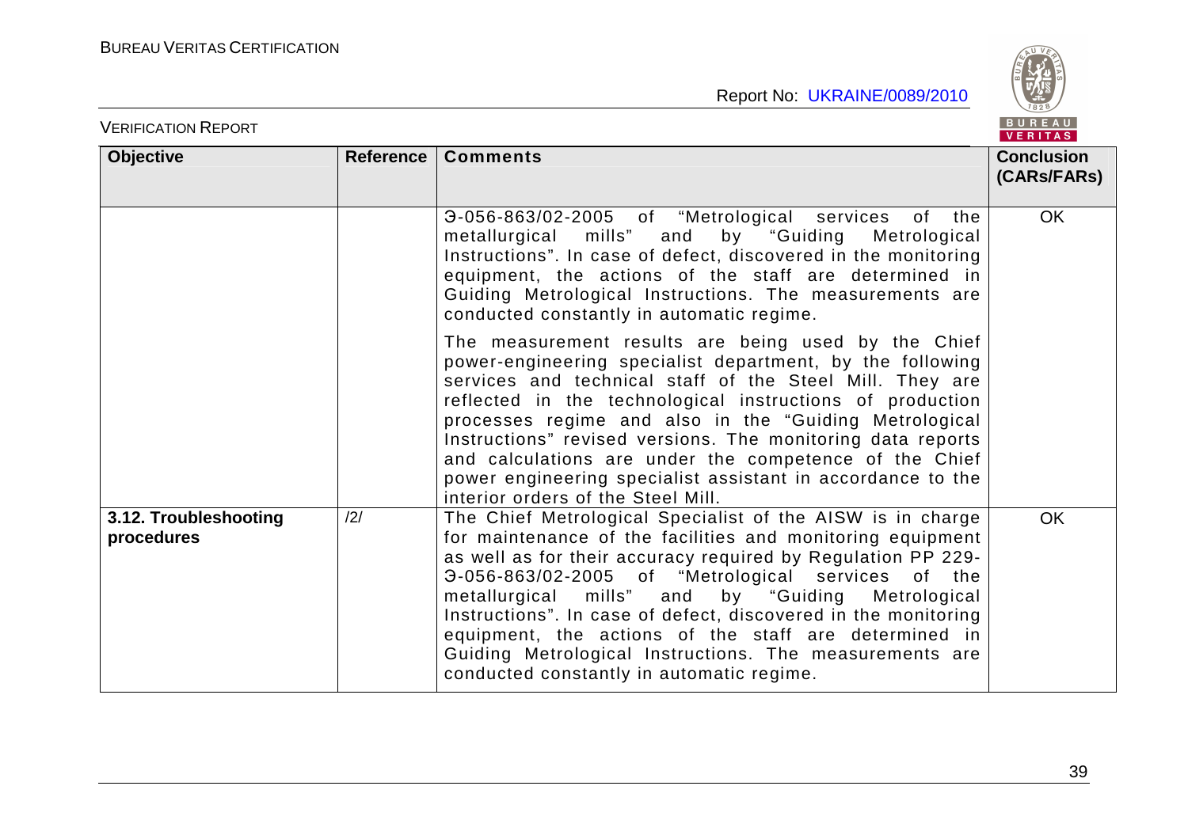| Objective | Reference | Comments | Conclusion (CARs/FARs) |
| --- | --- | --- | --- |
| | | Э-056-863/02-2005 of "Metrological services of the metallurgical mills" and by "Guiding Metrological Instructions". In case of defect, discovered in the monitoring equipment, the actions of the staff are determined in Guiding Metrological Instructions. The measurements are conducted constantly in automatic regime.<br><br>The measurement results are being used by the Chief power-engineering specialist department, by the following services and technical staff of the Steel Mill. They are reflected in the technological instructions of production processes regime and also in the "Guiding Metrological Instructions" revised versions. The monitoring data reports and calculations are under the competence of the Chief power engineering specialist assistant in accordance to the interior orders of the Steel Mill. | OK |
| **3.12. Troubleshooting procedures** | /2/ | The Chief Metrological Specialist of the AISW is in charge for maintenance of the facilities and monitoring equipment as well as for their accuracy required by Regulation PP 229-Э-056-863/02-2005 of "Metrological services of the metallurgical mills" and by "Guiding Metrological Instructions". In case of defect, discovered in the monitoring equipment, the actions of the staff are determined in Guiding Metrological Instructions. The measurements are conducted constantly in automatic regime. | OK |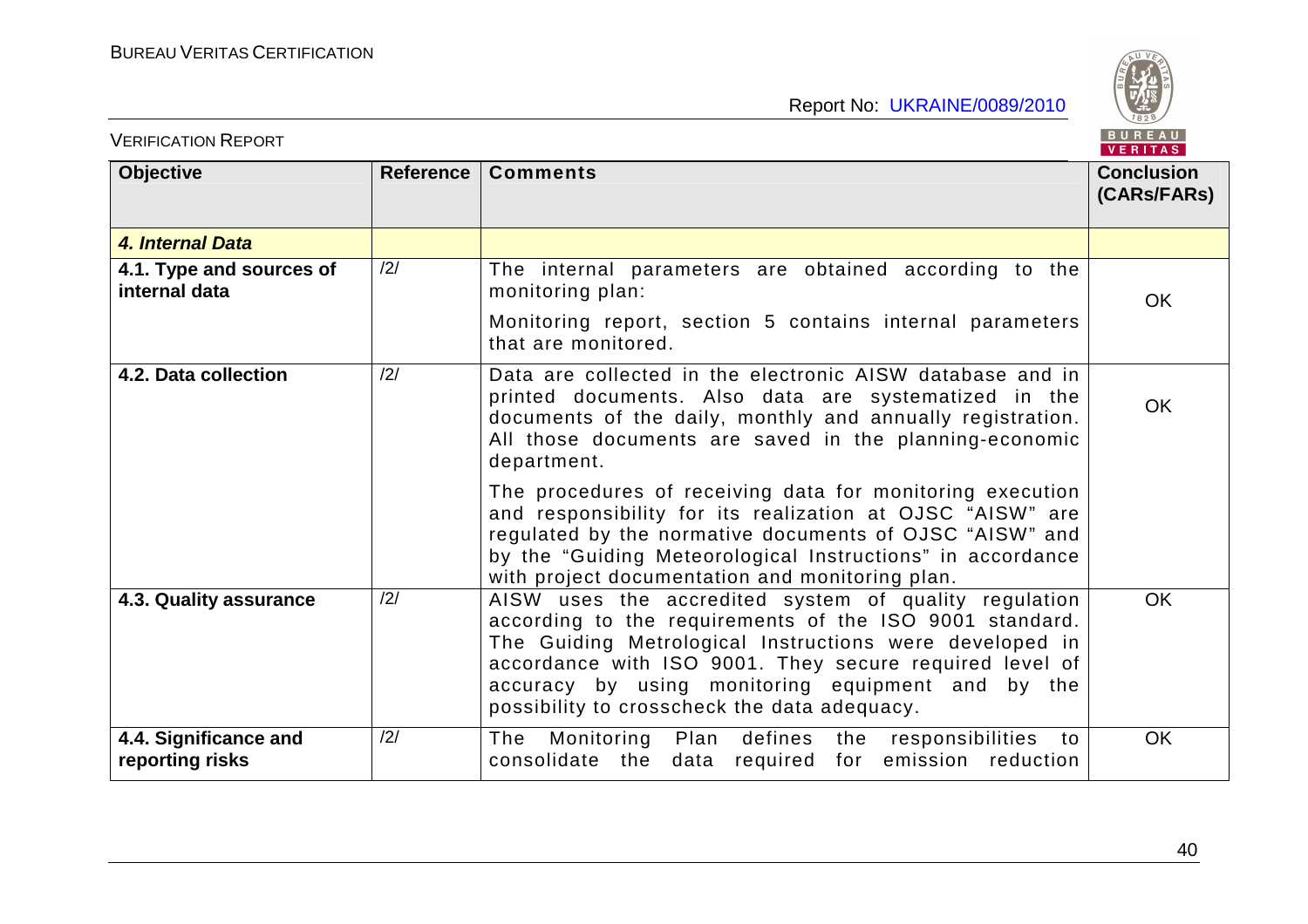| Objective | Reference | Comments | Conclusion (CARs/FARs) |
|---|---|---|---|
| ***4. Internal Data*** | | | |
| **4.1. Type and sources of internal data** | /2/ | The internal parameters are obtained according to the monitoring plan:<br><br>Monitoring report, section 5 contains internal parameters that are monitored. | OK |
| **4.2. Data collection** | /2/ | Data are collected in the electronic AISW database and in printed documents. Also data are systematized in the documents of the daily, monthly and annually registration. All those documents are saved in the planning-economic department.<br><br>The procedures of receiving data for monitoring execution and responsibility for its realization at OJSC "AISW" are regulated by the normative documents of OJSC "AISW" and by the "Guiding Meteorological Instructions" in accordance with project documentation and monitoring plan. | OK |
| **4.3. Quality assurance** | /2/ | AISW uses the accredited system of quality regulation according to the requirements of the ISO 9001 standard. The Guiding Metrological Instructions were developed in accordance with ISO 9001. They secure required level of accuracy by using monitoring equipment and by the possibility to crosscheck the data adequacy. | OK |
| **4.4. Significance and reporting risks** | /2/ | The Monitoring Plan defines the responsibilities to consolidate the data required for emission reduction | OK |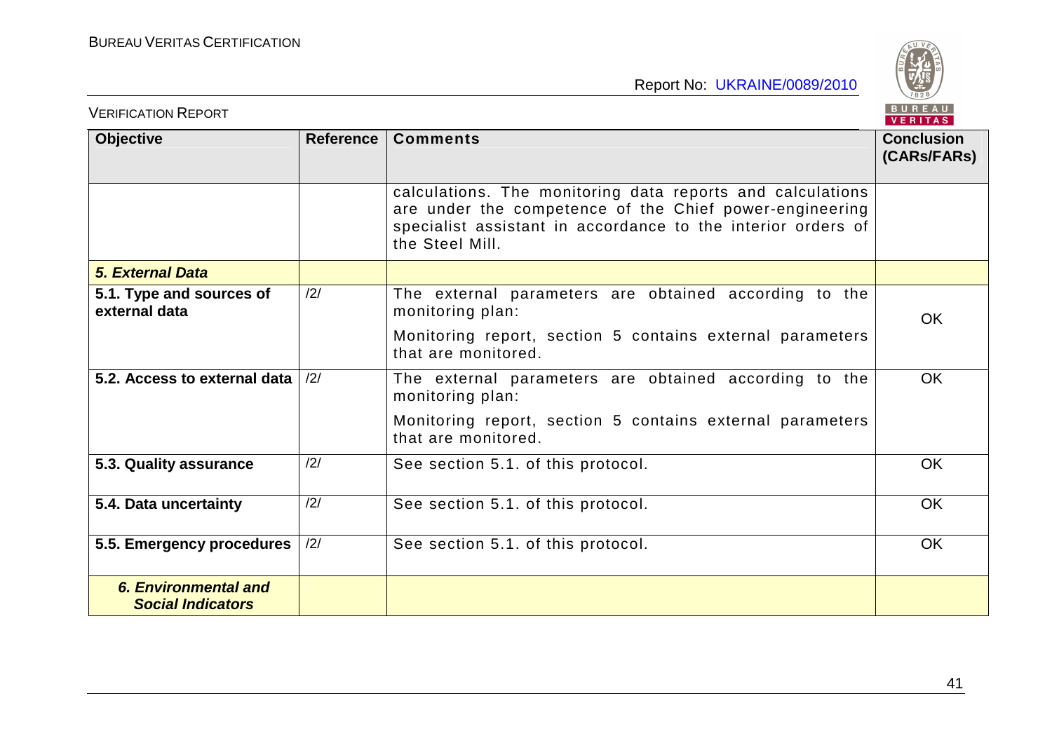| Objective | Reference | Comments | Conclusion (CARs/FARs) |
|---|---|---|---|
| | | calculations. The monitoring data reports and calculations are under the competence of the Chief power-engineering specialist assistant in accordance to the interior orders of the Steel Mill. | |
| ***5. External Data*** | | | |
| **5.1. Type and sources of external data** | /2/ | The external parameters are obtained according to the monitoring plan:<br>Monitoring report, section 5 contains external parameters that are monitored. | OK |
| **5.2. Access to external data** | /2/ | The external parameters are obtained according to the monitoring plan:<br>Monitoring report, section 5 contains external parameters that are monitored. | OK |
| **5.3. Quality assurance** | /2/ | See section 5.1. of this protocol. | OK |
| **5.4. Data uncertainty** | /2/ | See section 5.1. of this protocol. | OK |
| **5.5. Emergency procedures** | /2/ | See section 5.1. of this protocol. | OK |
| ***6. Environmental and Social Indicators*** | | | |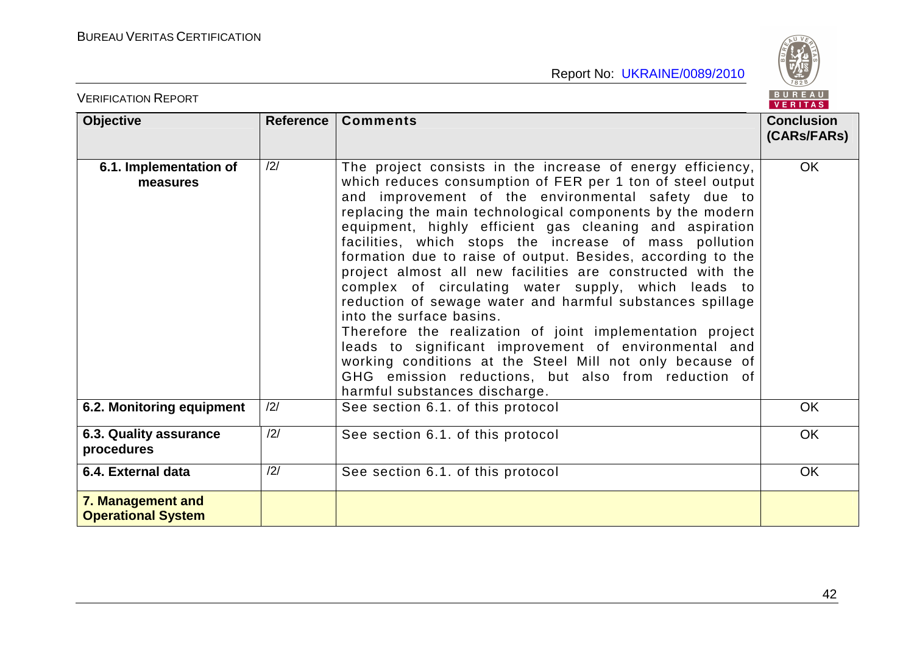| Objective | Reference | Comments | Conclusion (CARs/FARs) |
|---|---|---|---|
| **6.1. Implementation of measures** | /2/ | The project consists in the increase of energy efficiency, which reduces consumption of FER per 1 ton of steel output and improvement of the environmental safety due to replacing the main technological components by the modern equipment, highly efficient gas cleaning and aspiration facilities, which stops the increase of mass pollution formation due to raise of output. Besides, according to the project almost all new facilities are constructed with the complex of circulating water supply, which leads to reduction of sewage water and harmful substances spillage into the surface basins. Therefore the realization of joint implementation project leads to significant improvement of environmental and working conditions at the Steel Mill not only because of GHG emission reductions, but also from reduction of harmful substances discharge. | OK |
| **6.2. Monitoring equipment** | /2/ | See section 6.1. of this protocol | OK |
| **6.3. Quality assurance procedures** | /2/ | See section 6.1. of this protocol | OK |
| **6.4. External data** | /2/ | See section 6.1. of this protocol | OK |
| **7. Management and Operational System** | | | |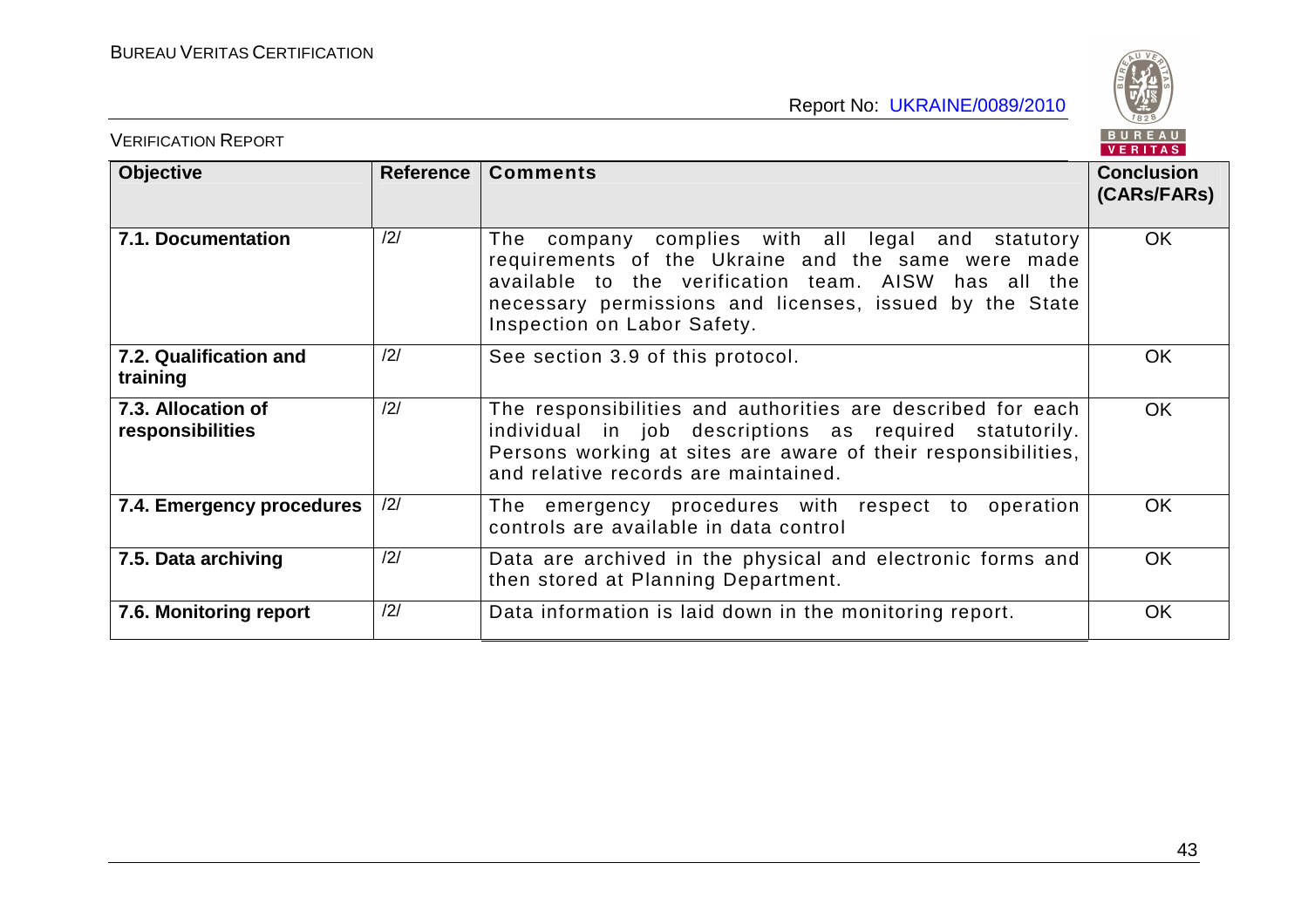| Objective | Reference | Comments | Conclusion (CARs/FARs) |
|---|---|---|---|
| **7.1. Documentation** | /2/ | The company complies with all legal and statutory requirements of the Ukraine and the same were made available to the verification team. AISW has all the necessary permissions and licenses, issued by the State Inspection on Labor Safety. | OK |
| **7.2. Qualification and training** | /2/ | See section 3.9 of this protocol. | OK |
| **7.3. Allocation of responsibilities** | /2/ | The responsibilities and authorities are described for each individual in job descriptions as required statutorily. Persons working at sites are aware of their responsibilities, and relative records are maintained. | OK |
| **7.4. Emergency procedures** | /2/ | The emergency procedures with respect to operation controls are available in data control | OK |
| **7.5. Data archiving** | /2/ | Data are archived in the physical and electronic forms and then stored at Planning Department. | OK |
| **7.6. Monitoring report** | /2/ | Data information is laid down in the monitoring report. | OK |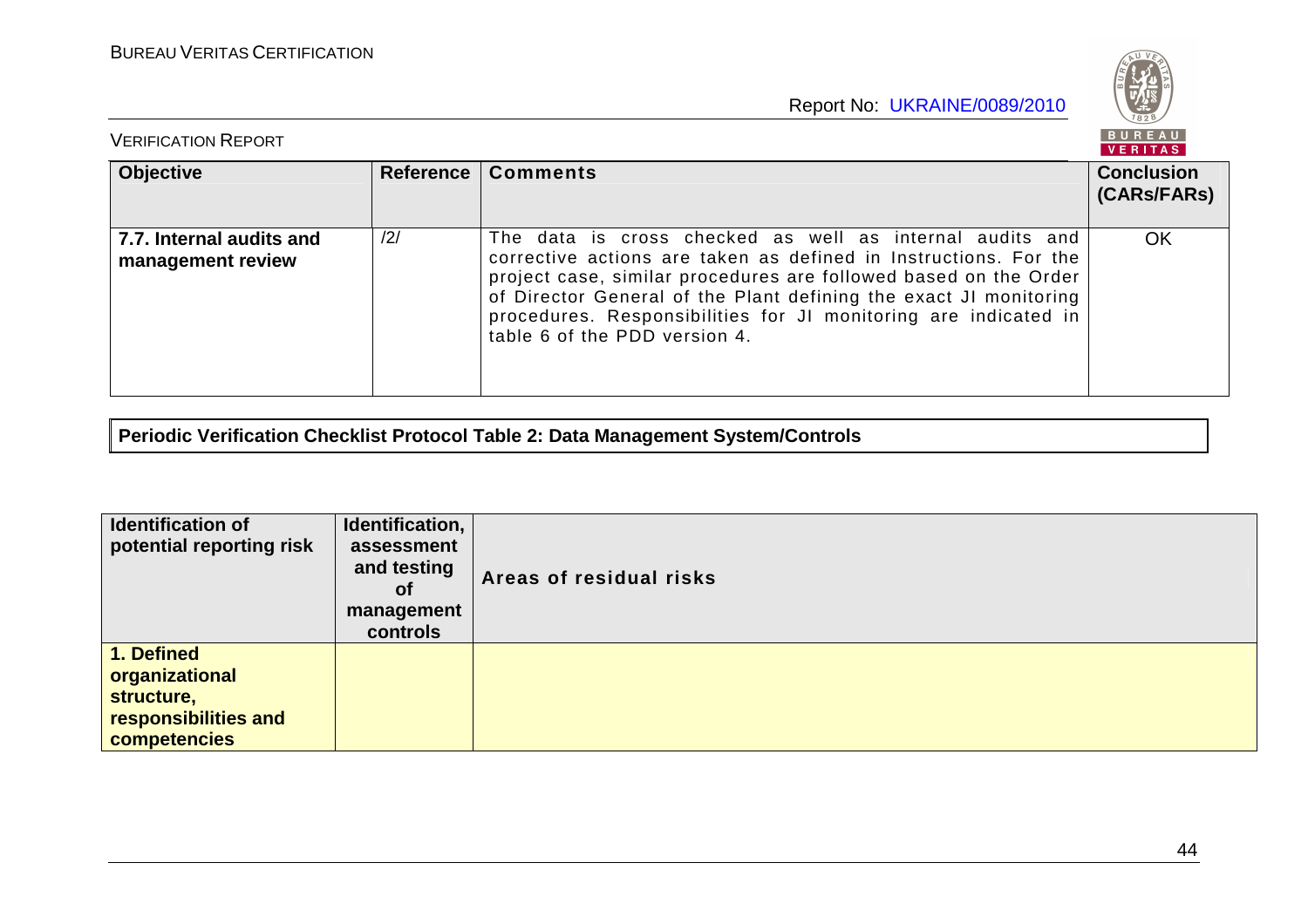| Objective | Reference | Comments | Conclusion (CARs/FARs) |
|---|---|---|---|
| **7.7. Internal audits and management review** | /2/ | The data is cross checked as well as internal audits and corrective actions are taken as defined in Instructions. For the project case, similar procedures are followed based on the Order of Director General of the Plant defining the exact JI monitoring procedures. Responsibilities for JI monitoring are indicated in table 6 of the PDD version 4. | OK |

**Periodic Verification Checklist Protocol Table 2: Data Management System/Controls**

| Identification of potential reporting risk | Identification, assessment and testing of management controls | Areas of residual risks |
|---|---|---|
| **1. Defined organizational structure, responsibilities and competencies** | | |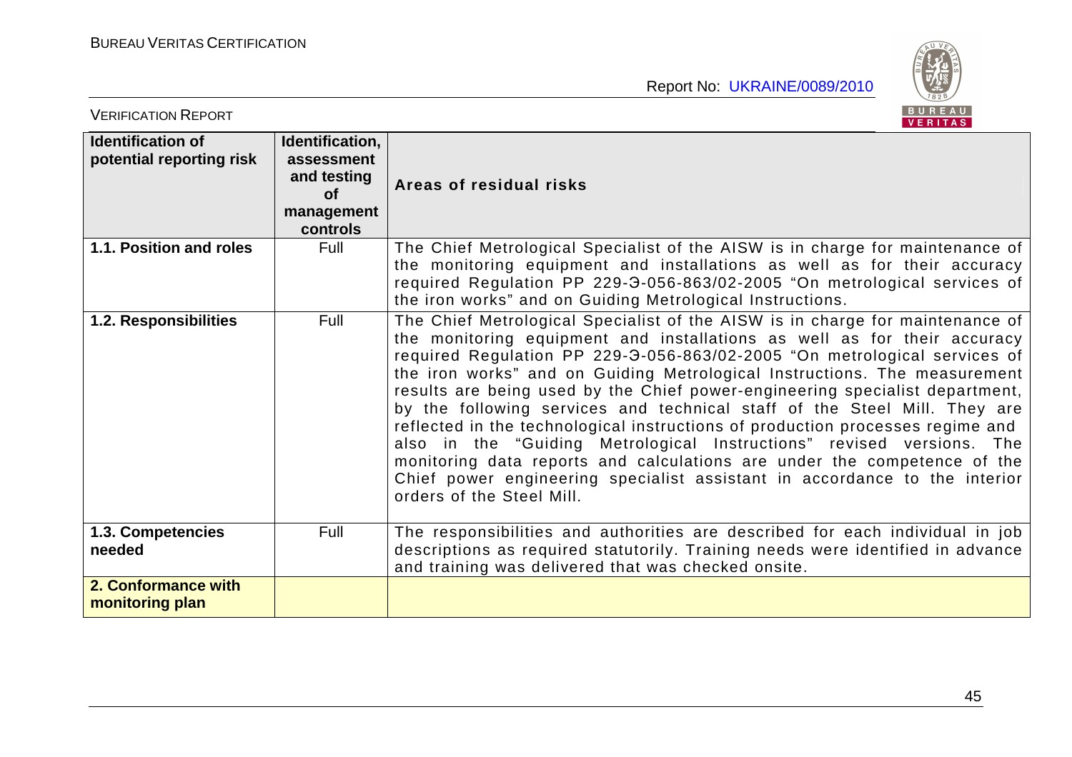| Identification of potential reporting risk | Identification, assessment and testing of management controls | Areas of residual risks |
|---|---|---|
| **1.1. Position and roles** | Full | The Chief Metrological Specialist of the AISW is in charge for maintenance of the monitoring equipment and installations as well as for their accuracy required Regulation PP 229-Э-056-863/02-2005 "On metrological services of the iron works" and on Guiding Metrological Instructions. |
| **1.2. Responsibilities** | Full | The Chief Metrological Specialist of the AISW is in charge for maintenance of the monitoring equipment and installations as well as for their accuracy required Regulation PP 229-Э-056-863/02-2005 "On metrological services of the iron works" and on Guiding Metrological Instructions. The measurement results are being used by the Chief power-engineering specialist department, by the following services and technical staff of the Steel Mill. They are reflected in the technological instructions of production processes regime and also in the "Guiding Metrological Instructions" revised versions. The monitoring data reports and calculations are under the competence of the Chief power engineering specialist assistant in accordance to the interior orders of the Steel Mill. |
| **1.3. Competencies needed** | Full | The responsibilities and authorities are described for each individual in job descriptions as required statutorily. Training needs were identified in advance and training was delivered that was checked onsite. |
| **2. Conformance with monitoring plan** | | |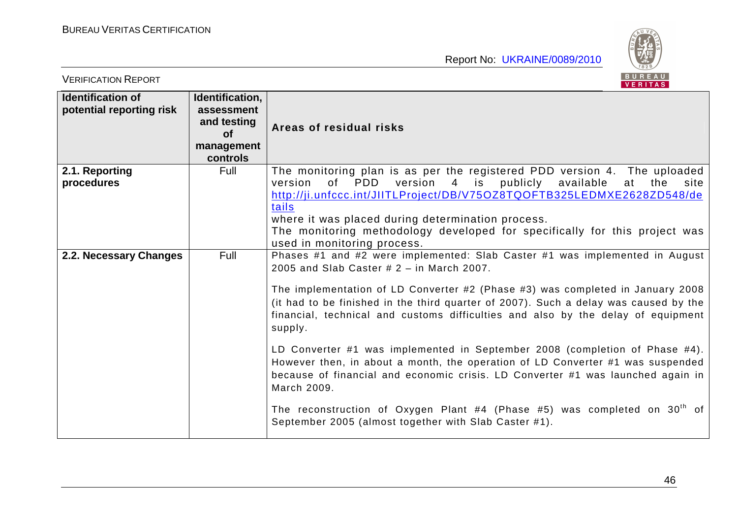| Identification of potential reporting risk | Identification, assessment and testing of management controls | Areas of residual risks |
|---|---|---|
| **2.1. Reporting procedures** | Full | The monitoring plan is as per the registered PDD version 4. The uploaded version of PDD version 4 is publicly available at the site http://ji.unfccc.int/JIITLProject/DB/V75OZ8TQOFTB325LEDMXE2628ZD548/details where it was placed during determination process.<br>The monitoring methodology developed for specifically for this project was used in monitoring process. |
| **2.2. Necessary Changes** | Full | Phases #1 and #2 were implemented: Slab Caster #1 was implemented in August 2005 and Slab Caster # 2 – in March 2007.<br><br>The implementation of LD Converter #2 (Phase #3) was completed in January 2008 (it had to be finished in the third quarter of 2007). Such a delay was caused by the financial, technical and customs difficulties and also by the delay of equipment supply.<br><br>LD Converter #1 was implemented in September 2008 (completion of Phase #4). However then, in about a month, the operation of LD Converter #1 was suspended because of financial and economic crisis. LD Converter #1 was launched again in March 2009.<br><br>The reconstruction of Oxygen Plant #4 (Phase #5) was completed on 30th of September 2005 (almost together with Slab Caster #1). |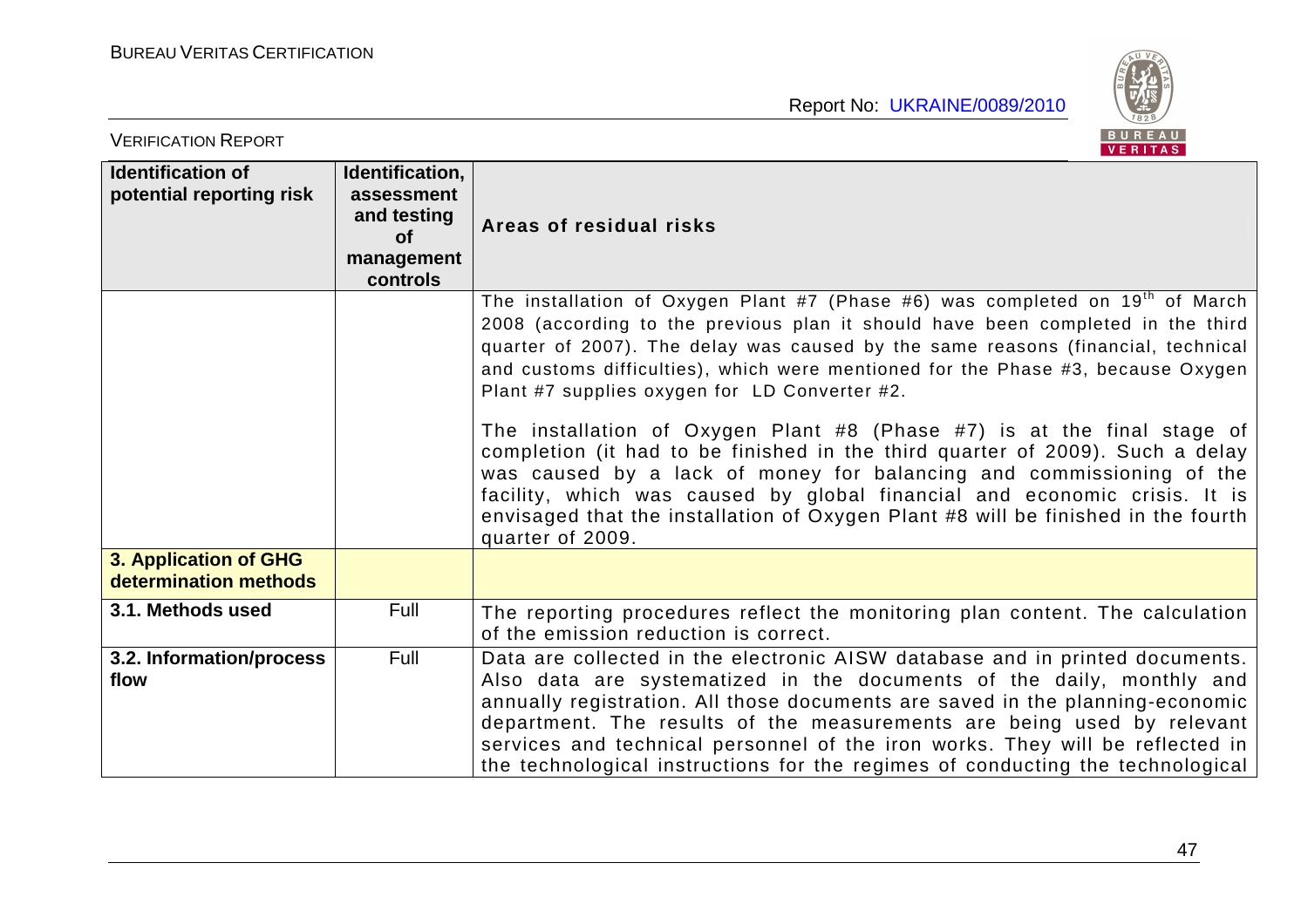| Identification of potential reporting risk | Identification, assessment and testing of management controls | Areas of residual risks |
|---|---|---|
| | | The installation of Oxygen Plant #7 (Phase #6) was completed on 19[th] of March 2008 (according to the previous plan it should have been completed in the third quarter of 2007). The delay was caused by the same reasons (financial, technical and customs difficulties), which were mentioned for the Phase #3, because Oxygen Plant #7 supplies oxygen for LD Converter #2.<br><br>The installation of Oxygen Plant #8 (Phase #7) is at the final stage of completion (it had to be finished in the third quarter of 2009). Such a delay was caused by a lack of money for balancing and commissioning of the facility, which was caused by global financial and economic crisis. It is envisaged that the installation of Oxygen Plant #8 will be finished in the fourth quarter of 2009. |
| **3. Application of GHG determination methods** | | |
| **3.1. Methods used** | Full | The reporting procedures reflect the monitoring plan content. The calculation of the emission reduction is correct. |
| **3.2. Information/process flow** | Full | Data are collected in the electronic AISW database and in printed documents. Also data are systematized in the documents of the daily, monthly and annually registration. All those documents are saved in the planning-economic department. The results of the measurements are being used by relevant services and technical personnel of the iron works. They will be reflected in the technological instructions for the regimes of conducting the technological |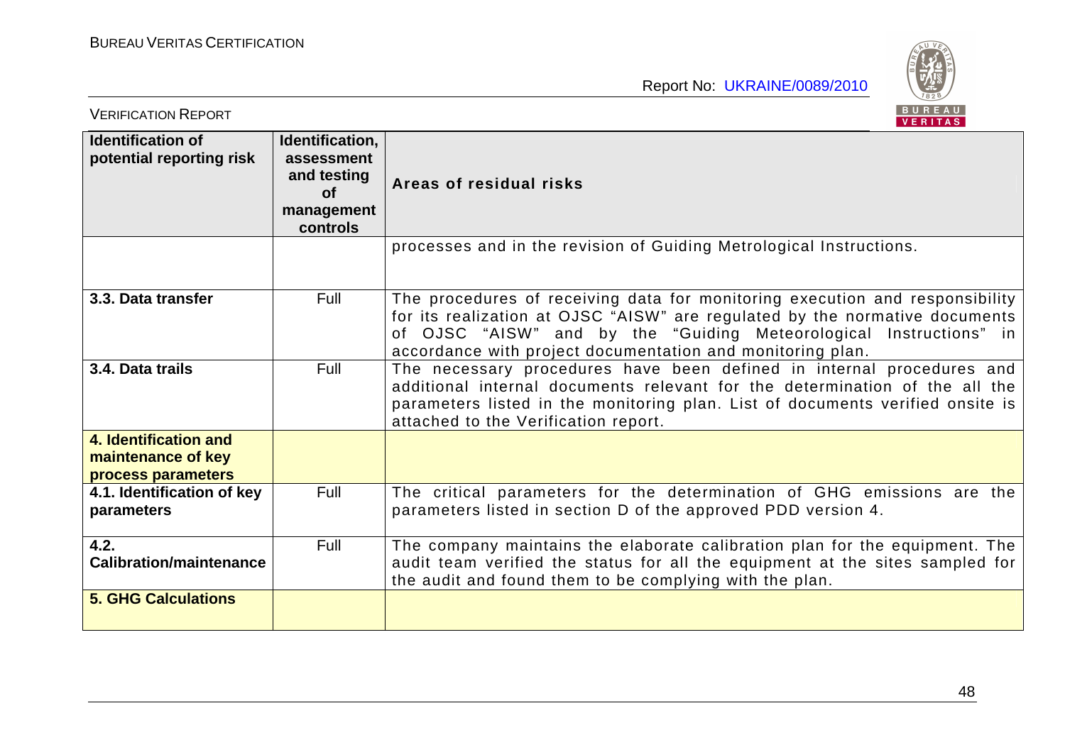| Identification of potential reporting risk | Identification, assessment and testing of management controls | Areas of residual risks |
|---|---|---|
| | | processes and in the revision of Guiding Metrological Instructions. |
| **3.3. Data transfer** | Full | The procedures of receiving data for monitoring execution and responsibility for its realization at OJSC "AISW" are regulated by the normative documents of OJSC "AISW" and by the "Guiding Meteorological Instructions" in accordance with project documentation and monitoring plan. |
| **3.4. Data trails** | Full | The necessary procedures have been defined in internal procedures and additional internal documents relevant for the determination of the all the parameters listed in the monitoring plan. List of documents verified onsite is attached to the Verification report. |
| **4. Identification and maintenance of key process parameters** | | |
| **4.1. Identification of key parameters** | Full | The critical parameters for the determination of GHG emissions are the parameters listed in section D of the approved PDD version 4. |
| **4.2. Calibration/maintenance** | Full | The company maintains the elaborate calibration plan for the equipment. The audit team verified the status for all the equipment at the sites sampled for the audit and found them to be complying with the plan. |
| **5. GHG Calculations** | | |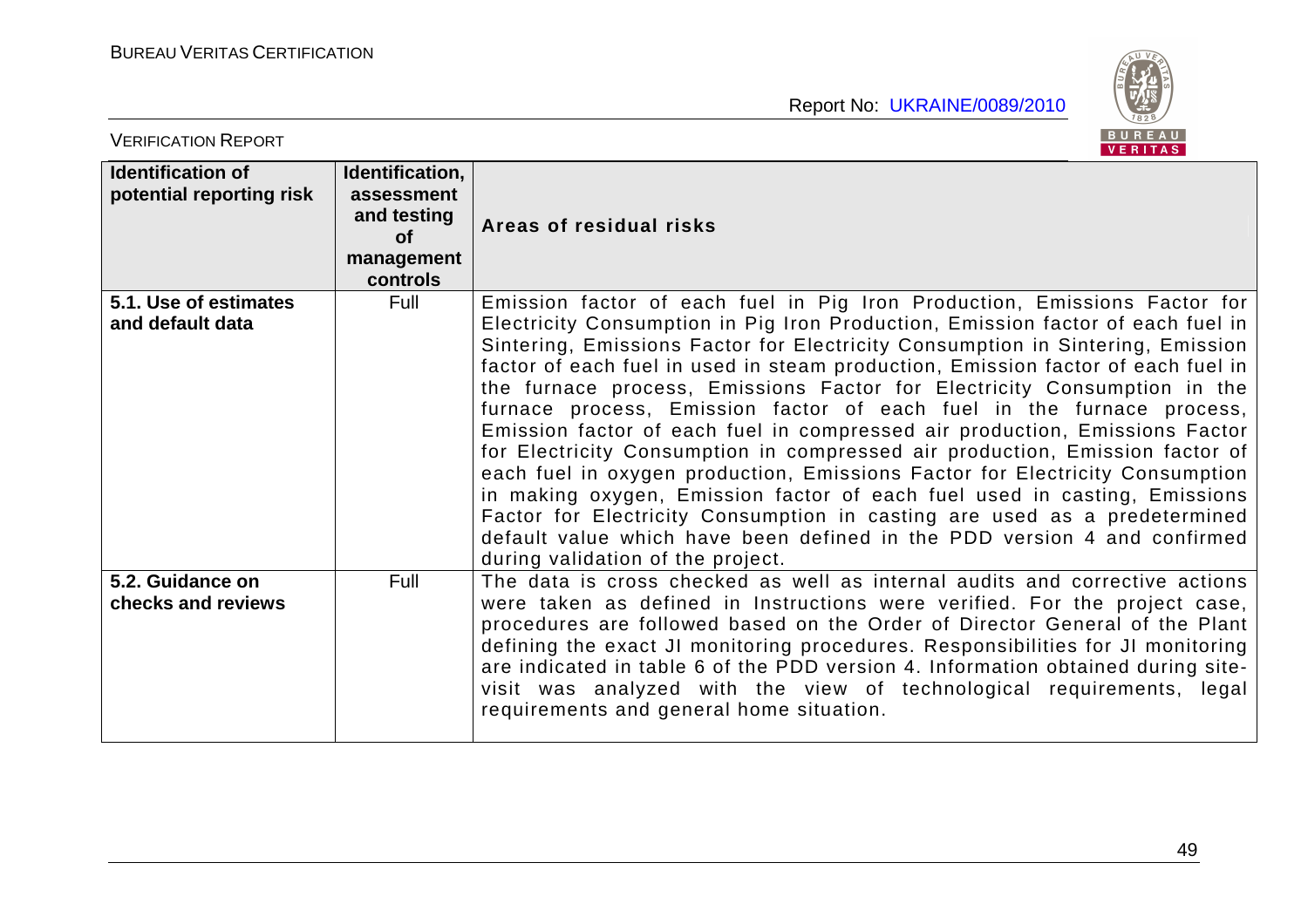| Identification of potential reporting risk | Identification, assessment and testing of management controls | Areas of residual risks |
|---|---|---|
| **5.1. Use of estimates and default data** | Full | Emission factor of each fuel in Pig Iron Production, Emissions Factor for Electricity Consumption in Pig Iron Production, Emission factor of each fuel in Sintering, Emissions Factor for Electricity Consumption in Sintering, Emission factor of each fuel in used in steam production, Emission factor of each fuel in the furnace process, Emissions Factor for Electricity Consumption in the furnace process, Emission factor of each fuel in the furnace process, Emission factor of each fuel in compressed air production, Emissions Factor for Electricity Consumption in compressed air production, Emission factor of each fuel in oxygen production, Emissions Factor for Electricity Consumption in making oxygen, Emission factor of each fuel used in casting, Emissions Factor for Electricity Consumption in casting are used as a predetermined default value which have been defined in the PDD version 4 and confirmed during validation of the project. |
| **5.2. Guidance on checks and reviews** | Full | The data is cross checked as well as internal audits and corrective actions were taken as defined in Instructions were verified. For the project case, procedures are followed based on the Order of Director General of the Plant defining the exact JI monitoring procedures. Responsibilities for JI monitoring are indicated in table 6 of the PDD version 4. Information obtained during site-visit was analyzed with the view of technological requirements, legal requirements and general home situation. |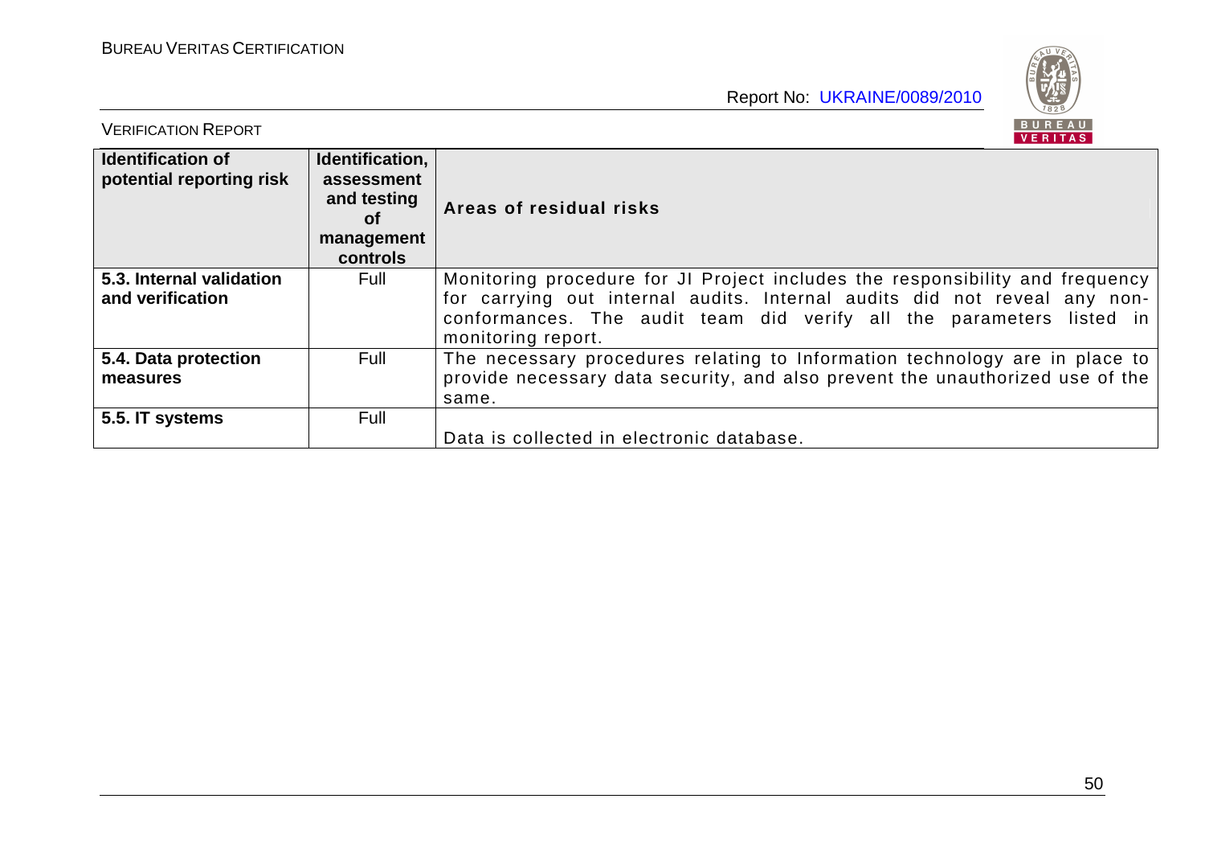| Identification of potential reporting risk | Identification, assessment and testing of management controls | Areas of residual risks |
|---|---|---|
| **5.3. Internal validation and verification** | Full | Monitoring procedure for JI Project includes the responsibility and frequency for carrying out internal audits. Internal audits did not reveal any non-conformances. The audit team did verify all the parameters listed in monitoring report. |
| **5.4. Data protection measures** | Full | The necessary procedures relating to Information technology are in place to provide necessary data security, and also prevent the unauthorized use of the same. |
| **5.5. IT systems** | Full | Data is collected in electronic database. |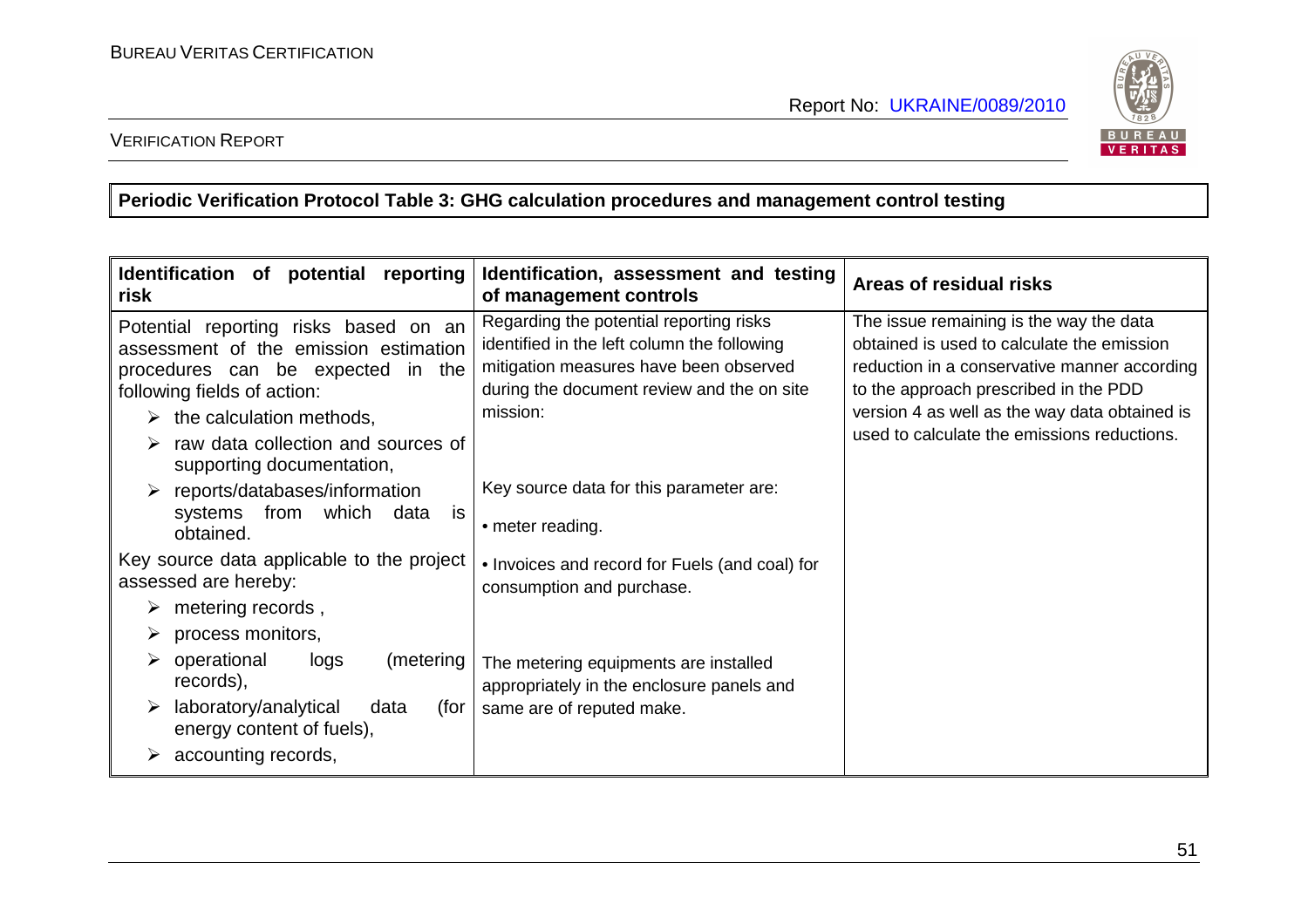**Periodic Verification Protocol Table 3: GHG calculation procedures and management control testing**

| Identification of potential reporting risk | Identification, assessment and testing of management controls | Areas of residual risks |
|---|---|---|
| Potential reporting risks based on an assessment of the emission estimation procedures can be expected in the following fields of action:<br>➢ the calculation methods,<br>➢ raw data collection and sources of supporting documentation,<br>➢ reports/databases/information systems from which data is obtained.<br>Key source data applicable to the project assessed are hereby:<br>➢ metering records ,<br>➢ process monitors,<br>➢ operational logs (metering records),<br>➢ laboratory/analytical data (for energy content of fuels),<br>➢ accounting records, | Regarding the potential reporting risks identified in the left column the following mitigation measures have been observed during the document review and the on site mission:<br><br>Key source data for this parameter are:<br>• meter reading.<br>• Invoices and record for Fuels (and coal) for consumption and purchase.<br><br>The metering equipments are installed appropriately in the enclosure panels and same are of reputed make. | The issue remaining is the way the data obtained is used to calculate the emission reduction in a conservative manner according to the approach prescribed in the PDD version 4 as well as the way data obtained is used to calculate the emissions reductions. |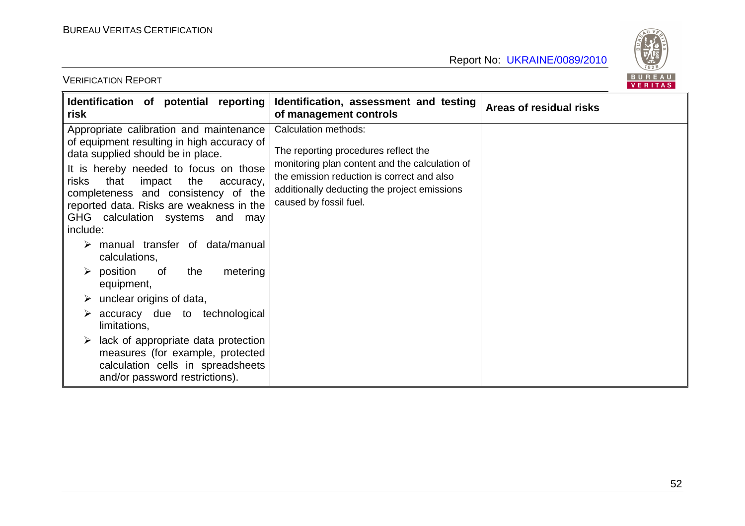| Identification of potential reporting risk | Identification, assessment and testing of management controls | Areas of residual risks |
|---|---|---|
| Appropriate calibration and maintenance of equipment resulting in high accuracy of data supplied should be in place.<br>It is hereby needed to focus on those risks that impact the accuracy, completeness and consistency of the reported data. Risks are weakness in the GHG calculation systems and may include:<br>➢ manual transfer of data/manual calculations,<br>➢ position of the metering equipment,<br>➢ unclear origins of data,<br>➢ accuracy due to technological limitations,<br>➢ lack of appropriate data protection measures (for example, protected calculation cells in spreadsheets and/or password restrictions). | Calculation methods:<br>The reporting procedures reflect the monitoring plan content and the calculation of the emission reduction is correct and also additionally deducting the project emissions caused by fossil fuel. | |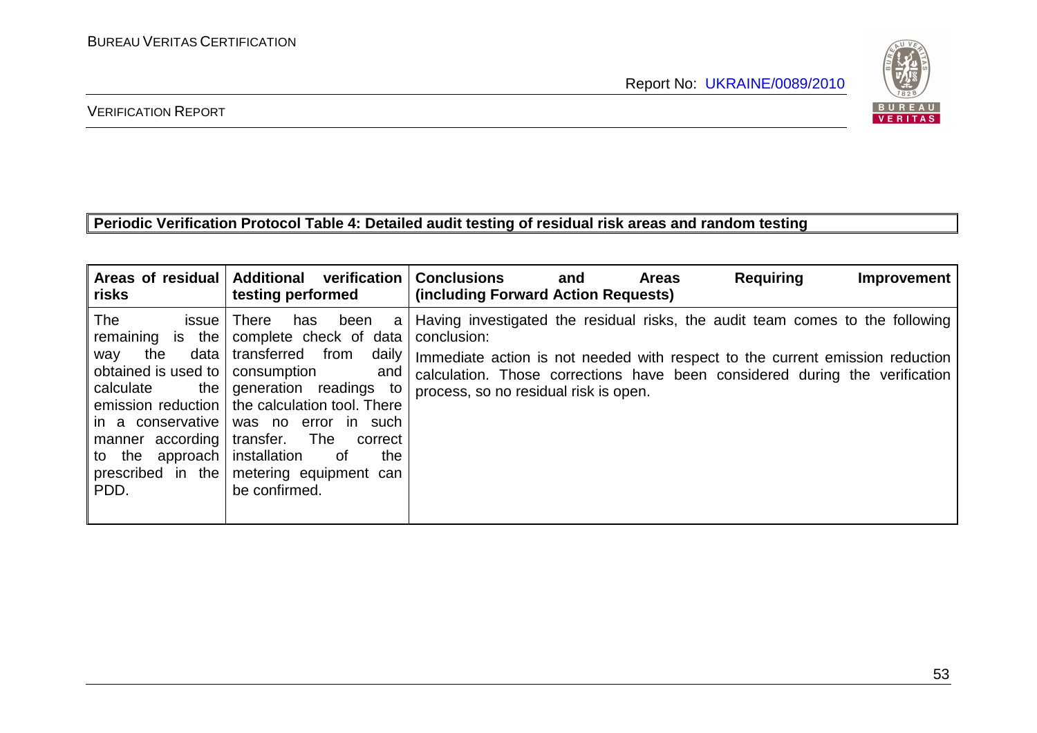**Periodic Verification Protocol Table 4: Detailed audit testing of residual risk areas and random testing**

| Areas of residual risks | Additional verification testing performed | Conclusions and Areas Requiring Improvement (including Forward Action Requests) |
|---|---|---|
| The issue remaining is the way the data obtained is used to calculate the emission reduction in a conservative manner according to the approach prescribed in the PDD. | There has been a complete check of data transferred from daily consumption and generation readings to the calculation tool. There was no error in such transfer. The correct installation of the metering equipment can be confirmed. | Having investigated the residual risks, the audit team comes to the following conclusion:<br>Immediate action is not needed with respect to the current emission reduction calculation. Those corrections have been considered during the verification process, so no residual risk is open. |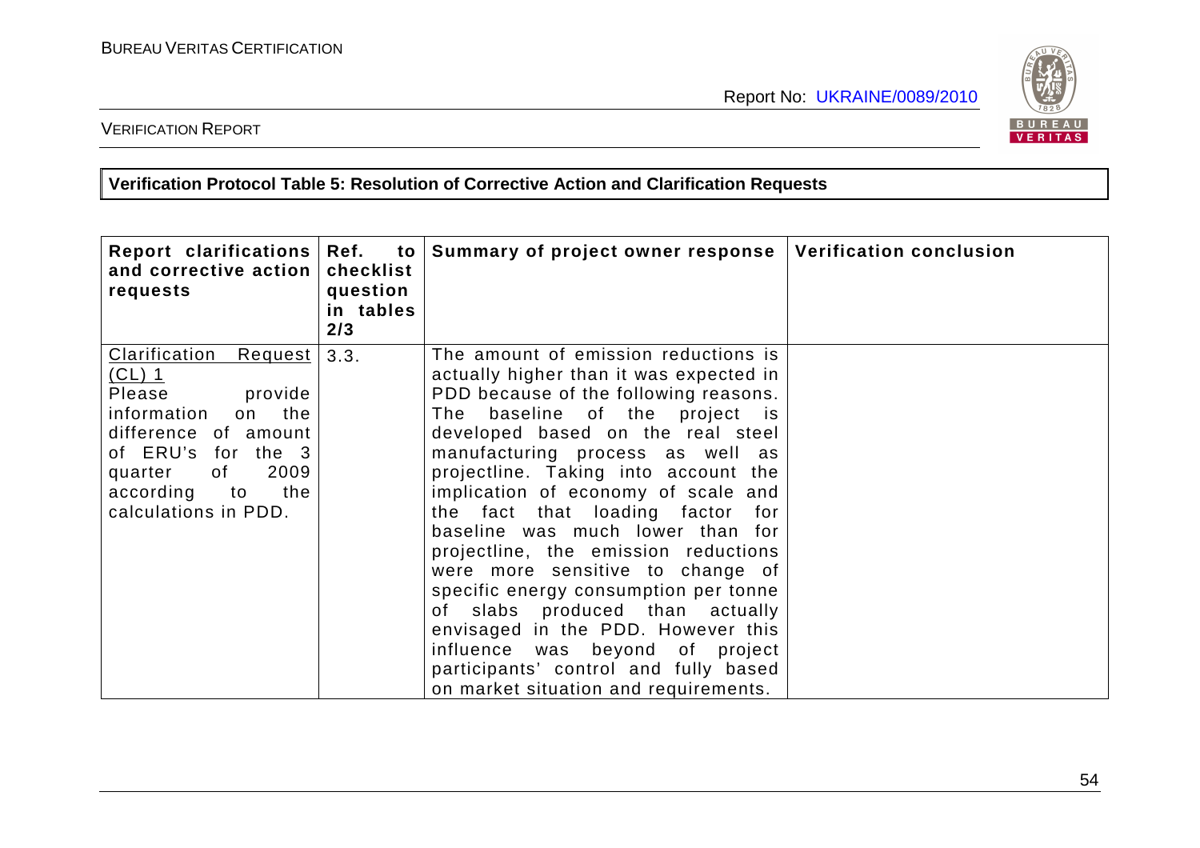**Verification Protocol Table 5: Resolution of Corrective Action and Clarification Requests**

| Report clarifications and corrective action requests | Ref. to checklist question in tables 2/3 | Summary of project owner response | Verification conclusion |
|---|---|---|---|
| Clarification Request (CL) 1<br>Please provide information on the difference of amount of ERU's for the 3 quarter of 2009 according to the calculations in PDD. | 3.3. | The amount of emission reductions is actually higher than it was expected in PDD because of the following reasons. The baseline of the project is developed based on the real steel manufacturing process as well as projectline. Taking into account the implication of economy of scale and the fact that loading factor for baseline was much lower than for projectline, the emission reductions were more sensitive to change of specific energy consumption per tonne of slabs produced than actually envisaged in the PDD. However this influence was beyond of project participants' control and fully based on market situation and requirements. | |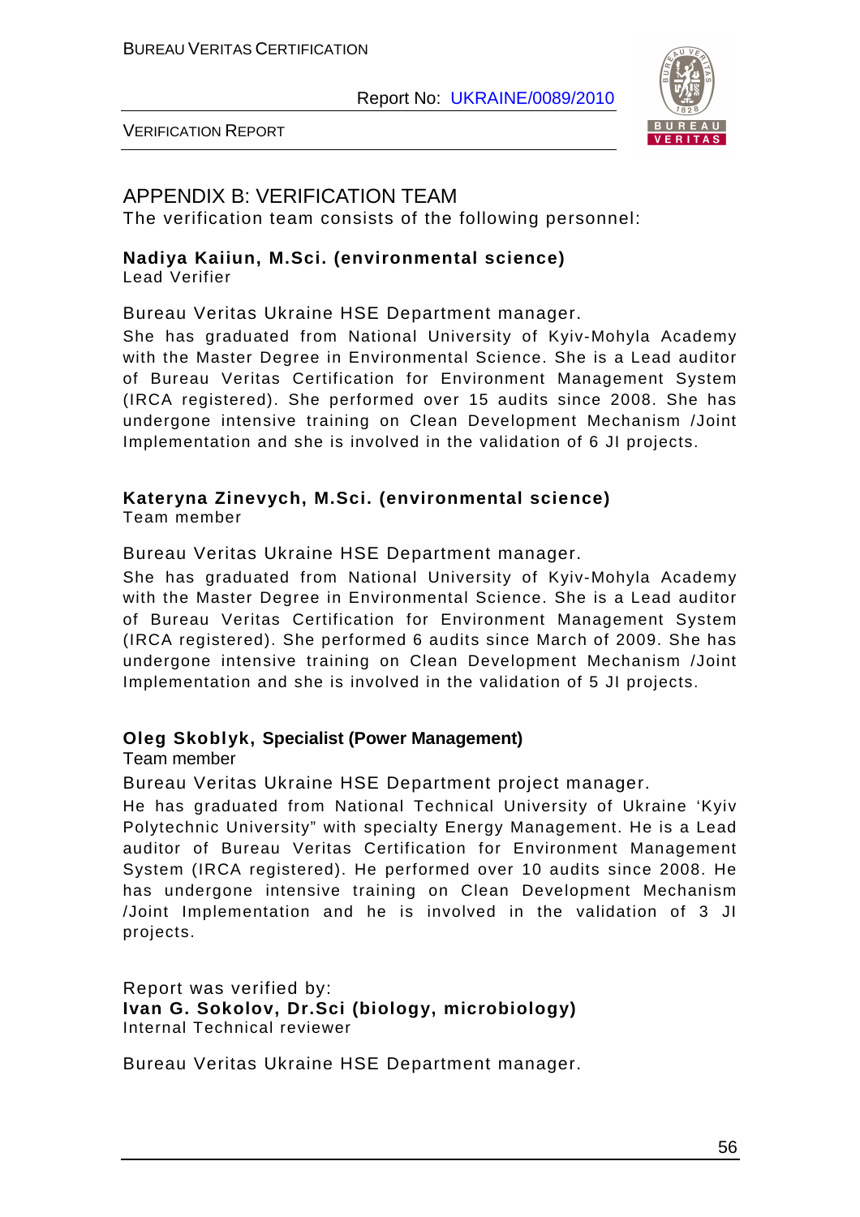## APPENDIX B: VERIFICATION TEAM

The verification team consists of the following personnel:

**Nadiya Kaiiun, M.Sci. (environmental science)**
Lead Verifier

Bureau Veritas Ukraine HSE Department manager.

She has graduated from National University of Kyiv-Mohyla Academy with the Master Degree in Environmental Science. She is a Lead auditor of Bureau Veritas Certification for Environment Management System (IRCA registered). She performed over 15 audits since 2008. She has undergone intensive training on Clean Development Mechanism /Joint Implementation and she is involved in the validation of 6 JI projects.

**Kateryna Zinevych, M.Sci. (environmental science)**
Team member

Bureau Veritas Ukraine HSE Department manager.

She has graduated from National University of Kyiv-Mohyla Academy with the Master Degree in Environmental Science. She is a Lead auditor of Bureau Veritas Certification for Environment Management System (IRCA registered). She performed 6 audits since March of 2009. She has undergone intensive training on Clean Development Mechanism /Joint Implementation and she is involved in the validation of 5 JI projects.

**Oleg Skoblyk, Specialist (Power Management)**
Team member

Bureau Veritas Ukraine HSE Department project manager.

He has graduated from National Technical University of Ukraine 'Kyiv Polytechnic University" with specialty Energy Management. He is a Lead auditor of Bureau Veritas Certification for Environment Management System (IRCA registered). He performed over 10 audits since 2008. He has undergone intensive training on Clean Development Mechanism /Joint Implementation and he is involved in the validation of 3 JI projects.

Report was verified by:
**Ivan G. Sokolov, Dr.Sci (biology, microbiology)**
Internal Technical reviewer

Bureau Veritas Ukraine HSE Department manager.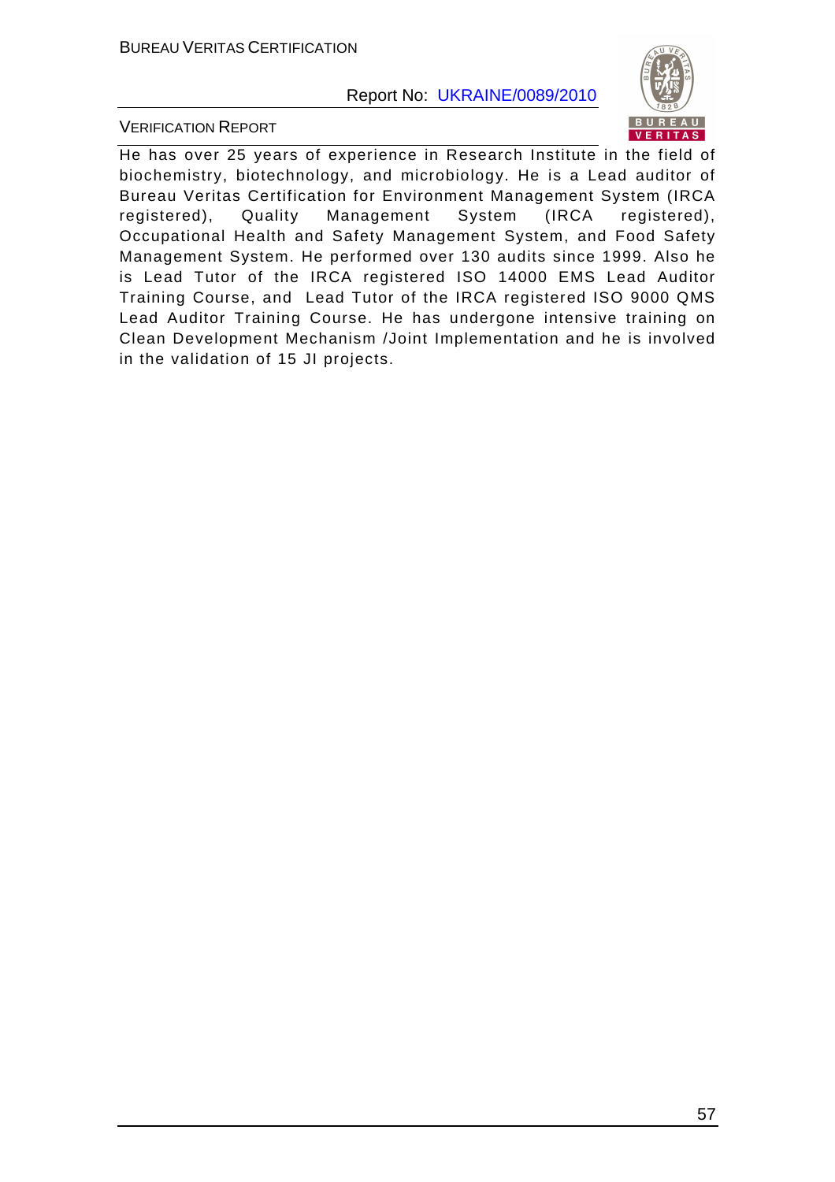He has over 25 years of experience in Research Institute in the field of biochemistry, biotechnology, and microbiology. He is a Lead auditor of Bureau Veritas Certification for Environment Management System (IRCA registered), Quality Management System (IRCA registered), Occupational Health and Safety Management System, and Food Safety Management System. He performed over 130 audits since 1999. Also he is Lead Tutor of the IRCA registered ISO 14000 EMS Lead Auditor Training Course, and Lead Tutor of the IRCA registered ISO 9000 QMS Lead Auditor Training Course. He has undergone intensive training on Clean Development Mechanism /Joint Implementation and he is involved in the validation of 15 JI projects.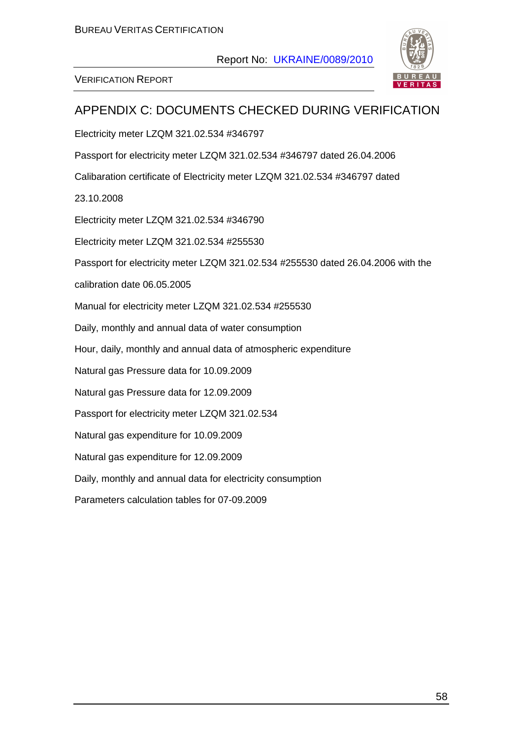## APPENDIX C: DOCUMENTS CHECKED DURING VERIFICATION

Electricity meter LZQM 321.02.534 #346797

Passport for electricity meter LZQM 321.02.534 #346797 dated 26.04.2006

Calibaration certificate of Electricity meter LZQM 321.02.534 #346797 dated 23.10.2008

Electricity meter LZQM 321.02.534 #346790

Electricity meter LZQM 321.02.534 #255530

Passport for electricity meter LZQM 321.02.534 #255530 dated 26.04.2006 with the calibration date 06.05.2005

Manual for electricity meter LZQM 321.02.534 #255530

Daily, monthly and annual data of water consumption

Hour, daily, monthly and annual data of atmospheric expenditure

Natural gas Pressure data for 10.09.2009

Natural gas Pressure data for 12.09.2009

Passport for electricity meter LZQM 321.02.534

Natural gas expenditure for 10.09.2009

Natural gas expenditure for 12.09.2009

Daily, monthly and annual data for electricity consumption

Parameters calculation tables for 07-09.2009